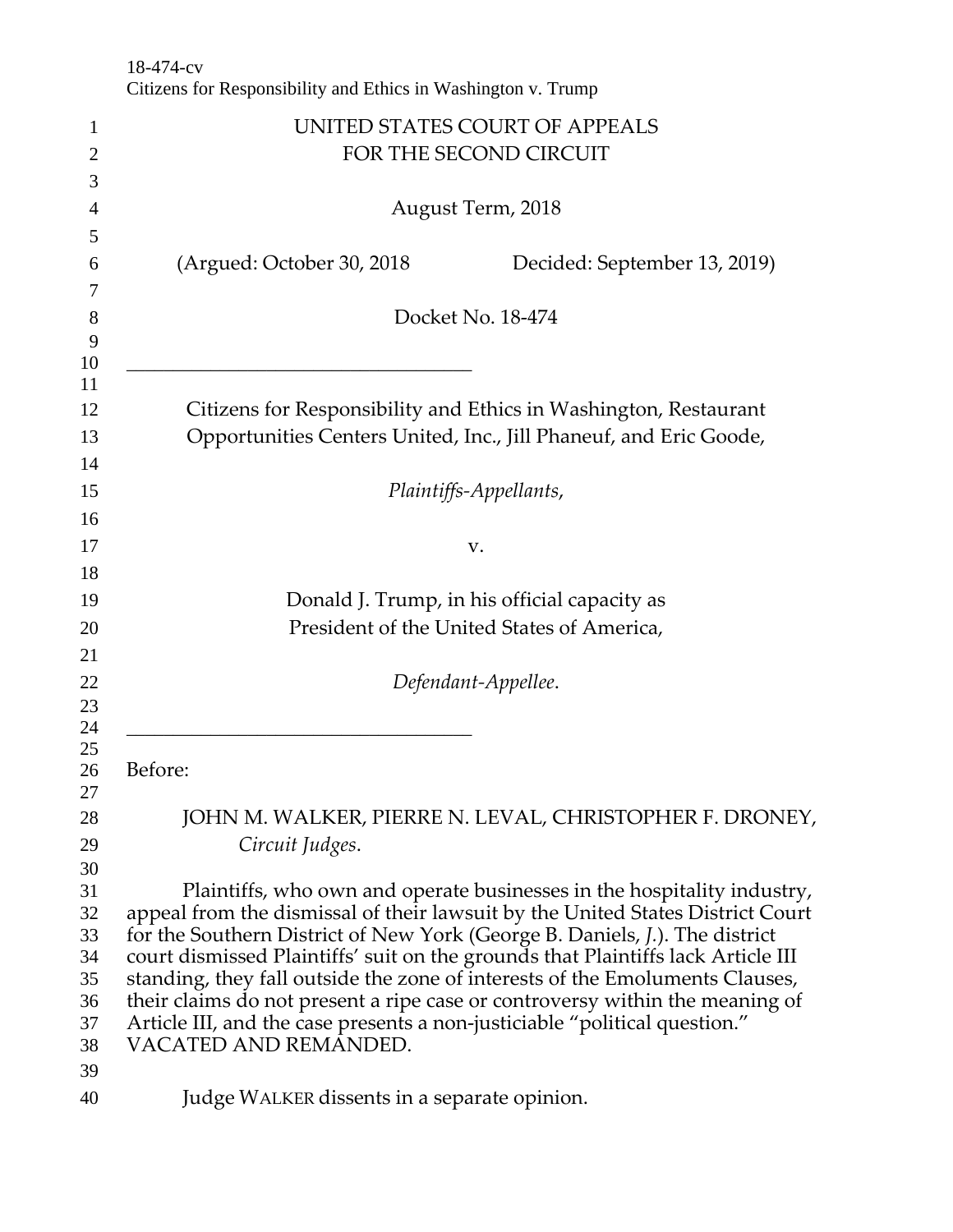18-474-cv
Citizens for Responsibility and Ethics in Washington v. Trump

UNITED STATES COURT OF APPEALS
FOR THE SECOND CIRCUIT

August Term, 2018

(Argued: October 30, 2018 Decided: September 13, 2019)

Docket No. 18-474

---

Citizens for Responsibility and Ethics in Washington, Restaurant Opportunities Centers United, Inc., Jill Phaneuf, and Eric Goode,

*Plaintiffs-Appellants*,

v.

Donald J. Trump, in his official capacity as President of the United States of America,

*Defendant-Appellee*.

---

Before:

JOHN M. WALKER, PIERRE N. LEVAL, CHRISTOPHER F. DRONEY, *Circuit Judges*.

Plaintiffs, who own and operate businesses in the hospitality industry, appeal from the dismissal of their lawsuit by the United States District Court for the Southern District of New York (George B. Daniels, *J.*). The district court dismissed Plaintiffs' suit on the grounds that Plaintiffs lack Article III standing, they fall outside the zone of interests of the Emoluments Clauses, their claims do not present a ripe case or controversy within the meaning of Article III, and the case presents a non-justiciable "political question." VACATED AND REMANDED.

Judge WALKER dissents in a separate opinion.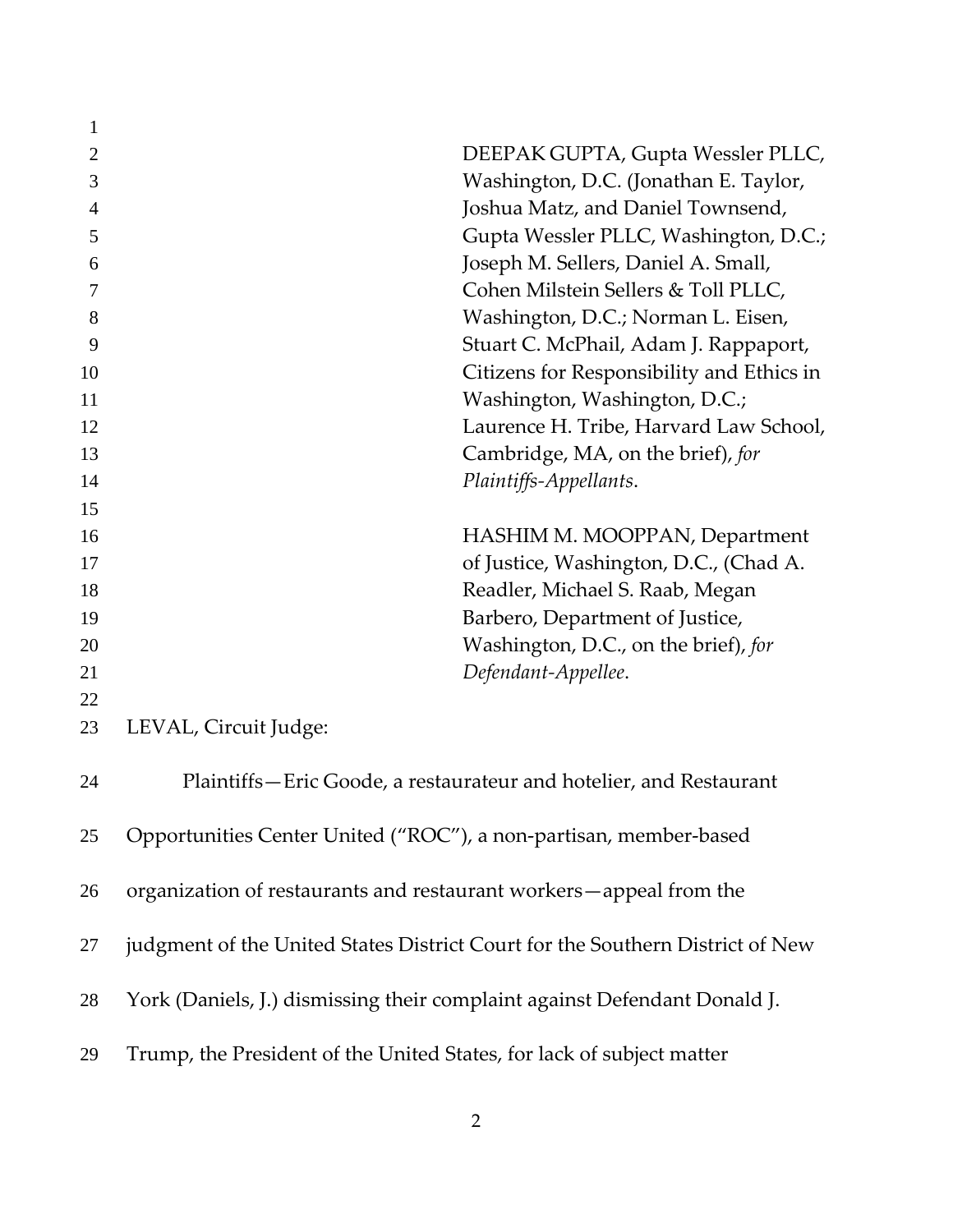DEEPAK GUPTA, Gupta Wessler PLLC, Washington, D.C. (Jonathan E. Taylor, Joshua Matz, and Daniel Townsend, Gupta Wessler PLLC, Washington, D.C.; Joseph M. Sellers, Daniel A. Small, Cohen Milstein Sellers & Toll PLLC, Washington, D.C.; Norman L. Eisen, Stuart C. McPhail, Adam J. Rappaport, Citizens for Responsibility and Ethics in Washington, Washington, D.C.; Laurence H. Tribe, Harvard Law School, Cambridge, MA, on the brief), *for Plaintiffs-Appellants*.

HASHIM M. MOOPPAN, Department of Justice, Washington, D.C., (Chad A. Readler, Michael S. Raab, Megan Barbero, Department of Justice, Washington, D.C., on the brief), *for Defendant-Appellee*.

LEVAL, Circuit Judge:

Plaintiffs—Eric Goode, a restaurateur and hotelier, and Restaurant Opportunities Center United ("ROC"), a non-partisan, member-based organization of restaurants and restaurant workers—appeal from the judgment of the United States District Court for the Southern District of New York (Daniels, J.) dismissing their complaint against Defendant Donald J. Trump, the President of the United States, for lack of subject matter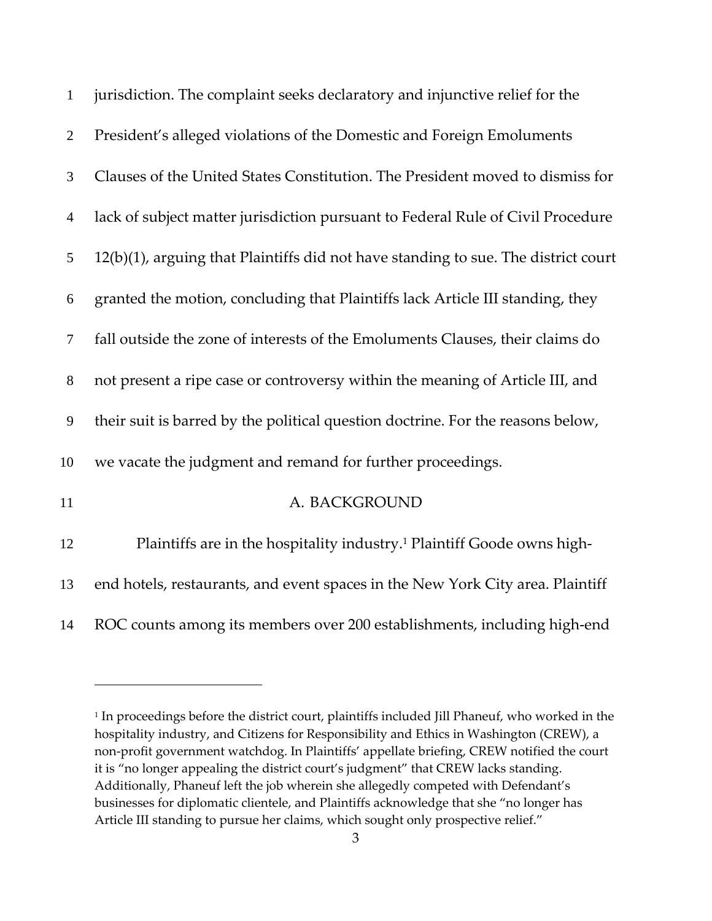jurisdiction. The complaint seeks declaratory and injunctive relief for the President's alleged violations of the Domestic and Foreign Emoluments Clauses of the United States Constitution. The President moved to dismiss for lack of subject matter jurisdiction pursuant to Federal Rule of Civil Procedure 12(b)(1), arguing that Plaintiffs did not have standing to sue. The district court granted the motion, concluding that Plaintiffs lack Article III standing, they fall outside the zone of interests of the Emoluments Clauses, their claims do not present a ripe case or controversy within the meaning of Article III, and their suit is barred by the political question doctrine. For the reasons below, we vacate the judgment and remand for further proceedings.

## A. BACKGROUND

Plaintiffs are in the hospitality industry.[1] Plaintiff Goode owns high-end hotels, restaurants, and event spaces in the New York City area. Plaintiff ROC counts among its members over 200 establishments, including high-end

---

[1] In proceedings before the district court, plaintiffs included Jill Phaneuf, who worked in the hospitality industry, and Citizens for Responsibility and Ethics in Washington (CREW), a non-profit government watchdog. In Plaintiffs' appellate briefing, CREW notified the court it is "no longer appealing the district court's judgment" that CREW lacks standing. Additionally, Phaneuf left the job wherein she allegedly competed with Defendant's businesses for diplomatic clientele, and Plaintiffs acknowledge that she "no longer has Article III standing to pursue her claims, which sought only prospective relief."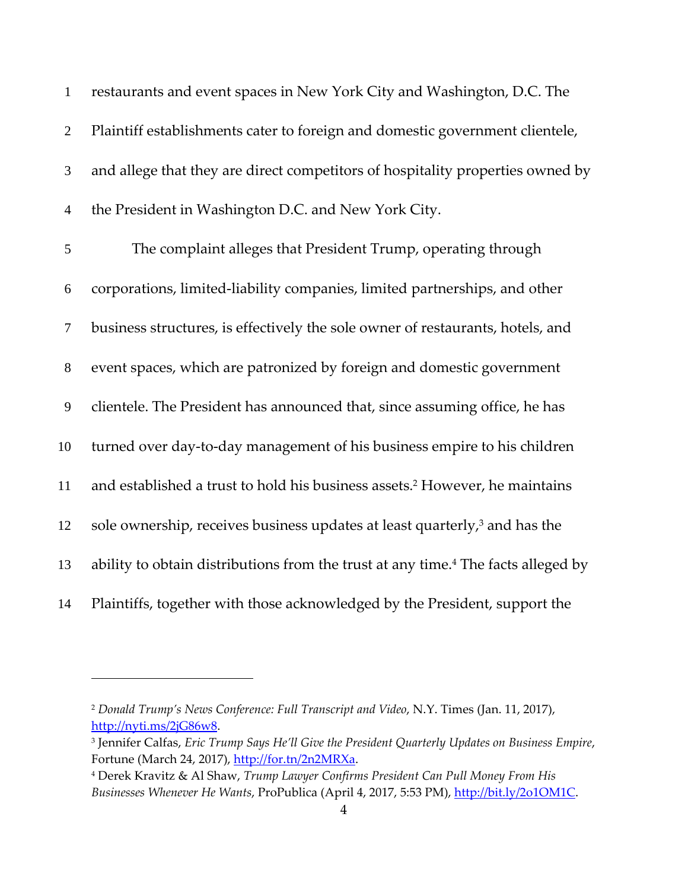restaurants and event spaces in New York City and Washington, D.C. The Plaintiff establishments cater to foreign and domestic government clientele, and allege that they are direct competitors of hospitality properties owned by the President in Washington D.C. and New York City.

The complaint alleges that President Trump, operating through corporations, limited-liability companies, limited partnerships, and other business structures, is effectively the sole owner of restaurants, hotels, and event spaces, which are patronized by foreign and domestic government clientele. The President has announced that, since assuming office, he has turned over day-to-day management of his business empire to his children and established a trust to hold his business assets.[2] However, he maintains sole ownership, receives business updates at least quarterly,[3] and has the ability to obtain distributions from the trust at any time.[4] The facts alleged by Plaintiffs, together with those acknowledged by the President, support the

---

[2] *Donald Trump's News Conference: Full Transcript and Video*, N.Y. Times (Jan. 11, 2017), http://nyti.ms/2jG86w8.

[3] Jennifer Calfas, *Eric Trump Says He'll Give the President Quarterly Updates on Business Empire*, Fortune (March 24, 2017), http://for.tn/2n2MRXa.

[4] Derek Kravitz & Al Shaw, *Trump Lawyer Confirms President Can Pull Money From His Businesses Whenever He Wants*, ProPublica (April 4, 2017, 5:53 PM), http://bit.ly/2o1OM1C.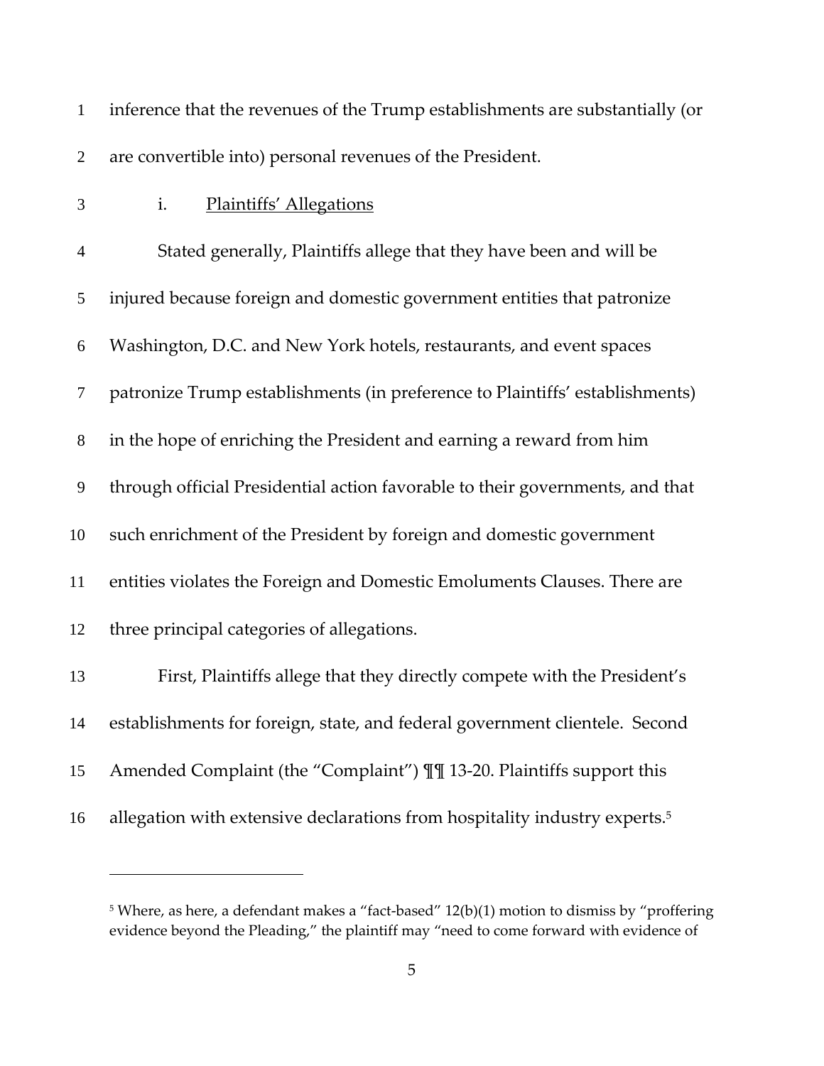inference that the revenues of the Trump establishments are substantially (or are convertible into) personal revenues of the President.

i. Plaintiffs' Allegations

Stated generally, Plaintiffs allege that they have been and will be injured because foreign and domestic government entities that patronize Washington, D.C. and New York hotels, restaurants, and event spaces patronize Trump establishments (in preference to Plaintiffs' establishments) in the hope of enriching the President and earning a reward from him through official Presidential action favorable to their governments, and that such enrichment of the President by foreign and domestic government entities violates the Foreign and Domestic Emoluments Clauses. There are three principal categories of allegations.

First, Plaintiffs allege that they directly compete with the President's establishments for foreign, state, and federal government clientele. Second Amended Complaint (the "Complaint") ¶¶ 13-20. Plaintiffs support this allegation with extensive declarations from hospitality industry experts.[5]

---

[5] Where, as here, a defendant makes a "fact-based" 12(b)(1) motion to dismiss by "proffering evidence beyond the Pleading," the plaintiff may "need to come forward with evidence of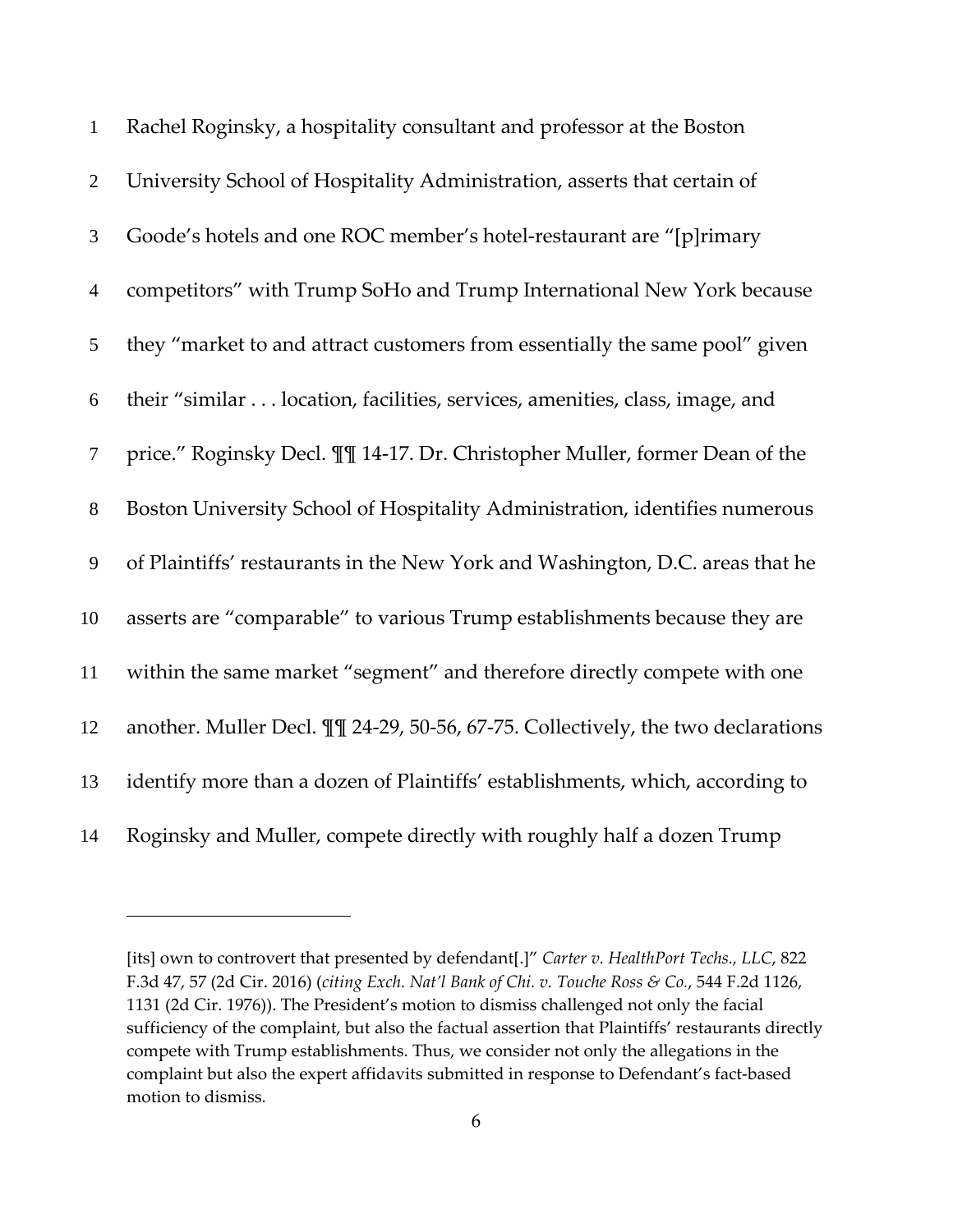Rachel Roginsky, a hospitality consultant and professor at the Boston University School of Hospitality Administration, asserts that certain of Goode's hotels and one ROC member's hotel-restaurant are "[p]rimary competitors" with Trump SoHo and Trump International New York because they "market to and attract customers from essentially the same pool" given their "similar . . . location, facilities, services, amenities, class, image, and price." Roginsky Decl. ¶¶ 14-17. Dr. Christopher Muller, former Dean of the Boston University School of Hospitality Administration, identifies numerous of Plaintiffs' restaurants in the New York and Washington, D.C. areas that he asserts are "comparable" to various Trump establishments because they are within the same market "segment" and therefore directly compete with one another. Muller Decl. ¶¶ 24-29, 50-56, 67-75. Collectively, the two declarations identify more than a dozen of Plaintiffs' establishments, which, according to Roginsky and Muller, compete directly with roughly half a dozen Trump

---

[its] own to controvert that presented by defendant[.]" *Carter v. HealthPort Techs., LLC*, 822 F.3d 47, 57 (2d Cir. 2016) (*citing Exch. Nat'l Bank of Chi. v. Touche Ross & Co.*, 544 F.2d 1126, 1131 (2d Cir. 1976)). The President's motion to dismiss challenged not only the facial sufficiency of the complaint, but also the factual assertion that Plaintiffs' restaurants directly compete with Trump establishments. Thus, we consider not only the allegations in the complaint but also the expert affidavits submitted in response to Defendant's fact-based motion to dismiss.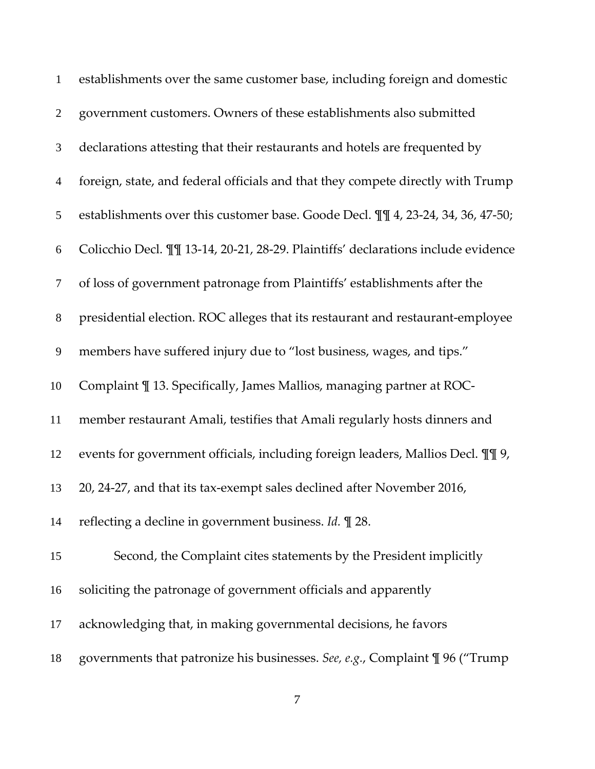establishments over the same customer base, including foreign and domestic government customers. Owners of these establishments also submitted declarations attesting that their restaurants and hotels are frequented by foreign, state, and federal officials and that they compete directly with Trump establishments over this customer base. Goode Decl. ¶¶ 4, 23-24, 34, 36, 47-50; Colicchio Decl. ¶¶ 13-14, 20-21, 28-29. Plaintiffs' declarations include evidence of loss of government patronage from Plaintiffs' establishments after the presidential election. ROC alleges that its restaurant and restaurant-employee members have suffered injury due to "lost business, wages, and tips." Complaint ¶ 13. Specifically, James Mallios, managing partner at ROC-member restaurant Amali, testifies that Amali regularly hosts dinners and events for government officials, including foreign leaders, Mallios Decl. ¶¶ 9, 20, 24-27, and that its tax-exempt sales declined after November 2016, reflecting a decline in government business. *Id.* ¶ 28.

Second, the Complaint cites statements by the President implicitly soliciting the patronage of government officials and apparently acknowledging that, in making governmental decisions, he favors governments that patronize his businesses. *See, e.g.*, Complaint ¶ 96 ("Trump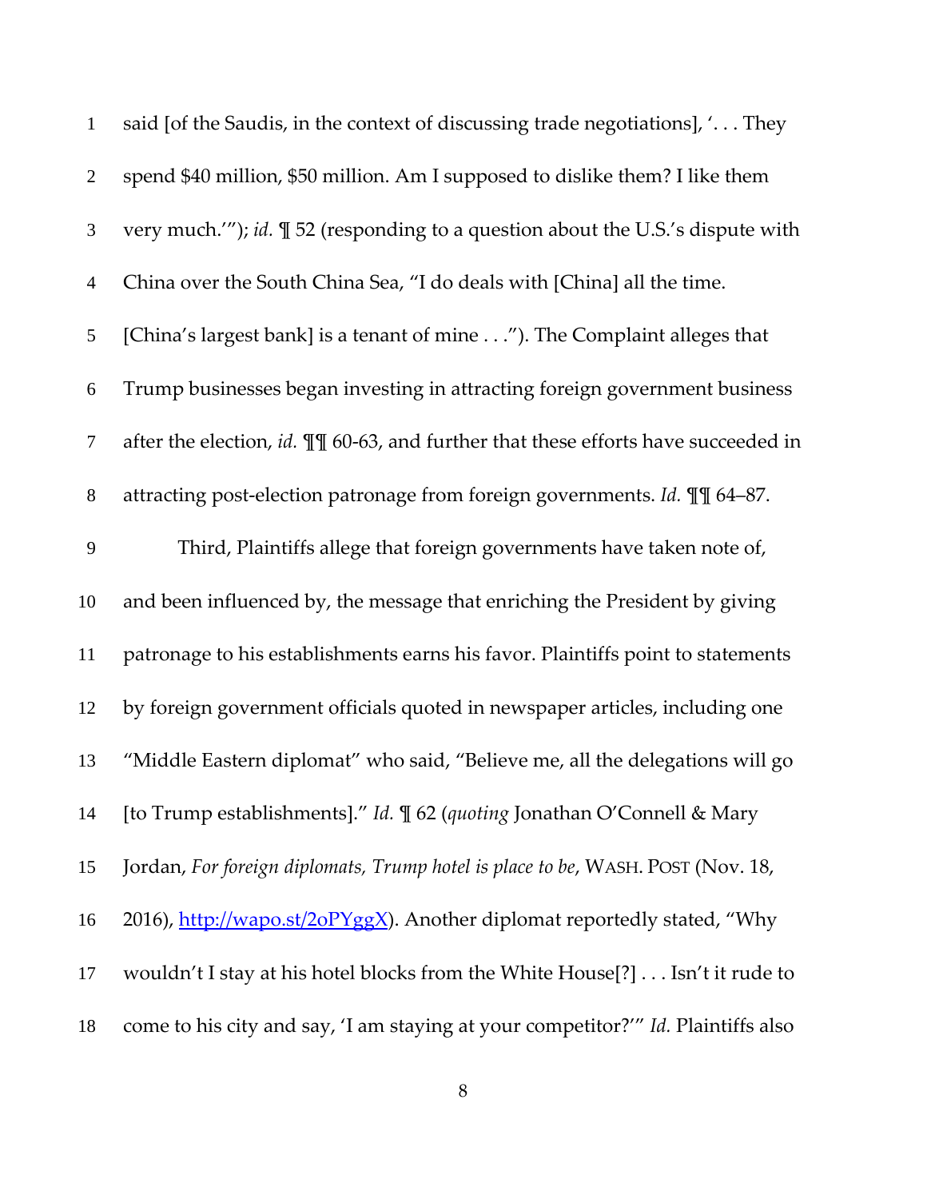said [of the Saudis, in the context of discussing trade negotiations], '. . . They spend $40 million, $50 million. Am I supposed to dislike them? I like them very much.'"); *id.* ¶ 52 (responding to a question about the U.S.'s dispute with China over the South China Sea, "I do deals with [China] all the time. [China's largest bank] is a tenant of mine . . ."). The Complaint alleges that Trump businesses began investing in attracting foreign government business after the election, *id.* ¶¶ 60-63, and further that these efforts have succeeded in attracting post-election patronage from foreign governments. *Id.* ¶¶ 64–87.

Third, Plaintiffs allege that foreign governments have taken note of, and been influenced by, the message that enriching the President by giving patronage to his establishments earns his favor. Plaintiffs point to statements by foreign government officials quoted in newspaper articles, including one "Middle Eastern diplomat" who said, "Believe me, all the delegations will go [to Trump establishments]." *Id.* ¶ 62 (*quoting* Jonathan O'Connell & Mary Jordan, *For foreign diplomats, Trump hotel is place to be*, WASH. POST (Nov. 18, 2016), http://wapo.st/2oPYggX). Another diplomat reportedly stated, "Why wouldn't I stay at his hotel blocks from the White House[?] . . . Isn't it rude to come to his city and say, 'I am staying at your competitor?'" *Id.* Plaintiffs also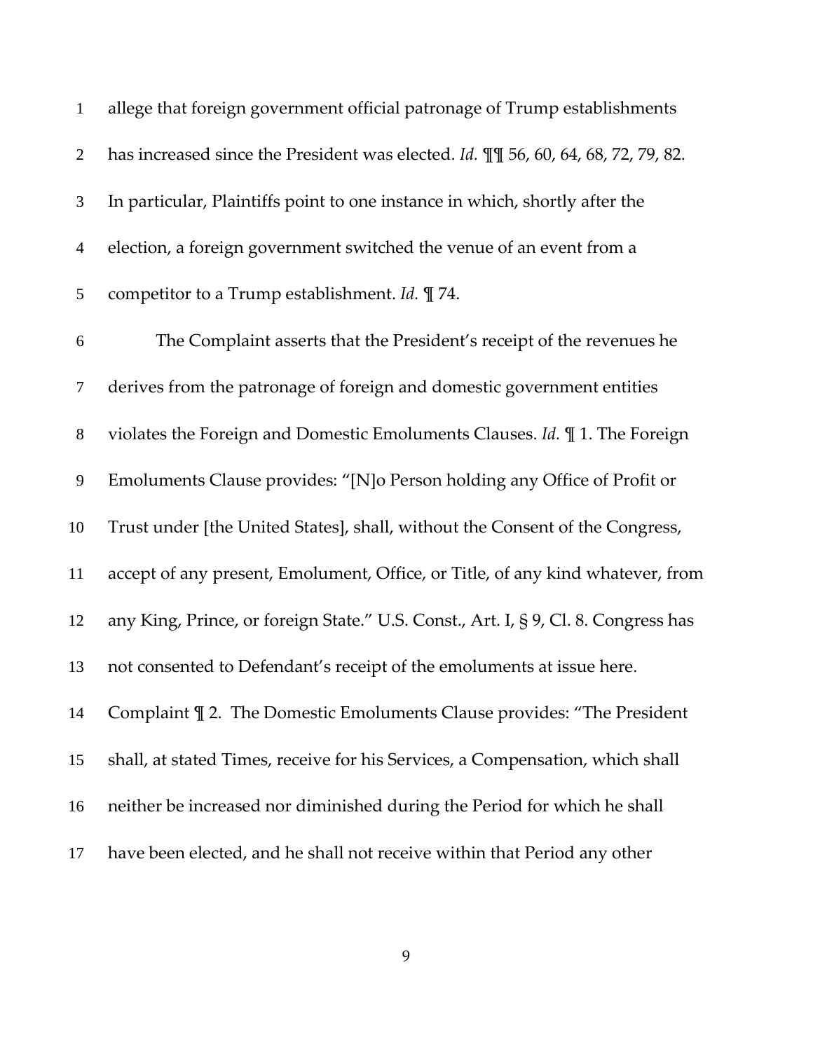allege that foreign government official patronage of Trump establishments has increased since the President was elected. *Id.* ¶¶ 56, 60, 64, 68, 72, 79, 82. In particular, Plaintiffs point to one instance in which, shortly after the election, a foreign government switched the venue of an event from a competitor to a Trump establishment. *Id.* ¶ 74.

The Complaint asserts that the President's receipt of the revenues he derives from the patronage of foreign and domestic government entities violates the Foreign and Domestic Emoluments Clauses. *Id.* ¶ 1. The Foreign Emoluments Clause provides: "[N]o Person holding any Office of Profit or Trust under [the United States], shall, without the Consent of the Congress, accept of any present, Emolument, Office, or Title, of any kind whatever, from any King, Prince, or foreign State." U.S. Const., Art. I, § 9, Cl. 8. Congress has not consented to Defendant's receipt of the emoluments at issue here. Complaint ¶ 2. The Domestic Emoluments Clause provides: "The President shall, at stated Times, receive for his Services, a Compensation, which shall neither be increased nor diminished during the Period for which he shall have been elected, and he shall not receive within that Period any other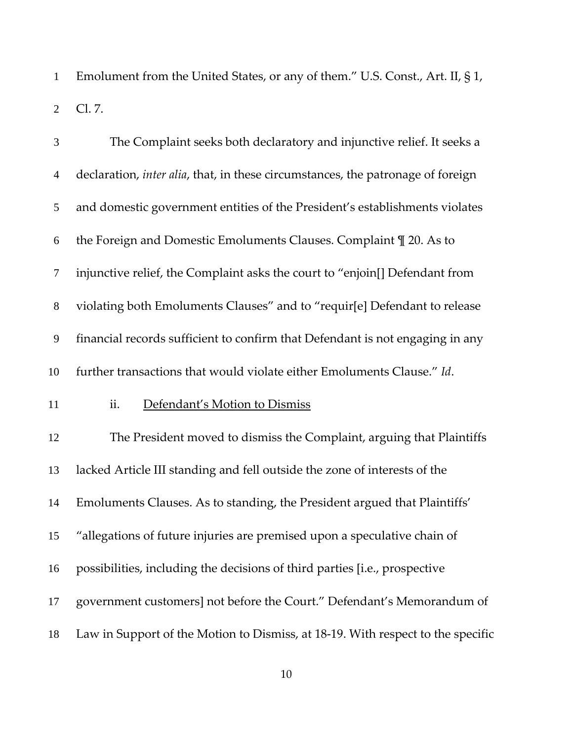Emolument from the United States, or any of them." U.S. Const., Art. II, § 1, Cl. 7.

The Complaint seeks both declaratory and injunctive relief. It seeks a declaration, *inter alia*, that, in these circumstances, the patronage of foreign and domestic government entities of the President's establishments violates the Foreign and Domestic Emoluments Clauses. Complaint ¶ 20. As to injunctive relief, the Complaint asks the court to "enjoin[] Defendant from violating both Emoluments Clauses" and to "requir[e] Defendant to release financial records sufficient to confirm that Defendant is not engaging in any further transactions that would violate either Emoluments Clause." *Id*.

ii. Defendant's Motion to Dismiss

The President moved to dismiss the Complaint, arguing that Plaintiffs lacked Article III standing and fell outside the zone of interests of the Emoluments Clauses. As to standing, the President argued that Plaintiffs' "allegations of future injuries are premised upon a speculative chain of possibilities, including the decisions of third parties [i.e., prospective government customers] not before the Court." Defendant's Memorandum of Law in Support of the Motion to Dismiss, at 18-19. With respect to the specific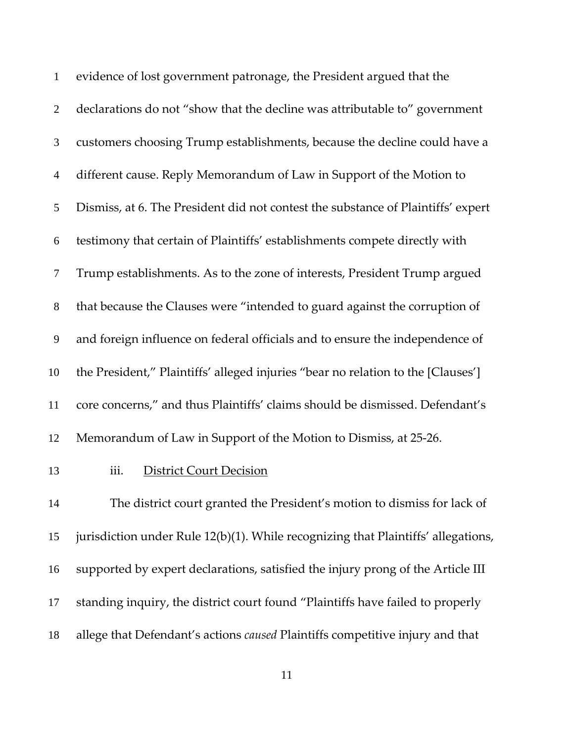evidence of lost government patronage, the President argued that the declarations do not "show that the decline was attributable to" government customers choosing Trump establishments, because the decline could have a different cause. Reply Memorandum of Law in Support of the Motion to Dismiss, at 6. The President did not contest the substance of Plaintiffs' expert testimony that certain of Plaintiffs' establishments compete directly with Trump establishments. As to the zone of interests, President Trump argued that because the Clauses were "intended to guard against the corruption of and foreign influence on federal officials and to ensure the independence of the President," Plaintiffs' alleged injuries "bear no relation to the [Clauses'] core concerns," and thus Plaintiffs' claims should be dismissed. Defendant's Memorandum of Law in Support of the Motion to Dismiss, at 25-26.

iii. District Court Decision

The district court granted the President's motion to dismiss for lack of jurisdiction under Rule 12(b)(1). While recognizing that Plaintiffs' allegations, supported by expert declarations, satisfied the injury prong of the Article III standing inquiry, the district court found "Plaintiffs have failed to properly allege that Defendant's actions *caused* Plaintiffs competitive injury and that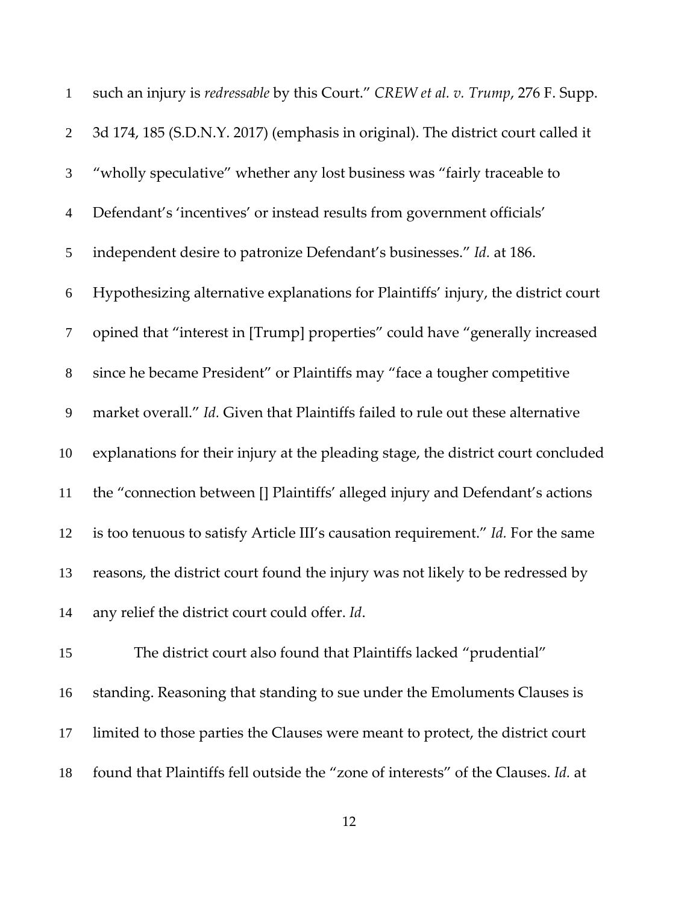such an injury is *redressable* by this Court." *CREW et al. v. Trump*, 276 F. Supp. 3d 174, 185 (S.D.N.Y. 2017) (emphasis in original). The district court called it "wholly speculative" whether any lost business was "fairly traceable to Defendant's 'incentives' or instead results from government officials' independent desire to patronize Defendant's businesses." *Id.* at 186. Hypothesizing alternative explanations for Plaintiffs' injury, the district court opined that "interest in [Trump] properties" could have "generally increased since he became President" or Plaintiffs may "face a tougher competitive market overall." *Id.* Given that Plaintiffs failed to rule out these alternative explanations for their injury at the pleading stage, the district court concluded the "connection between [] Plaintiffs' alleged injury and Defendant's actions is too tenuous to satisfy Article III's causation requirement." *Id.* For the same reasons, the district court found the injury was not likely to be redressed by any relief the district court could offer. *Id*.

The district court also found that Plaintiffs lacked "prudential" standing. Reasoning that standing to sue under the Emoluments Clauses is limited to those parties the Clauses were meant to protect, the district court found that Plaintiffs fell outside the "zone of interests" of the Clauses. *Id.* at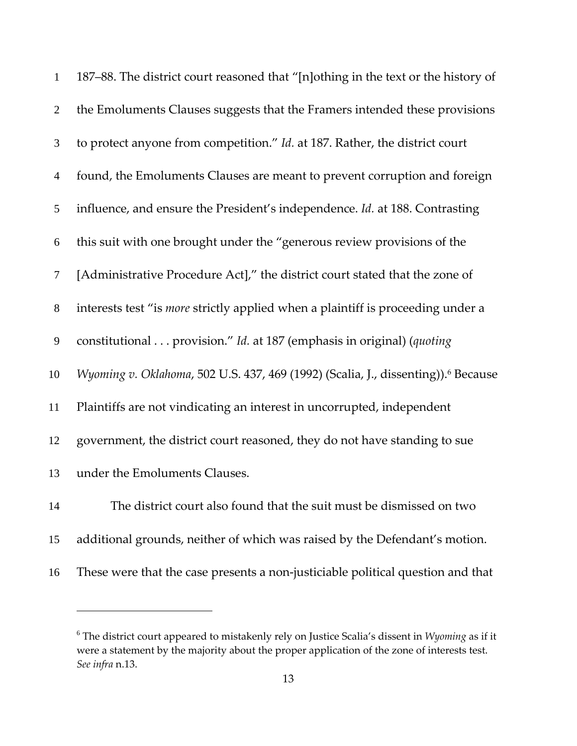187–88. The district court reasoned that "[n]othing in the text or the history of the Emoluments Clauses suggests that the Framers intended these provisions to protect anyone from competition." *Id.* at 187. Rather, the district court found, the Emoluments Clauses are meant to prevent corruption and foreign influence, and ensure the President's independence. *Id.* at 188. Contrasting this suit with one brought under the "generous review provisions of the [Administrative Procedure Act]," the district court stated that the zone of interests test "is *more* strictly applied when a plaintiff is proceeding under a constitutional . . . provision." *Id.* at 187 (emphasis in original) (*quoting Wyoming v. Oklahoma*, 502 U.S. 437, 469 (1992) (Scalia, J., dissenting)).[6] Because Plaintiffs are not vindicating an interest in uncorrupted, independent government, the district court reasoned, they do not have standing to sue under the Emoluments Clauses.

The district court also found that the suit must be dismissed on two additional grounds, neither of which was raised by the Defendant's motion. These were that the case presents a non-justiciable political question and that

---

[6] The district court appeared to mistakenly rely on Justice Scalia's dissent in *Wyoming* as if it were a statement by the majority about the proper application of the zone of interests test. *See infra* n.13.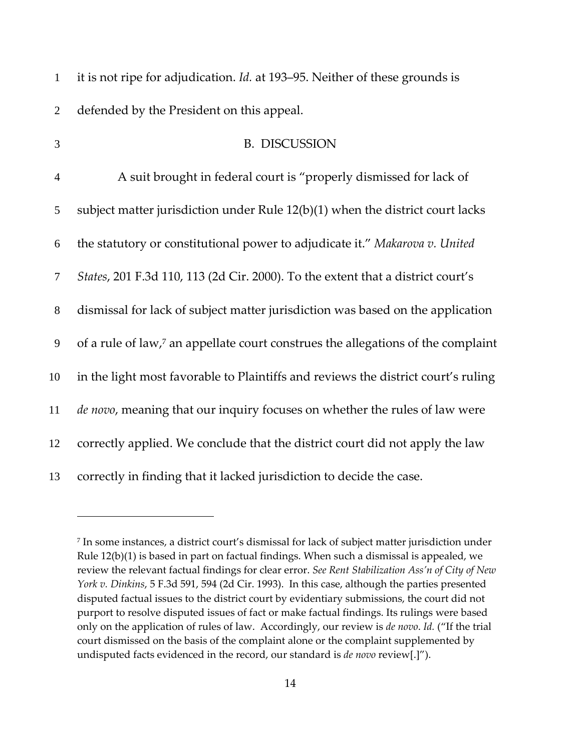it is not ripe for adjudication. *Id.* at 193–95. Neither of these grounds is defended by the President on this appeal.

## B. DISCUSSION

A suit brought in federal court is "properly dismissed for lack of subject matter jurisdiction under Rule 12(b)(1) when the district court lacks the statutory or constitutional power to adjudicate it." *Makarova v. United States*, 201 F.3d 110, 113 (2d Cir. 2000). To the extent that a district court's dismissal for lack of subject matter jurisdiction was based on the application of a rule of law,[7] an appellate court construes the allegations of the complaint in the light most favorable to Plaintiffs and reviews the district court's ruling *de novo*, meaning that our inquiry focuses on whether the rules of law were correctly applied. We conclude that the district court did not apply the law correctly in finding that it lacked jurisdiction to decide the case.

---

[7] In some instances, a district court's dismissal for lack of subject matter jurisdiction under Rule 12(b)(1) is based in part on factual findings. When such a dismissal is appealed, we review the relevant factual findings for clear error. *See Rent Stabilization Ass'n of City of New York v. Dinkins*, 5 F.3d 591, 594 (2d Cir. 1993). In this case, although the parties presented disputed factual issues to the district court by evidentiary submissions, the court did not purport to resolve disputed issues of fact or make factual findings. Its rulings were based only on the application of rules of law. Accordingly, our review is *de novo*. *Id.* ("If the trial court dismissed on the basis of the complaint alone or the complaint supplemented by undisputed facts evidenced in the record, our standard is *de novo* review[.]").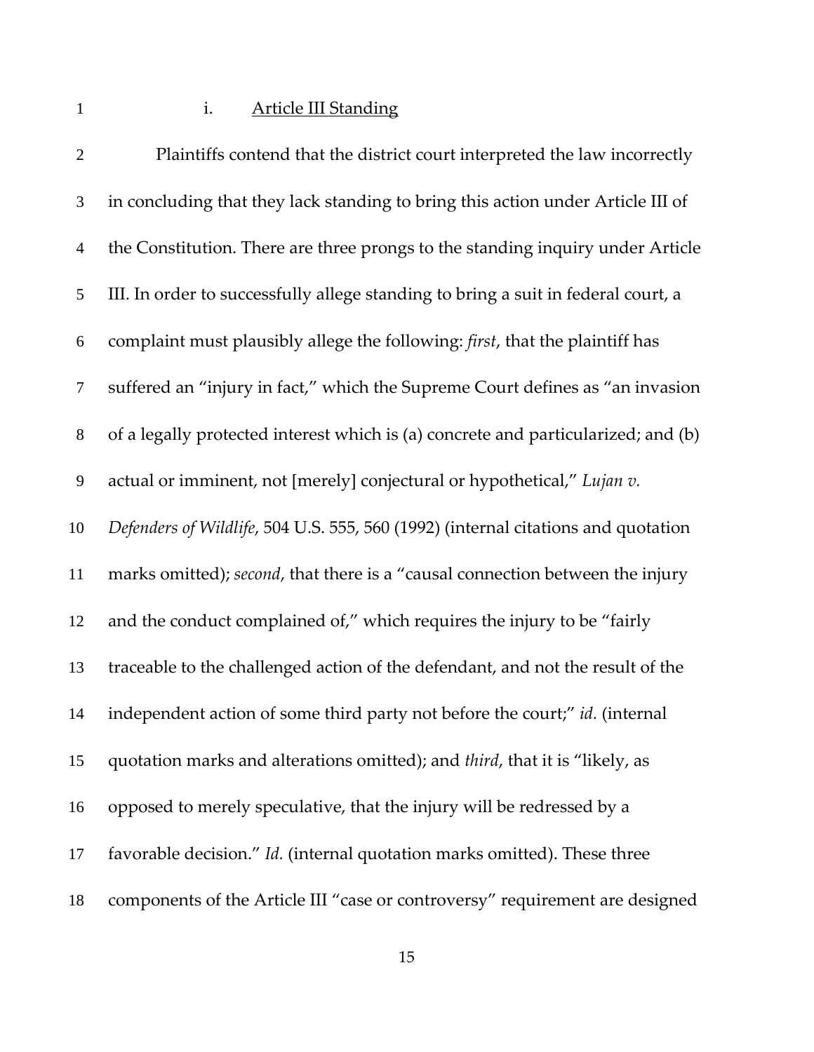### i. <u>Article III Standing</u>

Plaintiffs contend that the district court interpreted the law incorrectly in concluding that they lack standing to bring this action under Article III of the Constitution. There are three prongs to the standing inquiry under Article III. In order to successfully allege standing to bring a suit in federal court, a complaint must plausibly allege the following: *first*, that the plaintiff has suffered an "injury in fact," which the Supreme Court defines as "an invasion of a legally protected interest which is (a) concrete and particularized; and (b) actual or imminent, not [merely] conjectural or hypothetical," *Lujan v. Defenders of Wildlife*, 504 U.S. 555, 560 (1992) (internal citations and quotation marks omitted); *second*, that there is a "causal connection between the injury and the conduct complained of," which requires the injury to be "fairly traceable to the challenged action of the defendant, and not the result of the independent action of some third party not before the court;" *id.* (internal quotation marks and alterations omitted); and *third*, that it is "likely, as opposed to merely speculative, that the injury will be redressed by a favorable decision." *Id.* (internal quotation marks omitted). These three components of the Article III "case or controversy" requirement are designed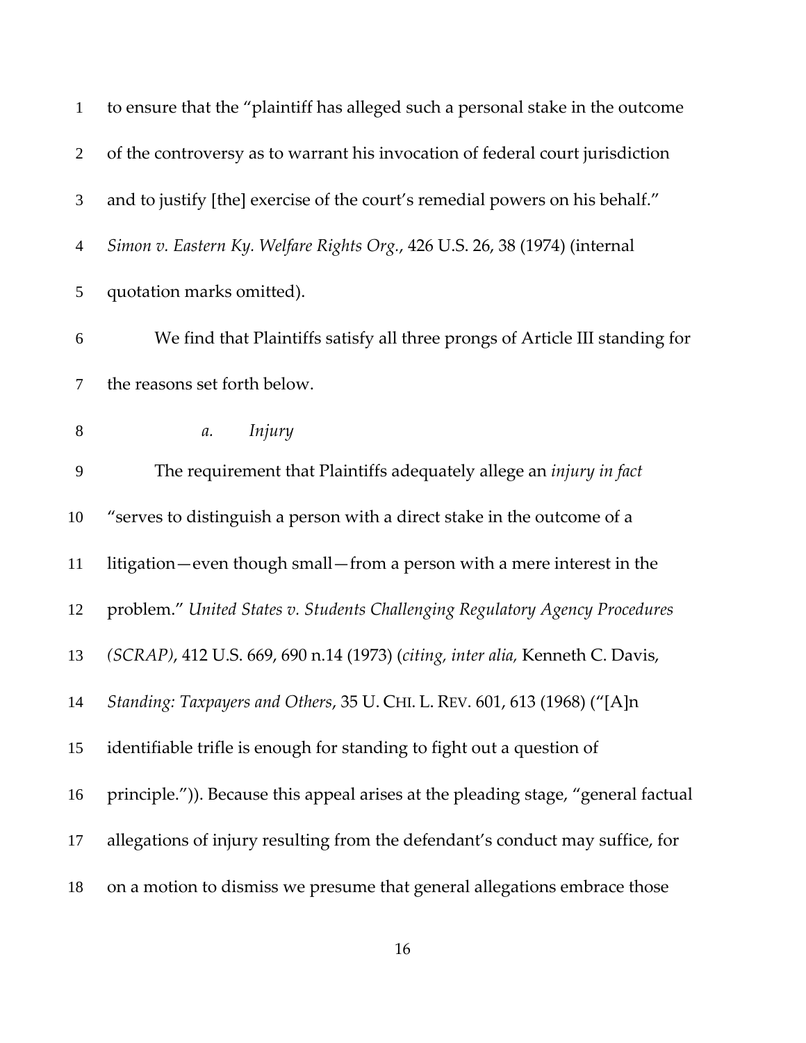to ensure that the "plaintiff has alleged such a personal stake in the outcome of the controversy as to warrant his invocation of federal court jurisdiction and to justify [the] exercise of the court's remedial powers on his behalf." *Simon v. Eastern Ky. Welfare Rights Org.*, 426 U.S. 26, 38 (1974) (internal quotation marks omitted).

We find that Plaintiffs satisfy all three prongs of Article III standing for the reasons set forth below.

*a. Injury*

The requirement that Plaintiffs adequately allege an *injury in fact* "serves to distinguish a person with a direct stake in the outcome of a litigation—even though small—from a person with a mere interest in the problem." *United States v. Students Challenging Regulatory Agency Procedures (SCRAP)*, 412 U.S. 669, 690 n.14 (1973) (*citing, inter alia,* Kenneth C. Davis, *Standing: Taxpayers and Others*, 35 U. CHI. L. REV. 601, 613 (1968) ("[A]n identifiable trifle is enough for standing to fight out a question of principle.")). Because this appeal arises at the pleading stage, "general factual allegations of injury resulting from the defendant's conduct may suffice, for on a motion to dismiss we presume that general allegations embrace those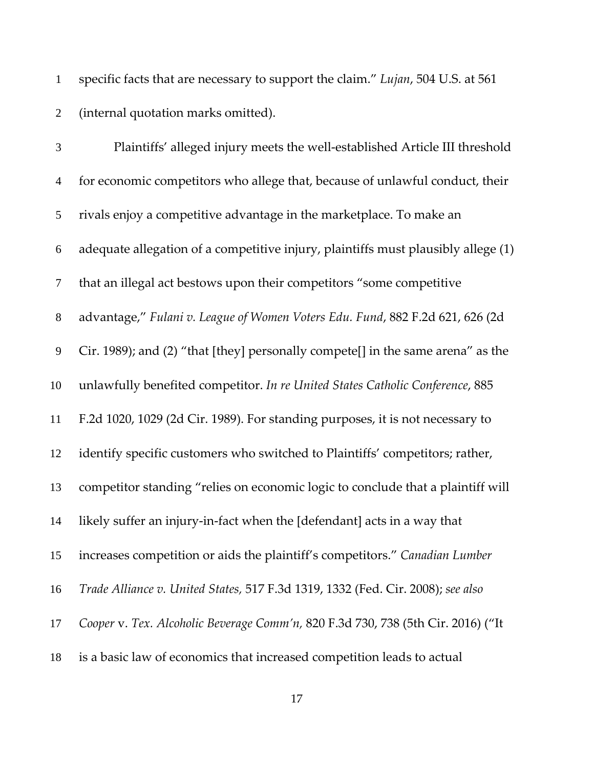specific facts that are necessary to support the claim." *Lujan*, 504 U.S. at 561 (internal quotation marks omitted).

Plaintiffs' alleged injury meets the well-established Article III threshold for economic competitors who allege that, because of unlawful conduct, their rivals enjoy a competitive advantage in the marketplace. To make an adequate allegation of a competitive injury, plaintiffs must plausibly allege (1) that an illegal act bestows upon their competitors "some competitive advantage," *Fulani v. League of Women Voters Edu. Fund*, 882 F.2d 621, 626 (2d Cir. 1989); and (2) "that [they] personally compete[] in the same arena" as the unlawfully benefited competitor. *In re United States Catholic Conference*, 885 F.2d 1020, 1029 (2d Cir. 1989). For standing purposes, it is not necessary to identify specific customers who switched to Plaintiffs' competitors; rather, competitor standing "relies on economic logic to conclude that a plaintiff will likely suffer an injury-in-fact when the [defendant] acts in a way that increases competition or aids the plaintiff's competitors." *Canadian Lumber Trade Alliance v. United States,* 517 F.3d 1319, 1332 (Fed. Cir. 2008); *see also Cooper* v. *Tex. Alcoholic Beverage Comm'n,* 820 F.3d 730, 738 (5th Cir. 2016) ("It is a basic law of economics that increased competition leads to actual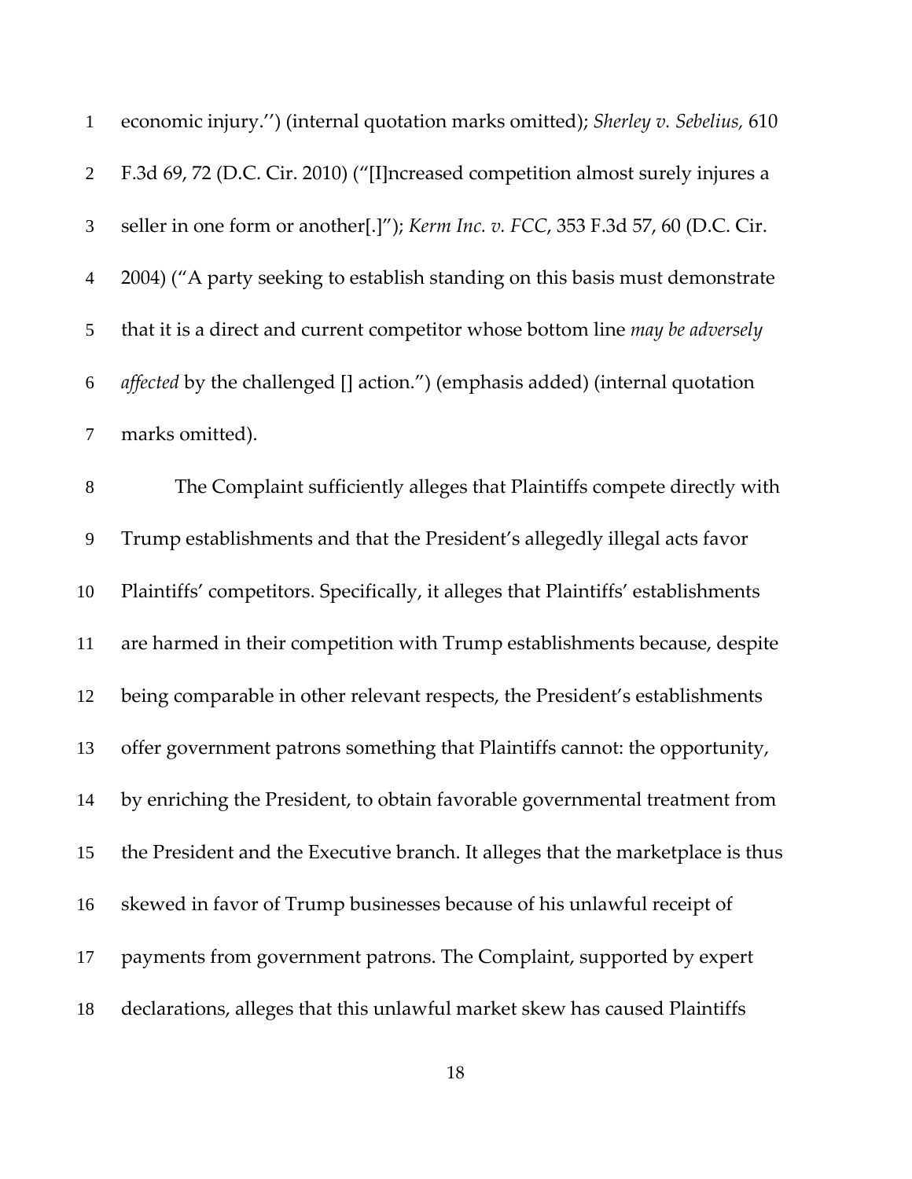economic injury.'') (internal quotation marks omitted); *Sherley v. Sebelius,* 610 F.3d 69, 72 (D.C. Cir. 2010) ("[I]ncreased competition almost surely injures a seller in one form or another[.]"); *Kerm Inc. v. FCC*, 353 F.3d 57, 60 (D.C. Cir. 2004) ("A party seeking to establish standing on this basis must demonstrate that it is a direct and current competitor whose bottom line *may be adversely affected* by the challenged [] action.") (emphasis added) (internal quotation marks omitted).

The Complaint sufficiently alleges that Plaintiffs compete directly with Trump establishments and that the President's allegedly illegal acts favor Plaintiffs' competitors. Specifically, it alleges that Plaintiffs' establishments are harmed in their competition with Trump establishments because, despite being comparable in other relevant respects, the President's establishments offer government patrons something that Plaintiffs cannot: the opportunity, by enriching the President, to obtain favorable governmental treatment from the President and the Executive branch. It alleges that the marketplace is thus skewed in favor of Trump businesses because of his unlawful receipt of payments from government patrons. The Complaint, supported by expert declarations, alleges that this unlawful market skew has caused Plaintiffs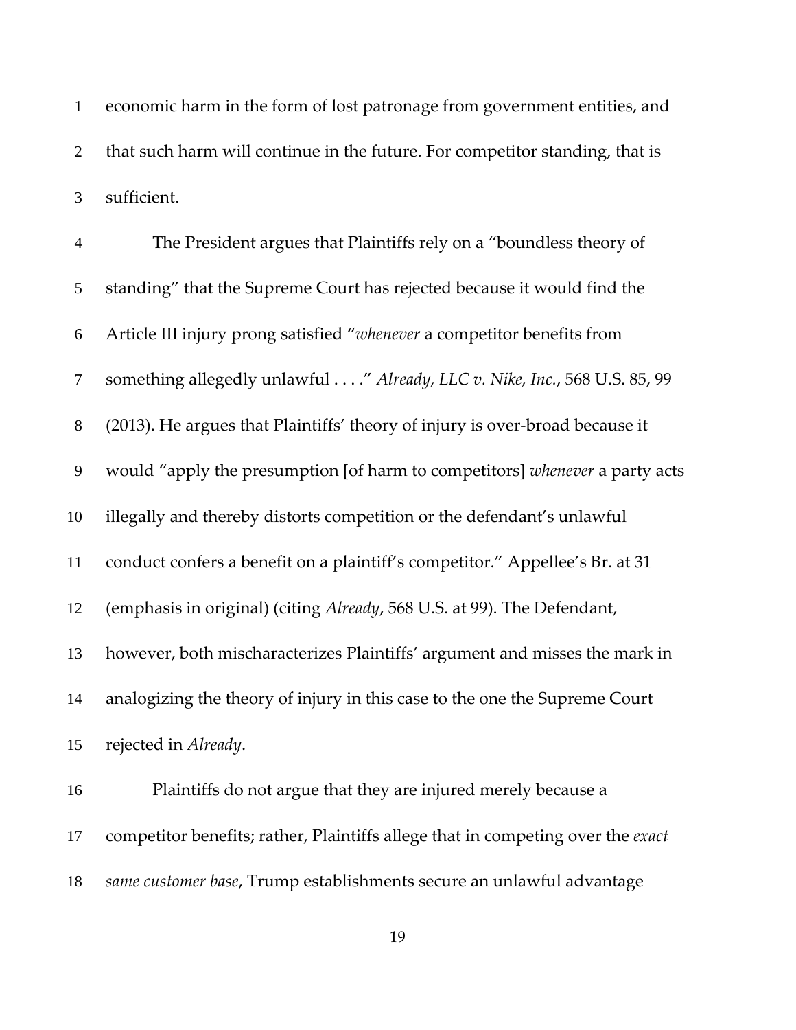economic harm in the form of lost patronage from government entities, and that such harm will continue in the future. For competitor standing, that is sufficient.

The President argues that Plaintiffs rely on a "boundless theory of standing" that the Supreme Court has rejected because it would find the Article III injury prong satisfied "*whenever* a competitor benefits from something allegedly unlawful . . . ." *Already, LLC v. Nike, Inc.*, 568 U.S. 85, 99 (2013). He argues that Plaintiffs' theory of injury is over-broad because it would "apply the presumption [of harm to competitors] *whenever* a party acts illegally and thereby distorts competition or the defendant's unlawful conduct confers a benefit on a plaintiff's competitor." Appellee's Br. at 31 (emphasis in original) (citing *Already*, 568 U.S. at 99). The Defendant, however, both mischaracterizes Plaintiffs' argument and misses the mark in analogizing the theory of injury in this case to the one the Supreme Court rejected in *Already*.

Plaintiffs do not argue that they are injured merely because a competitor benefits; rather, Plaintiffs allege that in competing over the *exact same customer base*, Trump establishments secure an unlawful advantage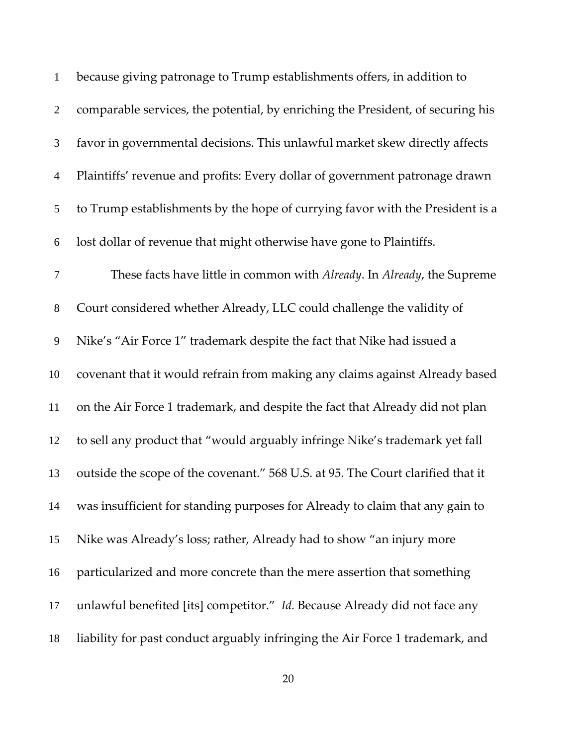because giving patronage to Trump establishments offers, in addition to comparable services, the potential, by enriching the President, of securing his favor in governmental decisions. This unlawful market skew directly affects Plaintiffs' revenue and profits: Every dollar of government patronage drawn to Trump establishments by the hope of currying favor with the President is a lost dollar of revenue that might otherwise have gone to Plaintiffs.

These facts have little in common with *Already*. In *Already*, the Supreme Court considered whether Already, LLC could challenge the validity of Nike's "Air Force 1" trademark despite the fact that Nike had issued a covenant that it would refrain from making any claims against Already based on the Air Force 1 trademark, and despite the fact that Already did not plan to sell any product that "would arguably infringe Nike's trademark yet fall outside the scope of the covenant." 568 U.S. at 95. The Court clarified that it was insufficient for standing purposes for Already to claim that any gain to Nike was Already's loss; rather, Already had to show "an injury more particularized and more concrete than the mere assertion that something unlawful benefited [its] competitor." *Id.* Because Already did not face any liability for past conduct arguably infringing the Air Force 1 trademark, and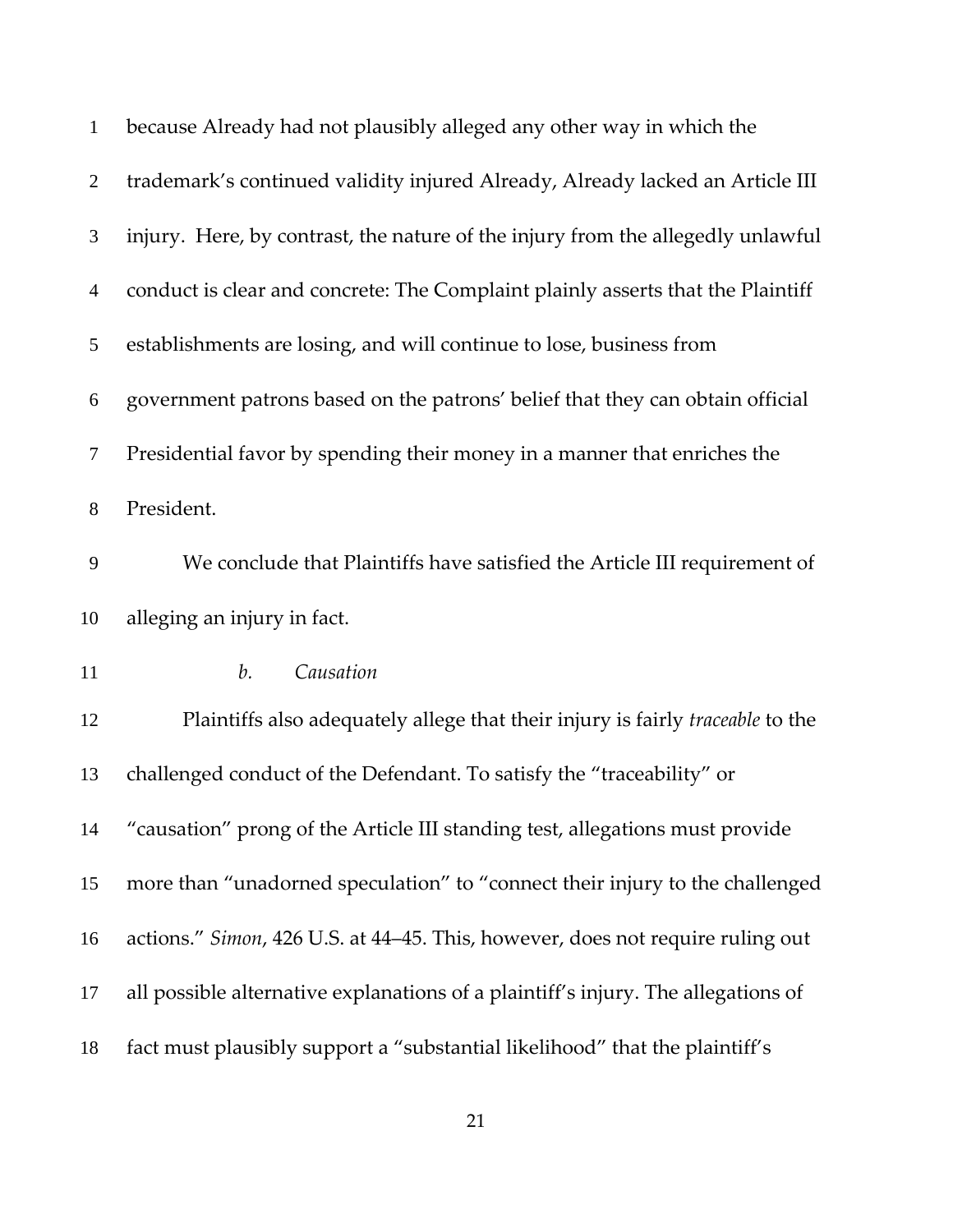because Already had not plausibly alleged any other way in which the trademark's continued validity injured Already, Already lacked an Article III injury. Here, by contrast, the nature of the injury from the allegedly unlawful conduct is clear and concrete: The Complaint plainly asserts that the Plaintiff establishments are losing, and will continue to lose, business from government patrons based on the patrons' belief that they can obtain official Presidential favor by spending their money in a manner that enriches the President.

We conclude that Plaintiffs have satisfied the Article III requirement of alleging an injury in fact.

*b. Causation*

Plaintiffs also adequately allege that their injury is fairly *traceable* to the challenged conduct of the Defendant. To satisfy the "traceability" or "causation" prong of the Article III standing test, allegations must provide more than "unadorned speculation" to "connect their injury to the challenged actions." *Simon*, 426 U.S. at 44–45. This, however, does not require ruling out all possible alternative explanations of a plaintiff's injury. The allegations of fact must plausibly support a "substantial likelihood" that the plaintiff's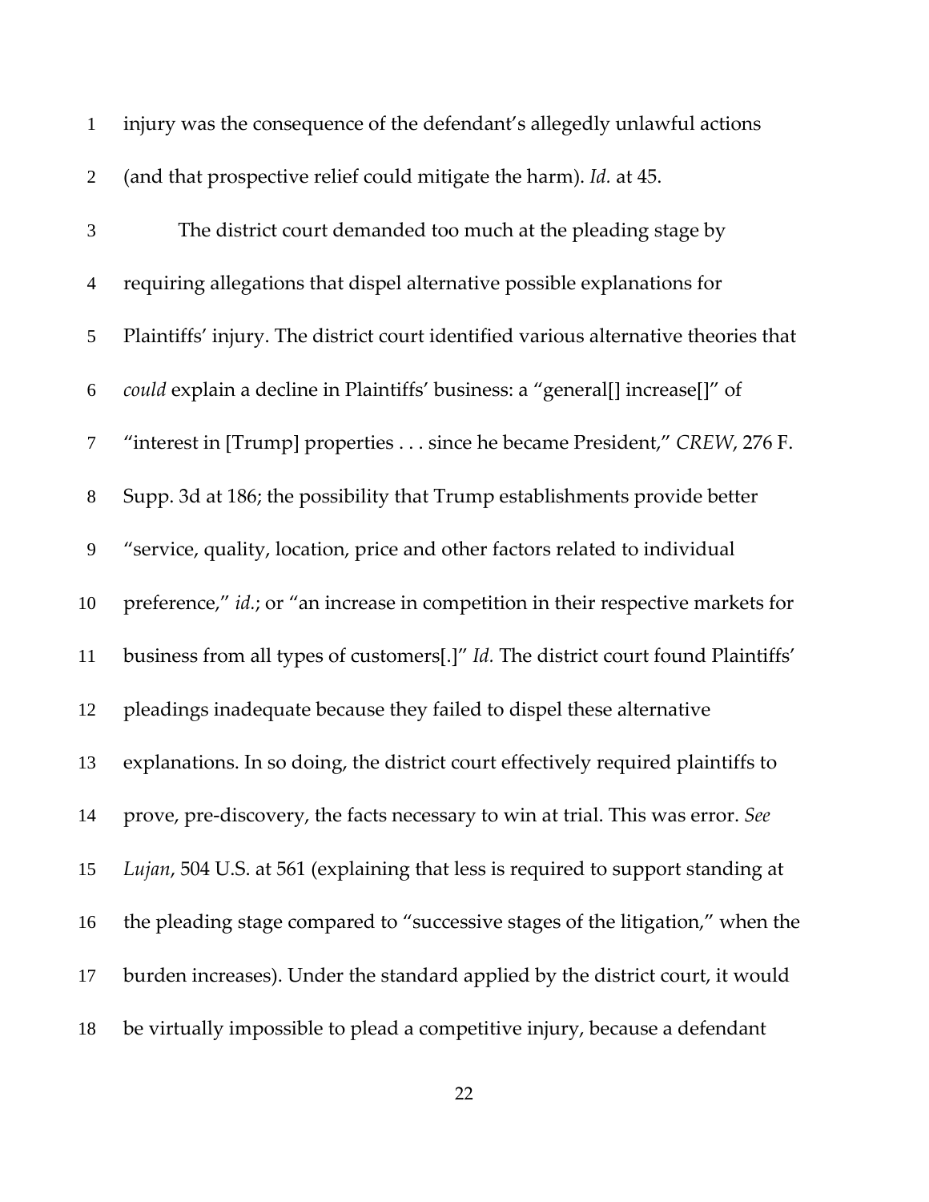injury was the consequence of the defendant's allegedly unlawful actions (and that prospective relief could mitigate the harm). *Id.* at 45.

The district court demanded too much at the pleading stage by requiring allegations that dispel alternative possible explanations for Plaintiffs' injury. The district court identified various alternative theories that *could* explain a decline in Plaintiffs' business: a "general[] increase[]" of "interest in [Trump] properties . . . since he became President," *CREW*, 276 F. Supp. 3d at 186; the possibility that Trump establishments provide better "service, quality, location, price and other factors related to individual preference," *id.*; or "an increase in competition in their respective markets for business from all types of customers[.]" *Id.* The district court found Plaintiffs' pleadings inadequate because they failed to dispel these alternative explanations. In so doing, the district court effectively required plaintiffs to prove, pre-discovery, the facts necessary to win at trial. This was error. *See Lujan*, 504 U.S. at 561 (explaining that less is required to support standing at the pleading stage compared to "successive stages of the litigation," when the burden increases). Under the standard applied by the district court, it would be virtually impossible to plead a competitive injury, because a defendant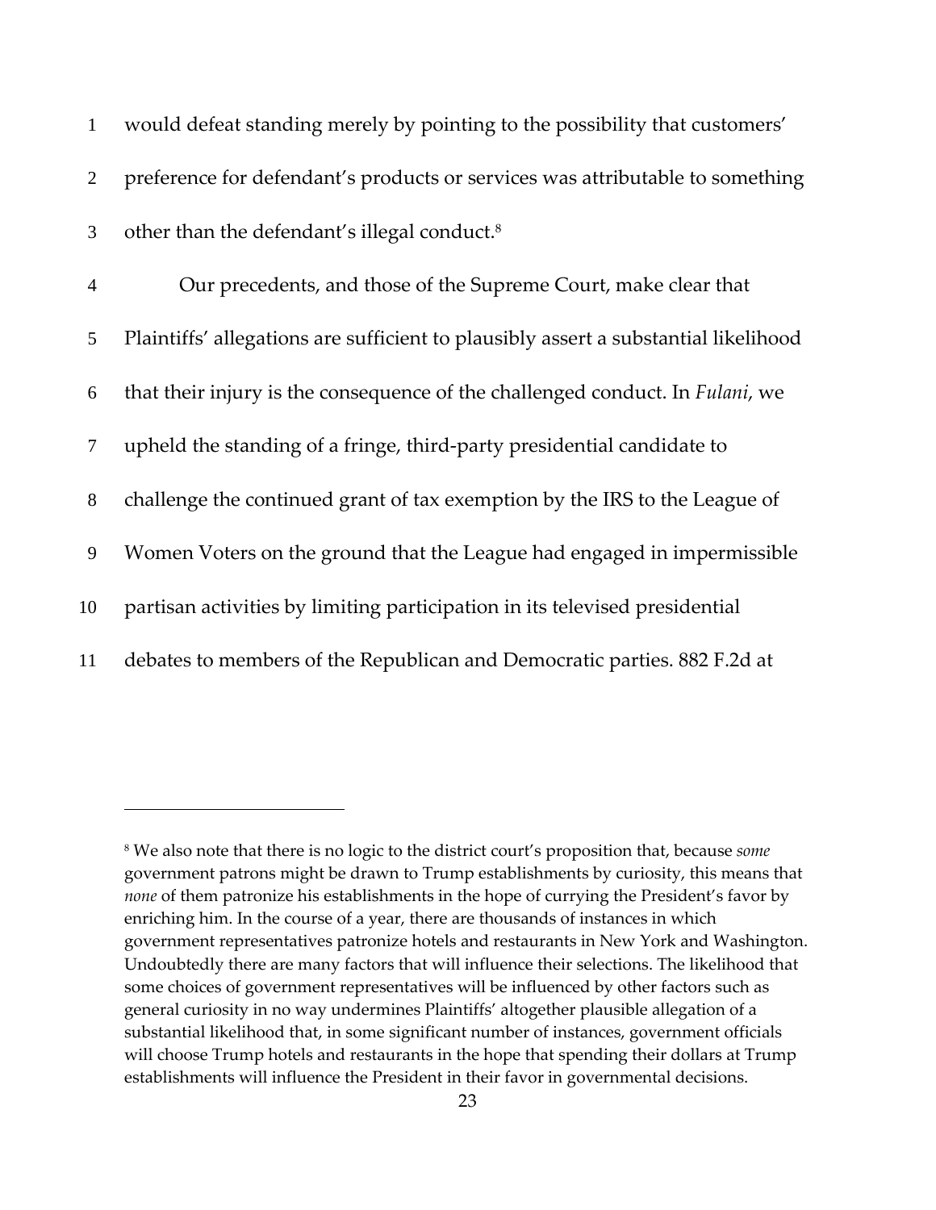would defeat standing merely by pointing to the possibility that customers' preference for defendant's products or services was attributable to something other than the defendant's illegal conduct.[8]

Our precedents, and those of the Supreme Court, make clear that Plaintiffs' allegations are sufficient to plausibly assert a substantial likelihood that their injury is the consequence of the challenged conduct. In *Fulani*, we upheld the standing of a fringe, third-party presidential candidate to challenge the continued grant of tax exemption by the IRS to the League of Women Voters on the ground that the League had engaged in impermissible partisan activities by limiting participation in its televised presidential debates to members of the Republican and Democratic parties. 882 F.2d at

---

[8] We also note that there is no logic to the district court's proposition that, because *some* government patrons might be drawn to Trump establishments by curiosity, this means that *none* of them patronize his establishments in the hope of currying the President's favor by enriching him. In the course of a year, there are thousands of instances in which government representatives patronize hotels and restaurants in New York and Washington. Undoubtedly there are many factors that will influence their selections. The likelihood that some choices of government representatives will be influenced by other factors such as general curiosity in no way undermines Plaintiffs' altogether plausible allegation of a substantial likelihood that, in some significant number of instances, government officials will choose Trump hotels and restaurants in the hope that spending their dollars at Trump establishments will influence the President in their favor in governmental decisions.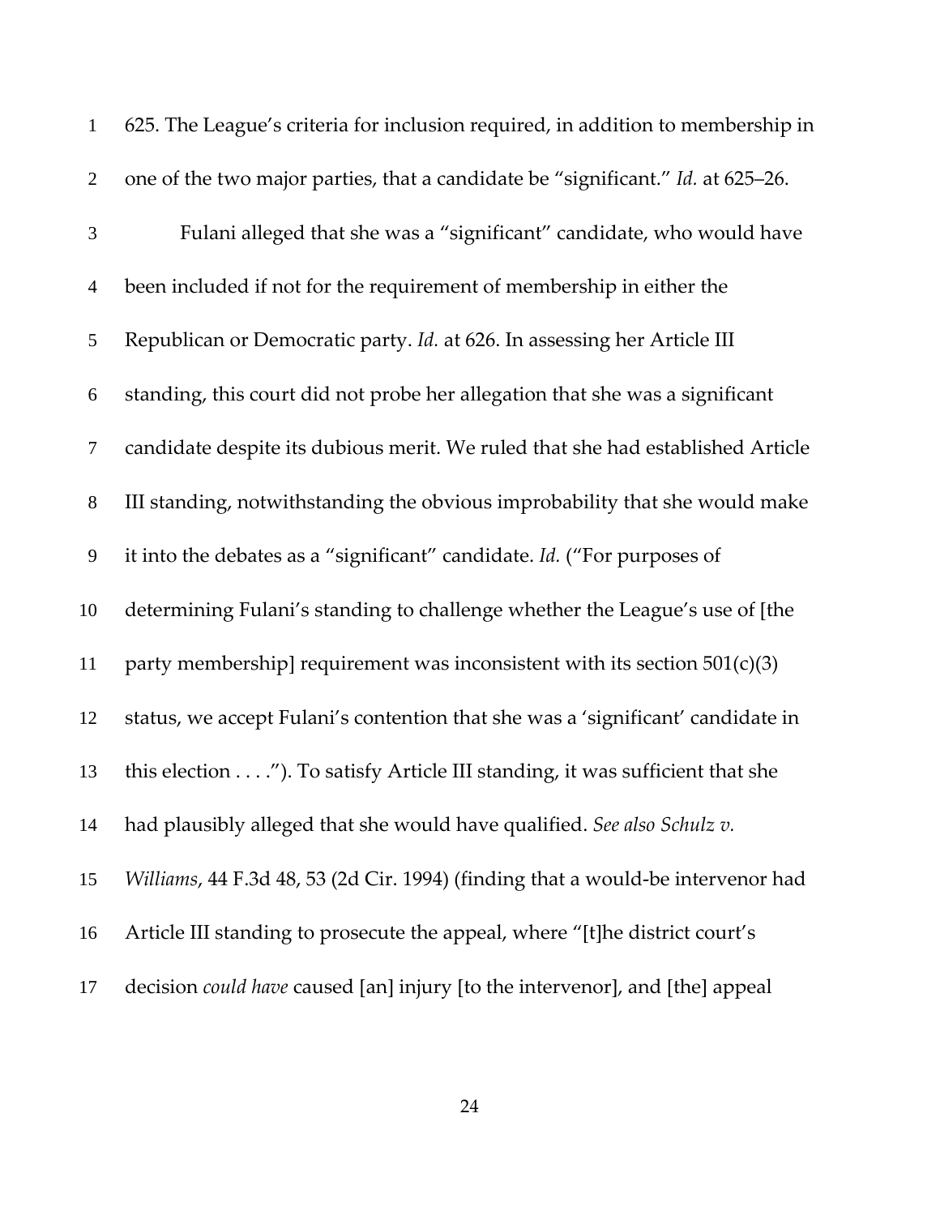625. The League's criteria for inclusion required, in addition to membership in one of the two major parties, that a candidate be "significant." *Id.* at 625–26.

Fulani alleged that she was a "significant" candidate, who would have been included if not for the requirement of membership in either the Republican or Democratic party. *Id.* at 626. In assessing her Article III standing, this court did not probe her allegation that she was a significant candidate despite its dubious merit. We ruled that she had established Article III standing, notwithstanding the obvious improbability that she would make it into the debates as a "significant" candidate. *Id.* ("For purposes of determining Fulani's standing to challenge whether the League's use of [the party membership] requirement was inconsistent with its section 501(c)(3) status, we accept Fulani's contention that she was a 'significant' candidate in this election . . . ."). To satisfy Article III standing, it was sufficient that she had plausibly alleged that she would have qualified. *See also Schulz v. Williams*, 44 F.3d 48, 53 (2d Cir. 1994) (finding that a would-be intervenor had Article III standing to prosecute the appeal, where "[t]he district court's decision *could have* caused [an] injury [to the intervenor], and [the] appeal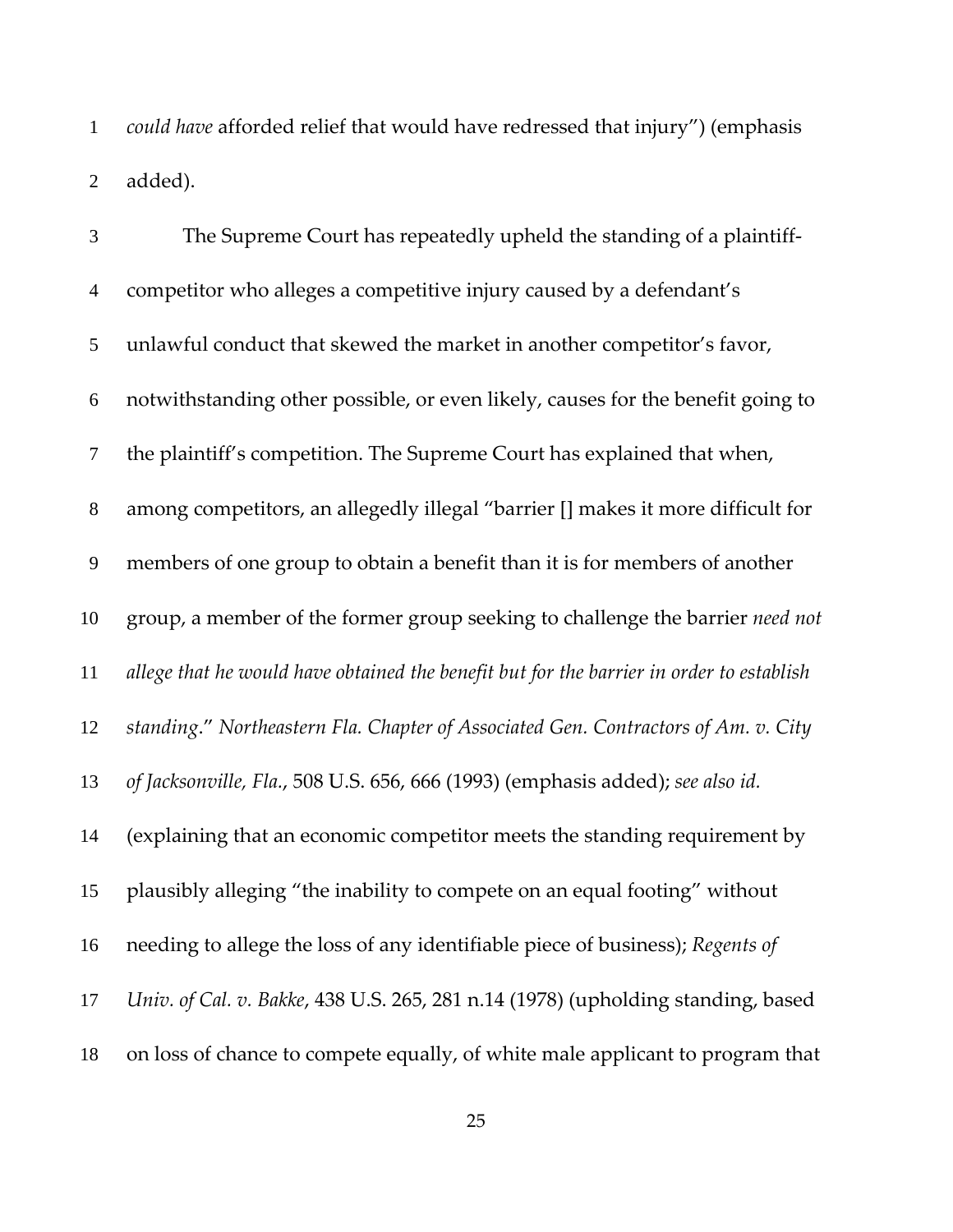*could have* afforded relief that would have redressed that injury") (emphasis added).

The Supreme Court has repeatedly upheld the standing of a plaintiff-competitor who alleges a competitive injury caused by a defendant's unlawful conduct that skewed the market in another competitor's favor, notwithstanding other possible, or even likely, causes for the benefit going to the plaintiff's competition. The Supreme Court has explained that when, among competitors, an allegedly illegal "barrier [] makes it more difficult for members of one group to obtain a benefit than it is for members of another group, a member of the former group seeking to challenge the barrier *need not allege that he would have obtained the benefit but for the barrier in order to establish standing*." *Northeastern Fla. Chapter of Associated Gen. Contractors of Am. v. City of Jacksonville, Fla.*, 508 U.S. 656, 666 (1993) (emphasis added); *see also id.* (explaining that an economic competitor meets the standing requirement by plausibly alleging "the inability to compete on an equal footing" without needing to allege the loss of any identifiable piece of business); *Regents of Univ. of Cal. v. Bakke*, 438 U.S. 265, 281 n.14 (1978) (upholding standing, based on loss of chance to compete equally, of white male applicant to program that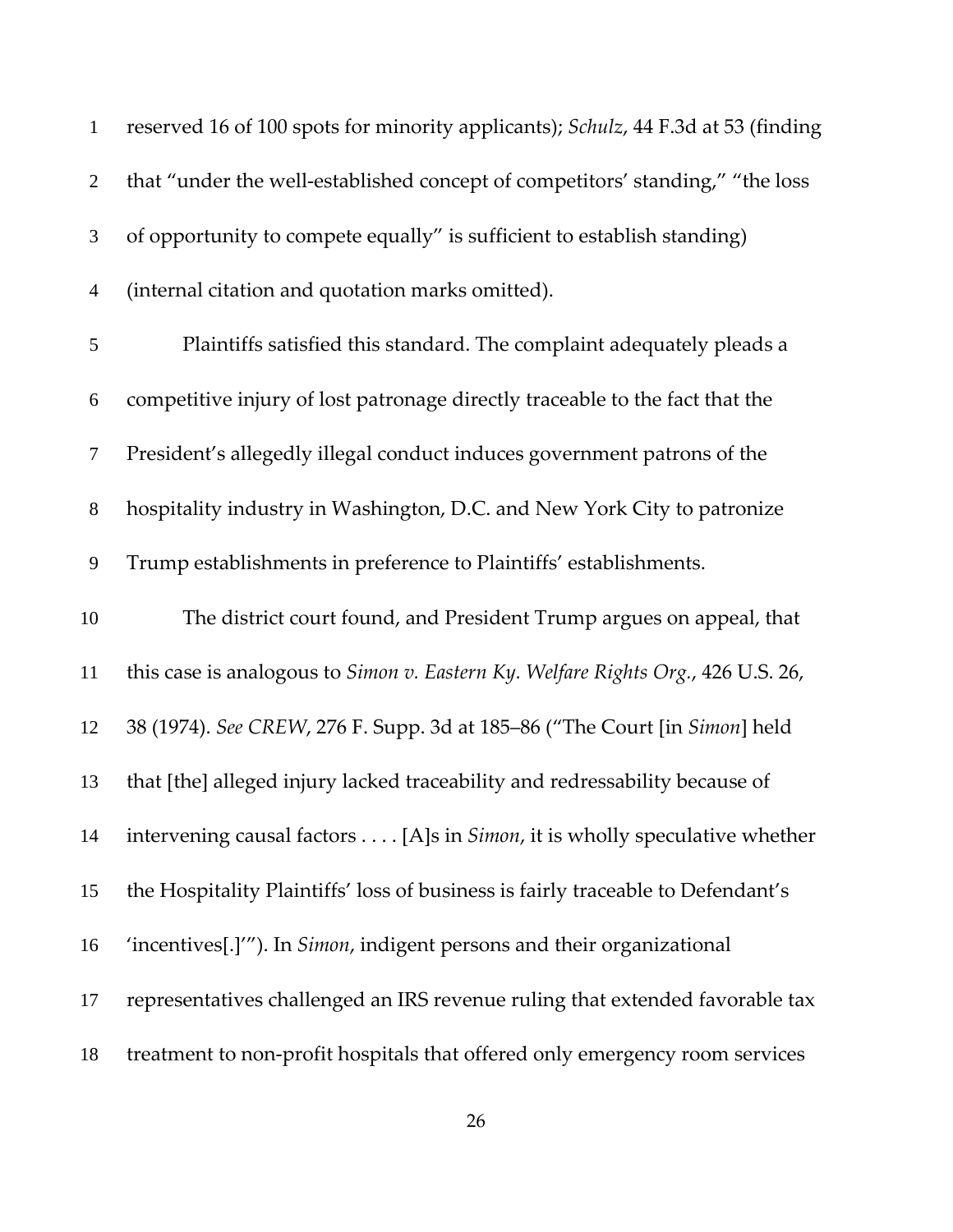reserved 16 of 100 spots for minority applicants); *Schulz*, 44 F.3d at 53 (finding that "under the well-established concept of competitors' standing," "the loss of opportunity to compete equally" is sufficient to establish standing) (internal citation and quotation marks omitted).

Plaintiffs satisfied this standard. The complaint adequately pleads a competitive injury of lost patronage directly traceable to the fact that the President's allegedly illegal conduct induces government patrons of the hospitality industry in Washington, D.C. and New York City to patronize Trump establishments in preference to Plaintiffs' establishments.

The district court found, and President Trump argues on appeal, that this case is analogous to *Simon v. Eastern Ky. Welfare Rights Org.*, 426 U.S. 26, 38 (1974). *See CREW*, 276 F. Supp. 3d at 185–86 ("The Court [in *Simon*] held that [the] alleged injury lacked traceability and redressability because of intervening causal factors . . . . [A]s in *Simon*, it is wholly speculative whether the Hospitality Plaintiffs' loss of business is fairly traceable to Defendant's 'incentives[.]'"). In *Simon*, indigent persons and their organizational representatives challenged an IRS revenue ruling that extended favorable tax treatment to non-profit hospitals that offered only emergency room services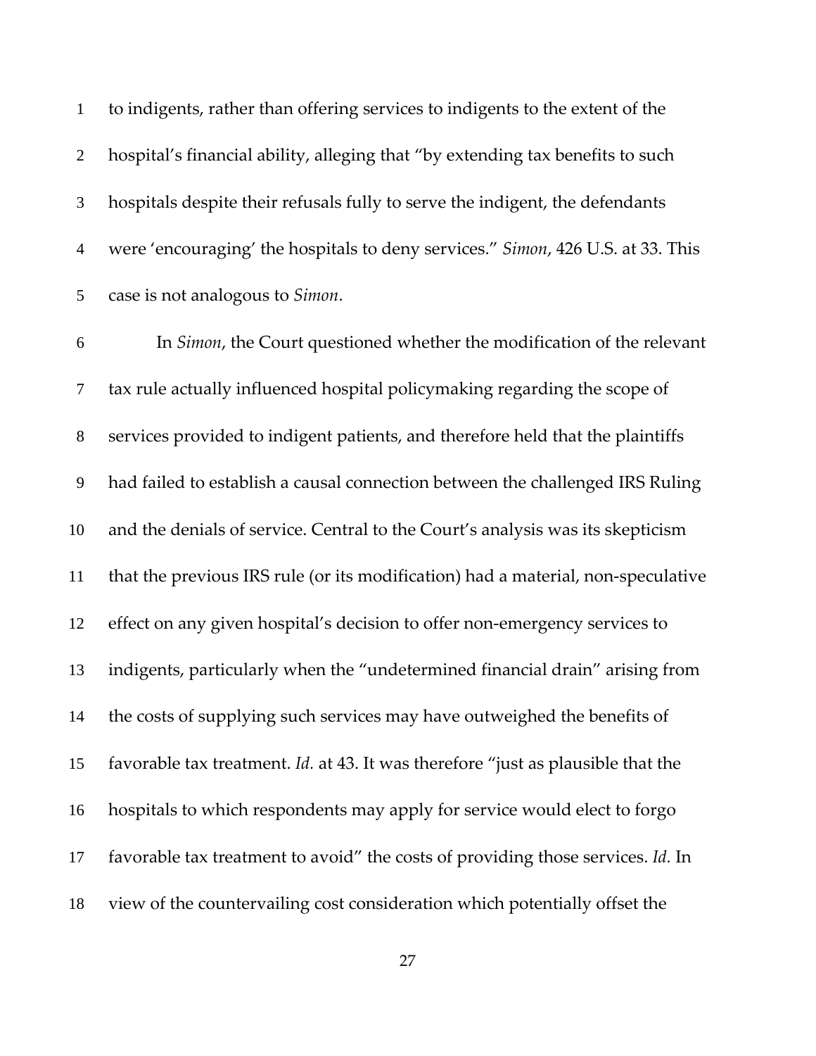to indigents, rather than offering services to indigents to the extent of the hospital's financial ability, alleging that "by extending tax benefits to such hospitals despite their refusals fully to serve the indigent, the defendants were 'encouraging' the hospitals to deny services." *Simon*, 426 U.S. at 33. This case is not analogous to *Simon*.

In *Simon*, the Court questioned whether the modification of the relevant tax rule actually influenced hospital policymaking regarding the scope of services provided to indigent patients, and therefore held that the plaintiffs had failed to establish a causal connection between the challenged IRS Ruling and the denials of service. Central to the Court's analysis was its skepticism that the previous IRS rule (or its modification) had a material, non-speculative effect on any given hospital's decision to offer non-emergency services to indigents, particularly when the "undetermined financial drain" arising from the costs of supplying such services may have outweighed the benefits of favorable tax treatment. *Id.* at 43. It was therefore "just as plausible that the hospitals to which respondents may apply for service would elect to forgo favorable tax treatment to avoid" the costs of providing those services. *Id.* In view of the countervailing cost consideration which potentially offset the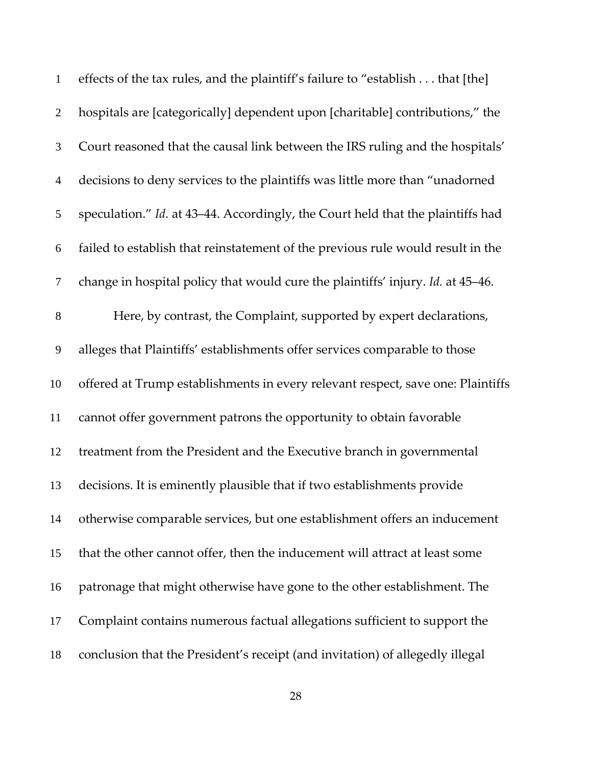effects of the tax rules, and the plaintiff's failure to "establish . . . that [the] hospitals are [categorically] dependent upon [charitable] contributions," the Court reasoned that the causal link between the IRS ruling and the hospitals' decisions to deny services to the plaintiffs was little more than "unadorned speculation." *Id.* at 43–44. Accordingly, the Court held that the plaintiffs had failed to establish that reinstatement of the previous rule would result in the change in hospital policy that would cure the plaintiffs' injury. *Id.* at 45–46.

Here, by contrast, the Complaint, supported by expert declarations, alleges that Plaintiffs' establishments offer services comparable to those offered at Trump establishments in every relevant respect, save one: Plaintiffs cannot offer government patrons the opportunity to obtain favorable treatment from the President and the Executive branch in governmental decisions. It is eminently plausible that if two establishments provide otherwise comparable services, but one establishment offers an inducement that the other cannot offer, then the inducement will attract at least some patronage that might otherwise have gone to the other establishment. The Complaint contains numerous factual allegations sufficient to support the conclusion that the President's receipt (and invitation) of allegedly illegal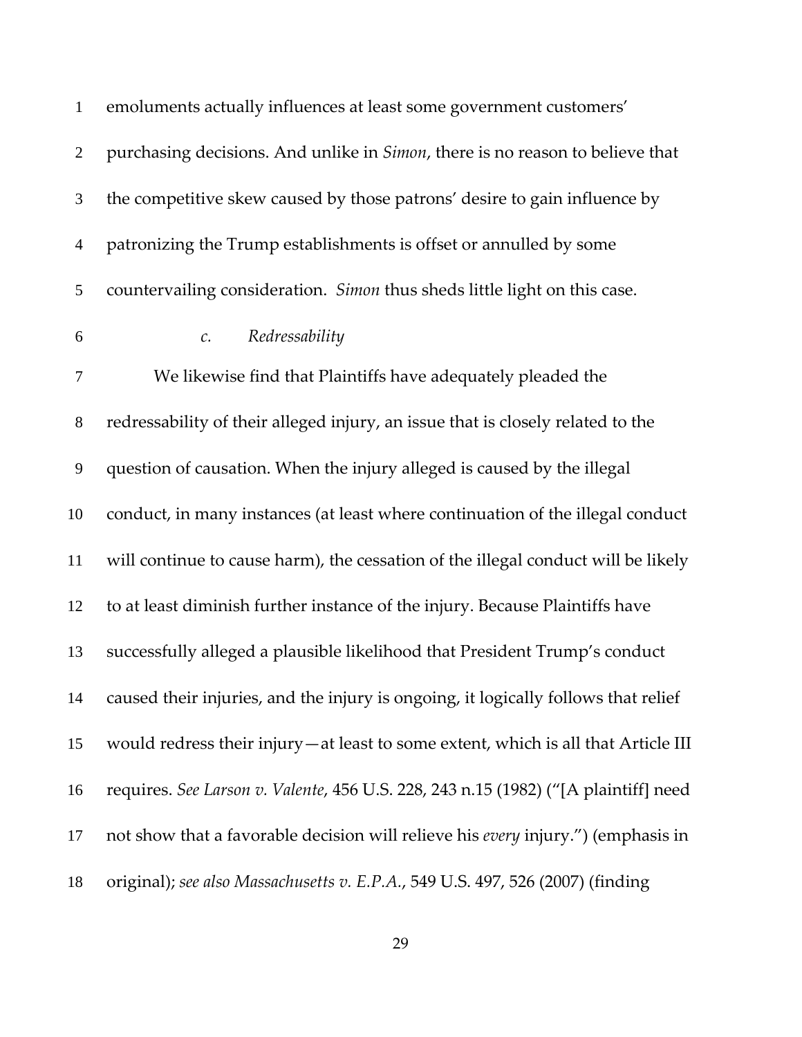emoluments actually influences at least some government customers' purchasing decisions. And unlike in *Simon*, there is no reason to believe that the competitive skew caused by those patrons' desire to gain influence by patronizing the Trump establishments is offset or annulled by some countervailing consideration. *Simon* thus sheds little light on this case.

#### *c. Redressability*

We likewise find that Plaintiffs have adequately pleaded the redressability of their alleged injury, an issue that is closely related to the question of causation. When the injury alleged is caused by the illegal conduct, in many instances (at least where continuation of the illegal conduct will continue to cause harm), the cessation of the illegal conduct will be likely to at least diminish further instance of the injury. Because Plaintiffs have successfully alleged a plausible likelihood that President Trump's conduct caused their injuries, and the injury is ongoing, it logically follows that relief would redress their injury—at least to some extent, which is all that Article III requires. *See Larson v. Valente*, 456 U.S. 228, 243 n.15 (1982) ("[A plaintiff] need not show that a favorable decision will relieve his *every* injury.") (emphasis in original); *see also Massachusetts v. E.P.A.*, 549 U.S. 497, 526 (2007) (finding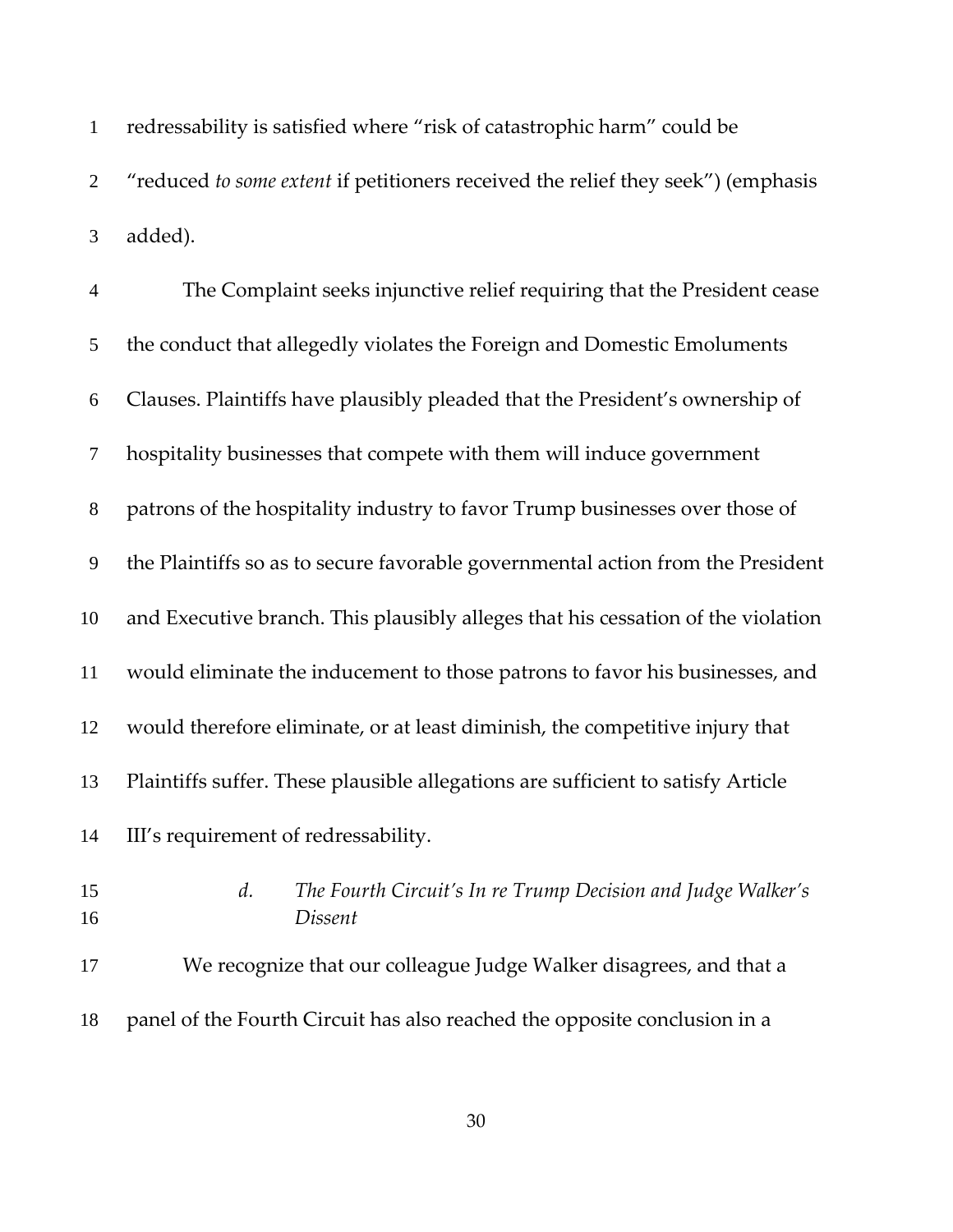redressability is satisfied where "risk of catastrophic harm" could be "reduced *to some extent* if petitioners received the relief they seek") (emphasis added).

The Complaint seeks injunctive relief requiring that the President cease the conduct that allegedly violates the Foreign and Domestic Emoluments Clauses. Plaintiffs have plausibly pleaded that the President's ownership of hospitality businesses that compete with them will induce government patrons of the hospitality industry to favor Trump businesses over those of the Plaintiffs so as to secure favorable governmental action from the President and Executive branch. This plausibly alleges that his cessation of the violation would eliminate the inducement to those patrons to favor his businesses, and would therefore eliminate, or at least diminish, the competitive injury that Plaintiffs suffer. These plausible allegations are sufficient to satisfy Article III's requirement of redressability.

#### *d. The Fourth Circuit's In re Trump Decision and Judge Walker's Dissent*

We recognize that our colleague Judge Walker disagrees, and that a panel of the Fourth Circuit has also reached the opposite conclusion in a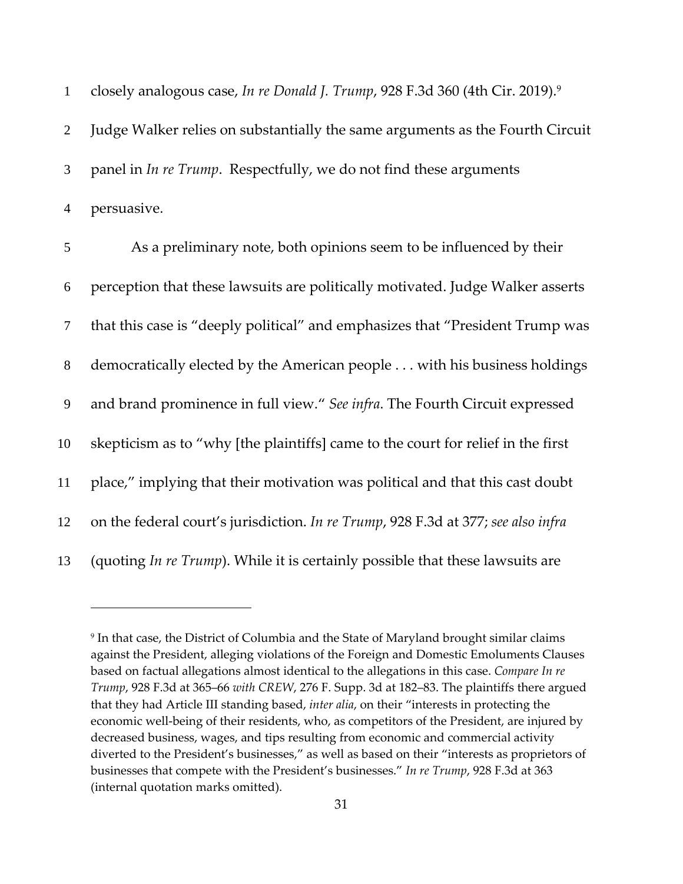closely analogous case, *In re Donald J. Trump*, 928 F.3d 360 (4th Cir. 2019).[9] Judge Walker relies on substantially the same arguments as the Fourth Circuit panel in *In re Trump*. Respectfully, we do not find these arguments persuasive.

As a preliminary note, both opinions seem to be influenced by their perception that these lawsuits are politically motivated. Judge Walker asserts that this case is "deeply political" and emphasizes that "President Trump was democratically elected by the American people . . . with his business holdings and brand prominence in full view." *See infra*. The Fourth Circuit expressed skepticism as to "why [the plaintiffs] came to the court for relief in the first place," implying that their motivation was political and that this cast doubt on the federal court's jurisdiction. *In re Trump*, 928 F.3d at 377; *see also infra* (quoting *In re Trump*). While it is certainly possible that these lawsuits are

---

[9] In that case, the District of Columbia and the State of Maryland brought similar claims against the President, alleging violations of the Foreign and Domestic Emoluments Clauses based on factual allegations almost identical to the allegations in this case. *Compare In re Trump*, 928 F.3d at 365–66 *with CREW*, 276 F. Supp. 3d at 182–83. The plaintiffs there argued that they had Article III standing based, *inter alia*, on their "interests in protecting the economic well-being of their residents, who, as competitors of the President, are injured by decreased business, wages, and tips resulting from economic and commercial activity diverted to the President's businesses," as well as based on their "interests as proprietors of businesses that compete with the President's businesses." *In re Trump*, 928 F.3d at 363 (internal quotation marks omitted).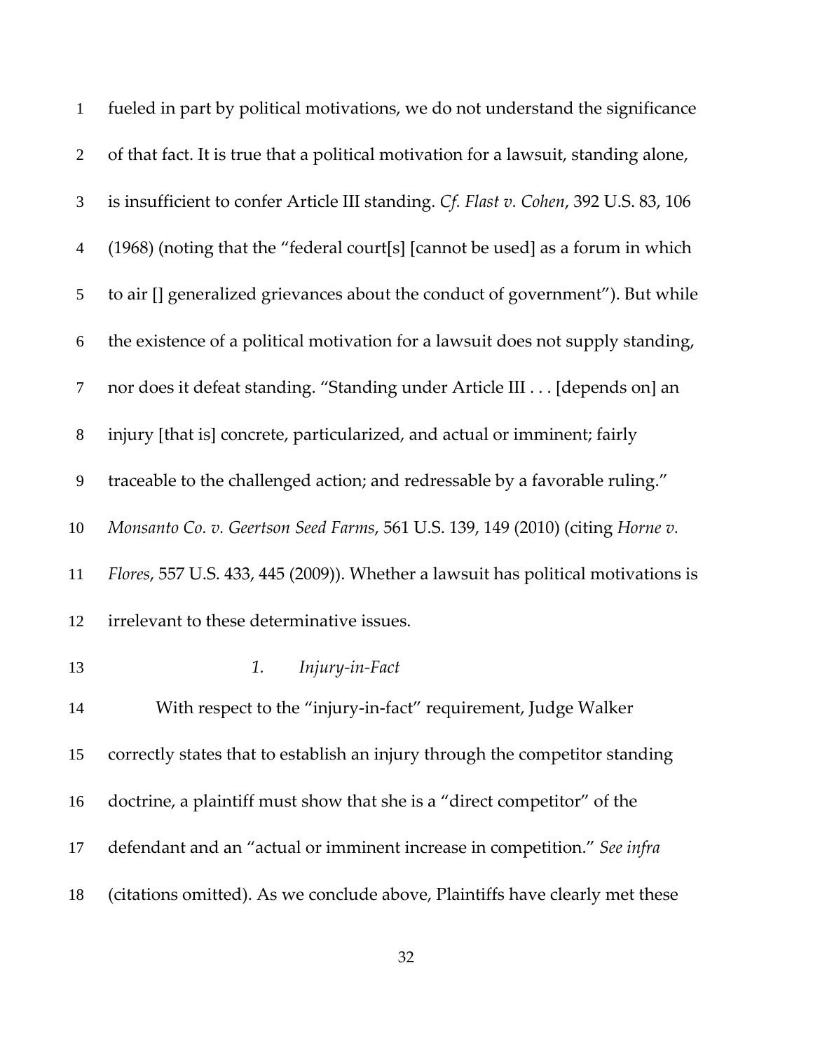fueled in part by political motivations, we do not understand the significance of that fact. It is true that a political motivation for a lawsuit, standing alone, is insufficient to confer Article III standing. *Cf. Flast v. Cohen*, 392 U.S. 83, 106 (1968) (noting that the "federal court[s] [cannot be used] as a forum in which to air [] generalized grievances about the conduct of government"). But while the existence of a political motivation for a lawsuit does not supply standing, nor does it defeat standing. "Standing under Article III . . . [depends on] an injury [that is] concrete, particularized, and actual or imminent; fairly traceable to the challenged action; and redressable by a favorable ruling." *Monsanto Co. v. Geertson Seed Farms*, 561 U.S. 139, 149 (2010) (citing *Horne v. Flores*, 557 U.S. 433, 445 (2009)). Whether a lawsuit has political motivations is irrelevant to these determinative issues.

### *1. Injury-in-Fact*

With respect to the "injury-in-fact" requirement, Judge Walker correctly states that to establish an injury through the competitor standing doctrine, a plaintiff must show that she is a "direct competitor" of the defendant and an "actual or imminent increase in competition." *See infra* (citations omitted). As we conclude above, Plaintiffs have clearly met these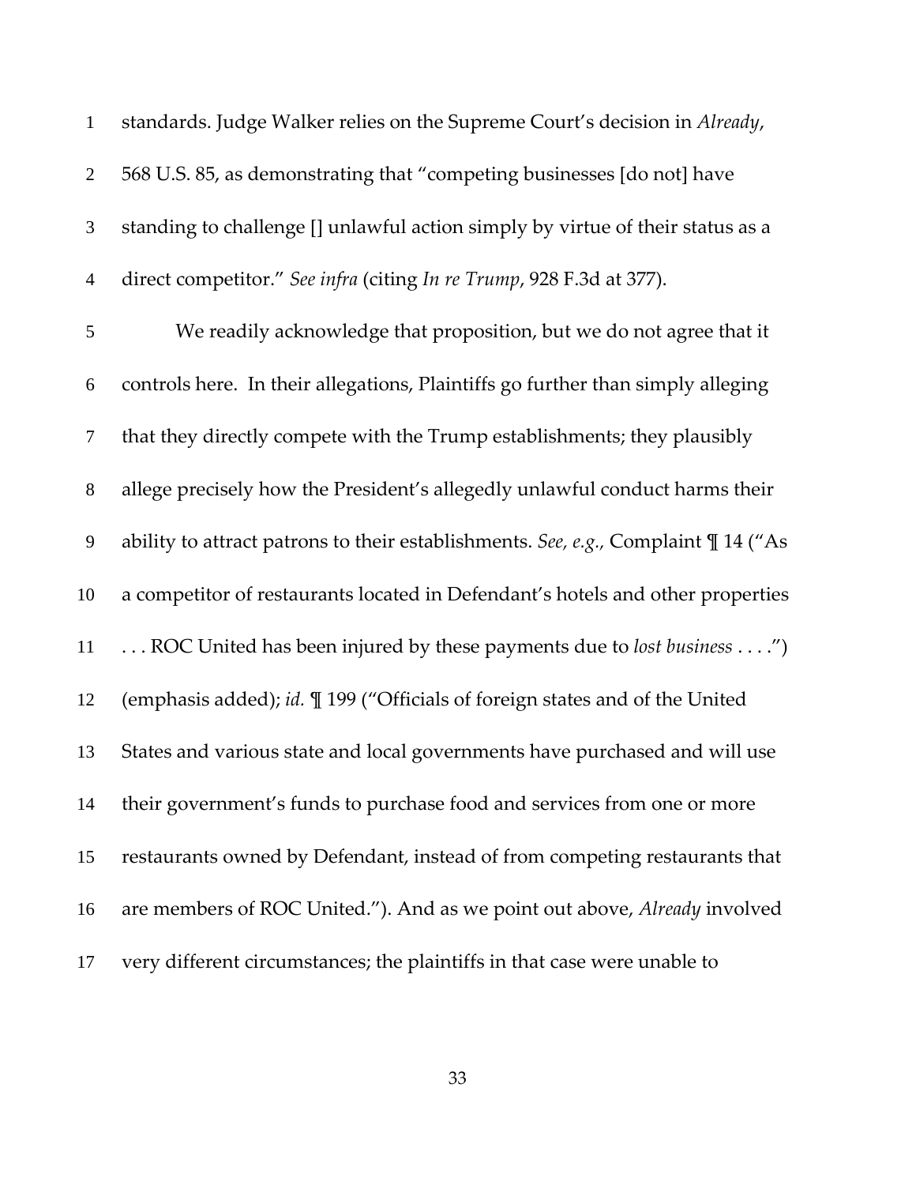standards. Judge Walker relies on the Supreme Court's decision in *Already*, 568 U.S. 85, as demonstrating that "competing businesses [do not] have standing to challenge [] unlawful action simply by virtue of their status as a direct competitor." *See infra* (citing *In re Trump*, 928 F.3d at 377).

We readily acknowledge that proposition, but we do not agree that it controls here. In their allegations, Plaintiffs go further than simply alleging that they directly compete with the Trump establishments; they plausibly allege precisely how the President's allegedly unlawful conduct harms their ability to attract patrons to their establishments. *See, e.g.,* Complaint ¶ 14 ("As a competitor of restaurants located in Defendant's hotels and other properties . . . ROC United has been injured by these payments due to *lost business* . . . .") (emphasis added); *id.* ¶ 199 ("Officials of foreign states and of the United States and various state and local governments have purchased and will use their government's funds to purchase food and services from one or more restaurants owned by Defendant, instead of from competing restaurants that are members of ROC United."). And as we point out above, *Already* involved very different circumstances; the plaintiffs in that case were unable to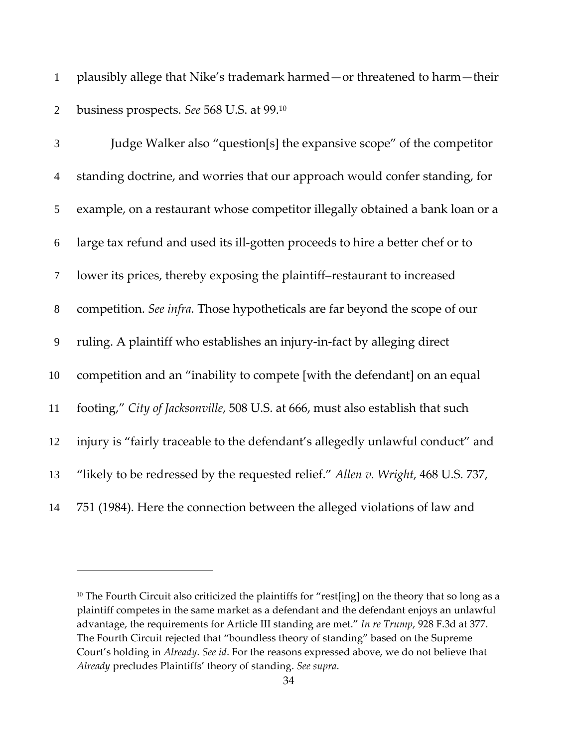plausibly allege that Nike's trademark harmed—or threatened to harm—their business prospects. *See* 568 U.S. at 99.[10]

Judge Walker also "question[s] the expansive scope" of the competitor standing doctrine, and worries that our approach would confer standing, for example, on a restaurant whose competitor illegally obtained a bank loan or a large tax refund and used its ill-gotten proceeds to hire a better chef or to lower its prices, thereby exposing the plaintiff–restaurant to increased competition. *See infra.* Those hypotheticals are far beyond the scope of our ruling. A plaintiff who establishes an injury-in-fact by alleging direct competition and an "inability to compete [with the defendant] on an equal footing," *City of Jacksonville*, 508 U.S. at 666, must also establish that such injury is "fairly traceable to the defendant's allegedly unlawful conduct" and "likely to be redressed by the requested relief." *Allen v. Wright*, 468 U.S. 737, 751 (1984). Here the connection between the alleged violations of law and

---

[10] The Fourth Circuit also criticized the plaintiffs for "rest[ing] on the theory that so long as a plaintiff competes in the same market as a defendant and the defendant enjoys an unlawful advantage, the requirements for Article III standing are met." *In re Trump*, 928 F.3d at 377. The Fourth Circuit rejected that "boundless theory of standing" based on the Supreme Court's holding in *Already*. *See id*. For the reasons expressed above, we do not believe that *Already* precludes Plaintiffs' theory of standing. *See supra*.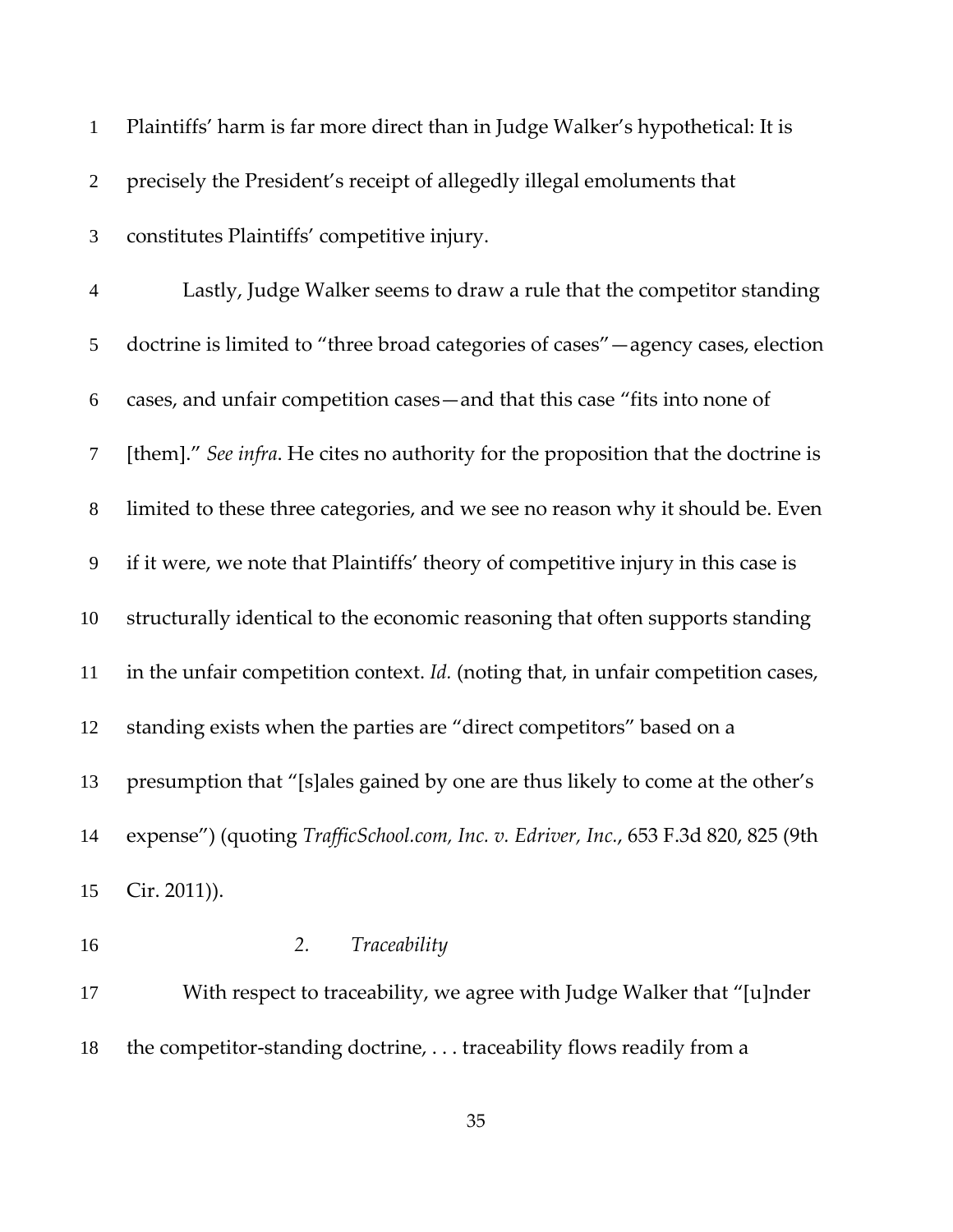Plaintiffs' harm is far more direct than in Judge Walker's hypothetical: It is precisely the President's receipt of allegedly illegal emoluments that constitutes Plaintiffs' competitive injury.

Lastly, Judge Walker seems to draw a rule that the competitor standing doctrine is limited to "three broad categories of cases"—agency cases, election cases, and unfair competition cases—and that this case "fits into none of [them]." *See infra*. He cites no authority for the proposition that the doctrine is limited to these three categories, and we see no reason why it should be. Even if it were, we note that Plaintiffs' theory of competitive injury in this case is structurally identical to the economic reasoning that often supports standing in the unfair competition context. *Id.* (noting that, in unfair competition cases, standing exists when the parties are "direct competitors" based on a presumption that "[s]ales gained by one are thus likely to come at the other's expense") (quoting *TrafficSchool.com, Inc. v. Edriver, Inc.*, 653 F.3d 820, 825 (9th Cir. 2011)).

### *2. Traceability*

With respect to traceability, we agree with Judge Walker that "[u]nder the competitor-standing doctrine, . . . traceability flows readily from a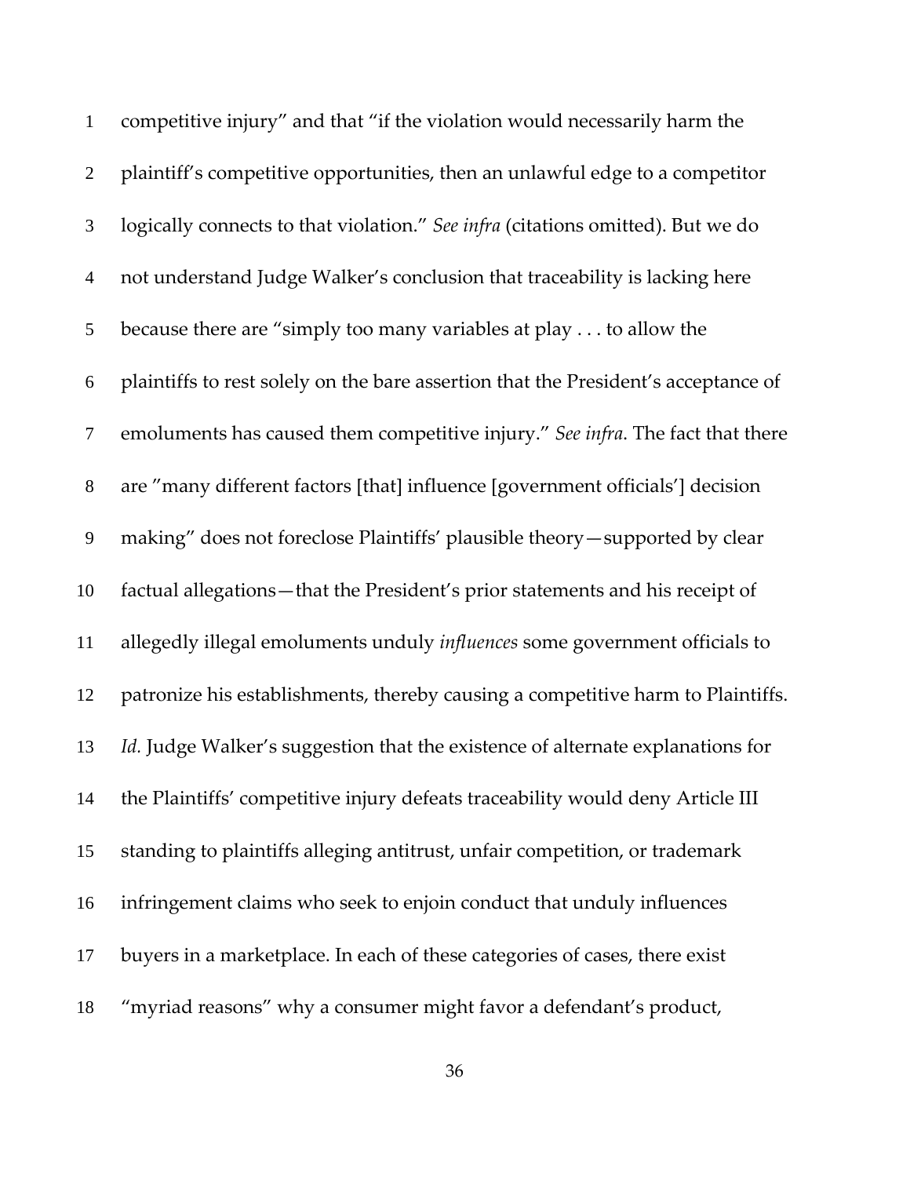competitive injury" and that "if the violation would necessarily harm the plaintiff's competitive opportunities, then an unlawful edge to a competitor logically connects to that violation." *See infra* (citations omitted). But we do not understand Judge Walker's conclusion that traceability is lacking here because there are "simply too many variables at play . . . to allow the plaintiffs to rest solely on the bare assertion that the President's acceptance of emoluments has caused them competitive injury." *See infra*. The fact that there are "many different factors [that] influence [government officials'] decision making" does not foreclose Plaintiffs' plausible theory—supported by clear factual allegations—that the President's prior statements and his receipt of allegedly illegal emoluments unduly *influences* some government officials to patronize his establishments, thereby causing a competitive harm to Plaintiffs. *Id.* Judge Walker's suggestion that the existence of alternate explanations for the Plaintiffs' competitive injury defeats traceability would deny Article III standing to plaintiffs alleging antitrust, unfair competition, or trademark infringement claims who seek to enjoin conduct that unduly influences buyers in a marketplace. In each of these categories of cases, there exist "myriad reasons" why a consumer might favor a defendant's product,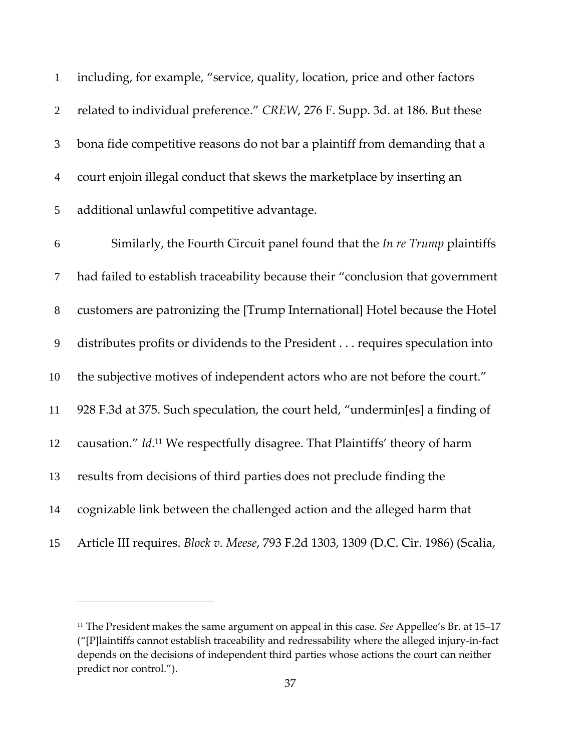including, for example, "service, quality, location, price and other factors related to individual preference." *CREW*, 276 F. Supp. 3d. at 186. But these bona fide competitive reasons do not bar a plaintiff from demanding that a court enjoin illegal conduct that skews the marketplace by inserting an additional unlawful competitive advantage.

Similarly, the Fourth Circuit panel found that the *In re Trump* plaintiffs had failed to establish traceability because their "conclusion that government customers are patronizing the [Trump International] Hotel because the Hotel distributes profits or dividends to the President . . . requires speculation into the subjective motives of independent actors who are not before the court." 928 F.3d at 375. Such speculation, the court held, "undermin[es] a finding of causation." *Id*.[11] We respectfully disagree. That Plaintiffs' theory of harm results from decisions of third parties does not preclude finding the cognizable link between the challenged action and the alleged harm that Article III requires. *Block v. Meese*, 793 F.2d 1303, 1309 (D.C. Cir. 1986) (Scalia,

---

[11] The President makes the same argument on appeal in this case. *See* Appellee's Br. at 15–17 ("[P]laintiffs cannot establish traceability and redressability where the alleged injury-in-fact depends on the decisions of independent third parties whose actions the court can neither predict nor control.").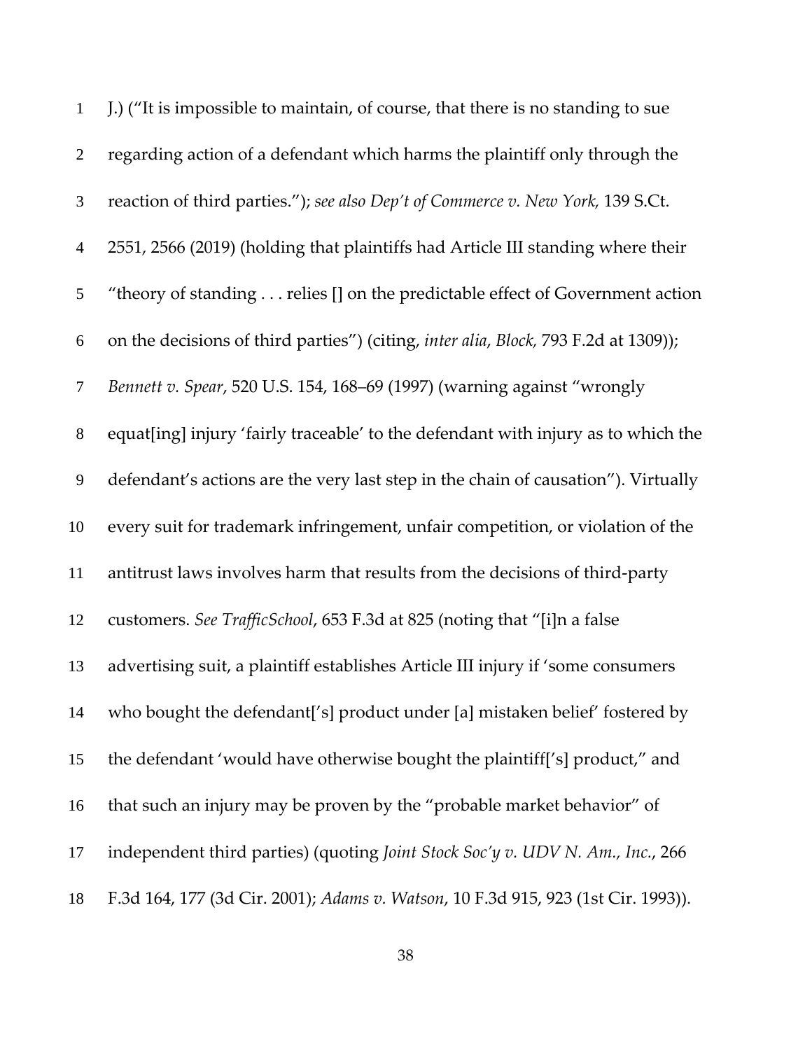J.) ("It is impossible to maintain, of course, that there is no standing to sue regarding action of a defendant which harms the plaintiff only through the reaction of third parties."); *see also Dep't of Commerce v. New York,* 139 S.Ct. 2551, 2566 (2019) (holding that plaintiffs had Article III standing where their "theory of standing . . . relies [] on the predictable effect of Government action on the decisions of third parties") (citing, *inter alia*, *Block,* 793 F.2d at 1309)); *Bennett v. Spear*, 520 U.S. 154, 168–69 (1997) (warning against "wrongly equat[ing] injury 'fairly traceable' to the defendant with injury as to which the defendant's actions are the very last step in the chain of causation"). Virtually every suit for trademark infringement, unfair competition, or violation of the antitrust laws involves harm that results from the decisions of third-party customers. *See TrafficSchool*, 653 F.3d at 825 (noting that "[i]n a false advertising suit, a plaintiff establishes Article III injury if 'some consumers who bought the defendant['s] product under [a] mistaken belief' fostered by the defendant 'would have otherwise bought the plaintiff['s] product," and that such an injury may be proven by the "probable market behavior" of independent third parties) (quoting *Joint Stock Soc'y v. UDV N. Am., Inc.*, 266 F.3d 164, 177 (3d Cir. 2001); *Adams v. Watson*, 10 F.3d 915, 923 (1st Cir. 1993)).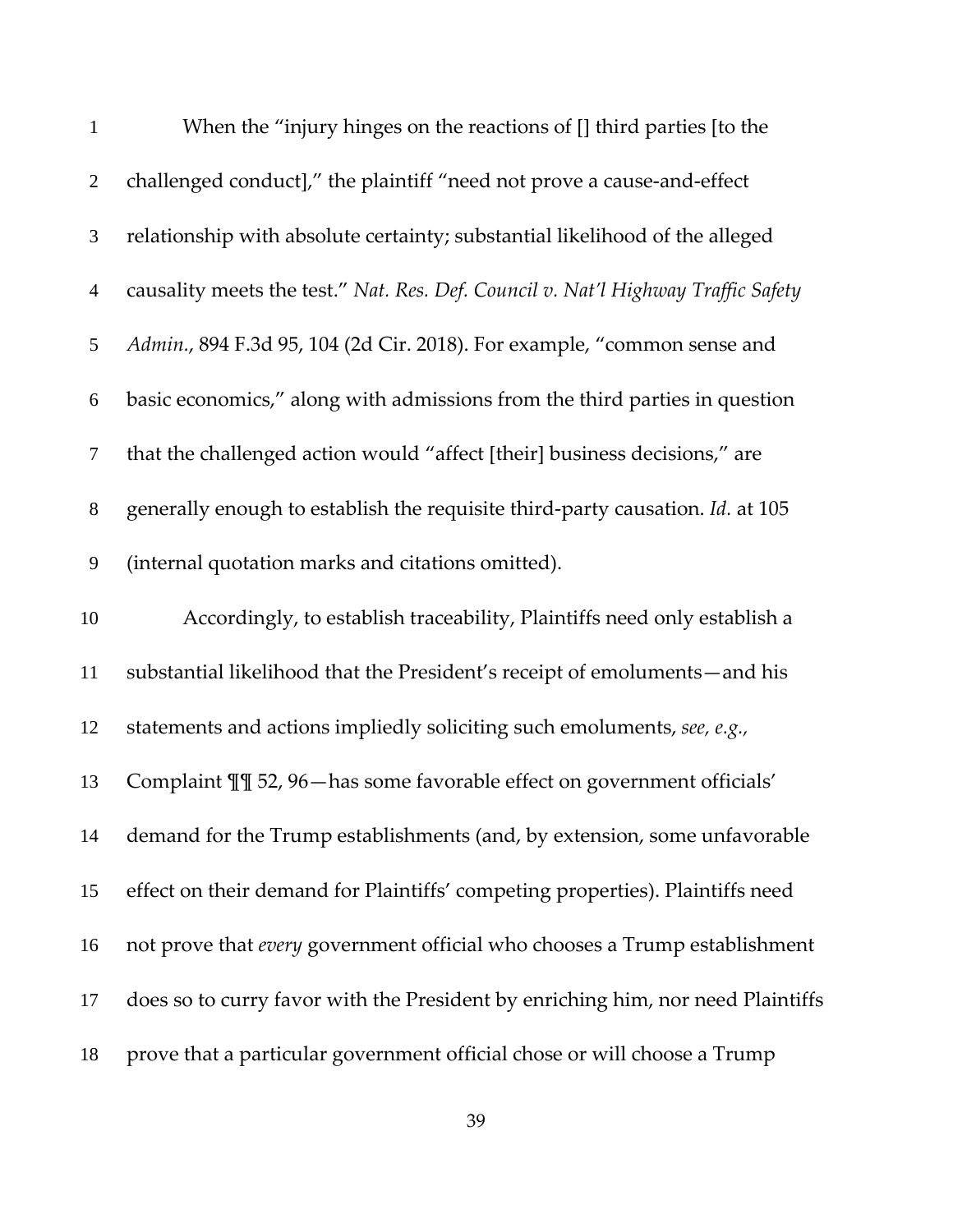When the "injury hinges on the reactions of [] third parties [to the challenged conduct]," the plaintiff "need not prove a cause-and-effect relationship with absolute certainty; substantial likelihood of the alleged causality meets the test." *Nat. Res. Def. Council v. Nat'l Highway Traffic Safety Admin.*, 894 F.3d 95, 104 (2d Cir. 2018). For example, "common sense and basic economics," along with admissions from the third parties in question that the challenged action would "affect [their] business decisions," are generally enough to establish the requisite third-party causation. *Id.* at 105 (internal quotation marks and citations omitted).

Accordingly, to establish traceability, Plaintiffs need only establish a substantial likelihood that the President's receipt of emoluments—and his statements and actions impliedly soliciting such emoluments, *see, e.g.*, Complaint ¶¶ 52, 96—has some favorable effect on government officials' demand for the Trump establishments (and, by extension, some unfavorable effect on their demand for Plaintiffs' competing properties). Plaintiffs need not prove that *every* government official who chooses a Trump establishment does so to curry favor with the President by enriching him, nor need Plaintiffs prove that a particular government official chose or will choose a Trump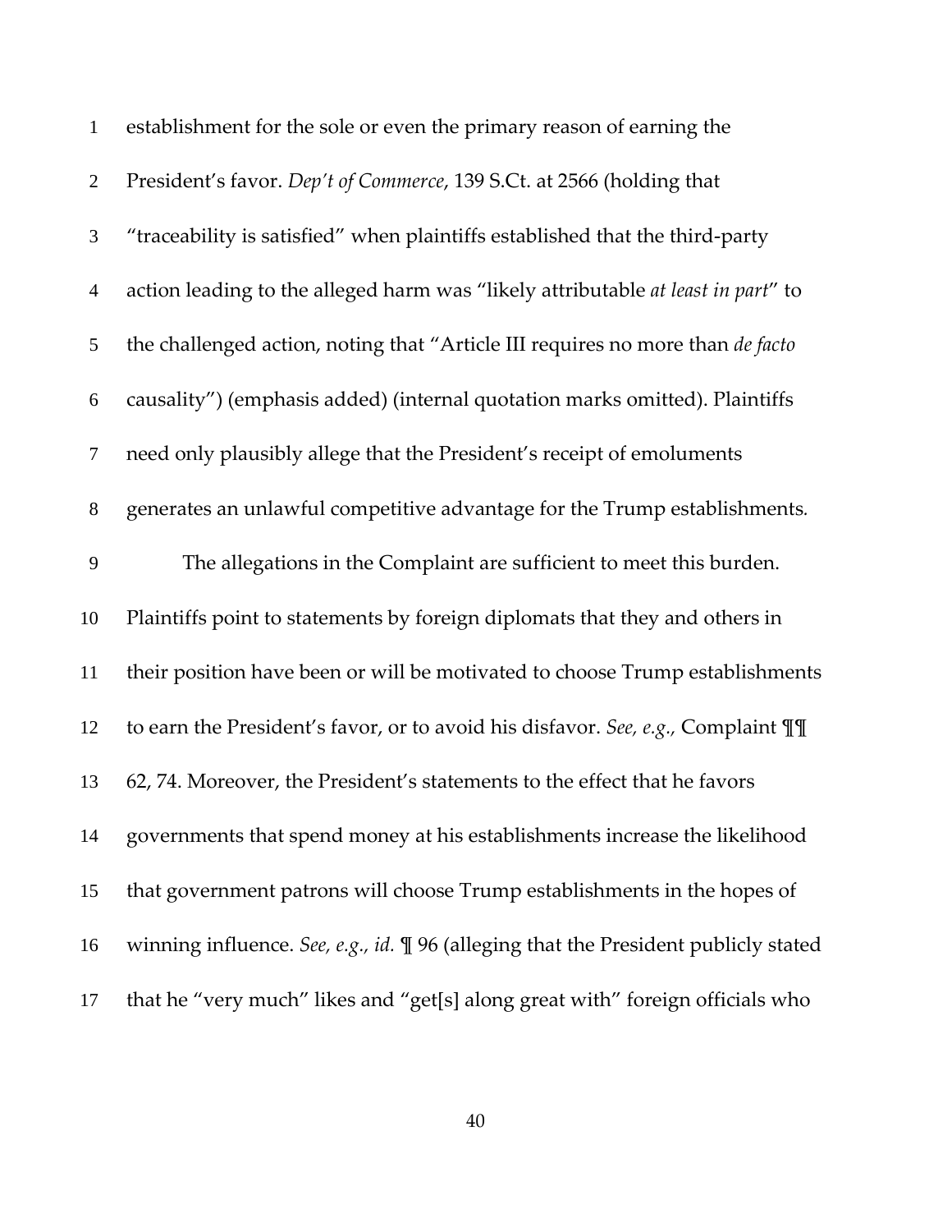establishment for the sole or even the primary reason of earning the President's favor. *Dep't of Commerce*, 139 S.Ct. at 2566 (holding that "traceability is satisfied" when plaintiffs established that the third-party action leading to the alleged harm was "likely attributable *at least in part*" to the challenged action, noting that "Article III requires no more than *de facto* causality") (emphasis added) (internal quotation marks omitted). Plaintiffs need only plausibly allege that the President's receipt of emoluments generates an unlawful competitive advantage for the Trump establishments.

The allegations in the Complaint are sufficient to meet this burden. Plaintiffs point to statements by foreign diplomats that they and others in their position have been or will be motivated to choose Trump establishments to earn the President's favor, or to avoid his disfavor. *See, e.g.,* Complaint ¶¶ 62, 74. Moreover, the President's statements to the effect that he favors governments that spend money at his establishments increase the likelihood that government patrons will choose Trump establishments in the hopes of winning influence. *See, e.g., id.* ¶ 96 (alleging that the President publicly stated that he "very much" likes and "get[s] along great with" foreign officials who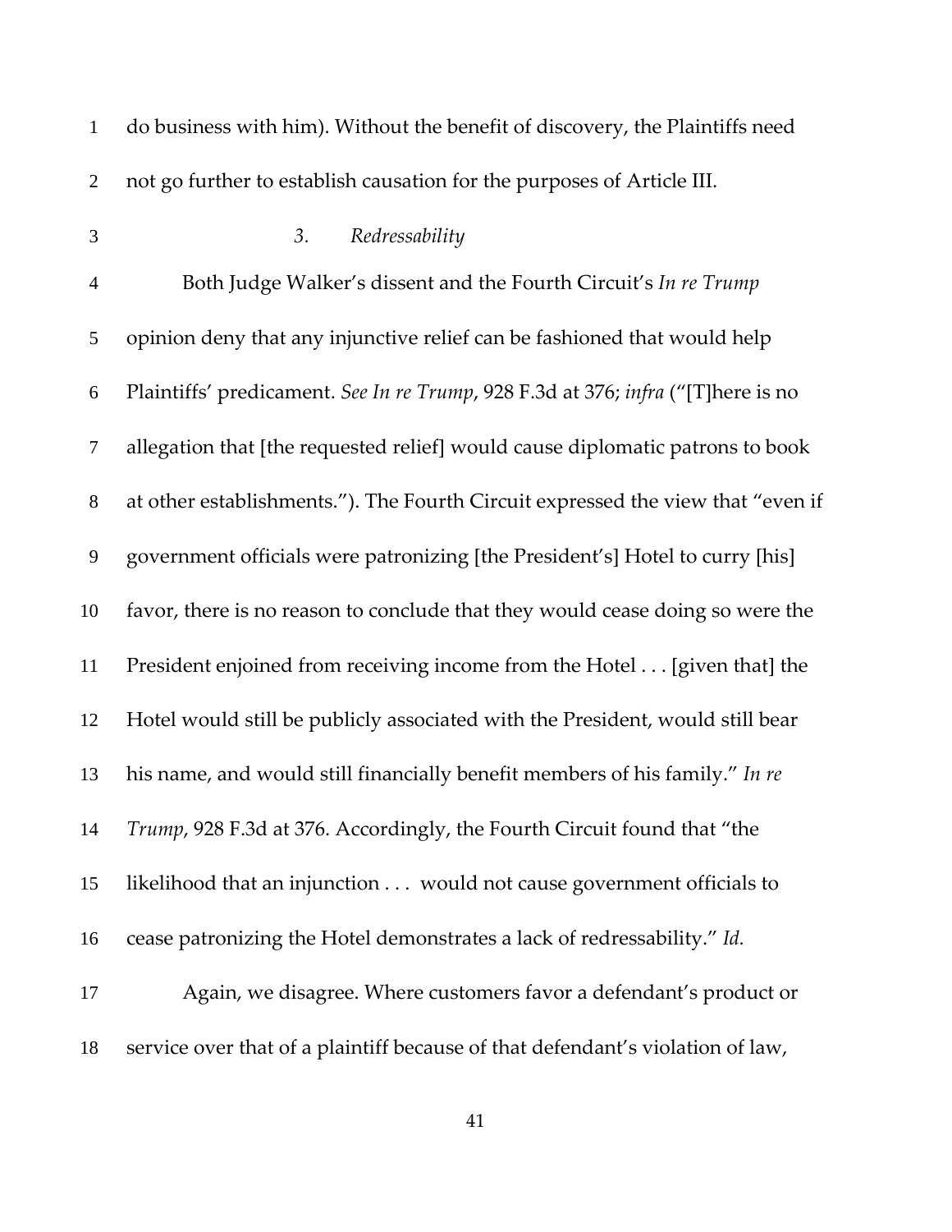do business with him). Without the benefit of discovery, the Plaintiffs need not go further to establish causation for the purposes of Article III.

### *3. Redressability*

Both Judge Walker's dissent and the Fourth Circuit's *In re Trump* opinion deny that any injunctive relief can be fashioned that would help Plaintiffs' predicament. *See In re Trump*, 928 F.3d at 376; *infra* ("[T]here is no allegation that [the requested relief] would cause diplomatic patrons to book at other establishments."). The Fourth Circuit expressed the view that "even if government officials were patronizing [the President's] Hotel to curry [his] favor, there is no reason to conclude that they would cease doing so were the President enjoined from receiving income from the Hotel . . . [given that] the Hotel would still be publicly associated with the President, would still bear his name, and would still financially benefit members of his family." *In re Trump*, 928 F.3d at 376. Accordingly, the Fourth Circuit found that "the likelihood that an injunction . . . would not cause government officials to cease patronizing the Hotel demonstrates a lack of redressability." *Id.*

Again, we disagree. Where customers favor a defendant's product or service over that of a plaintiff because of that defendant's violation of law,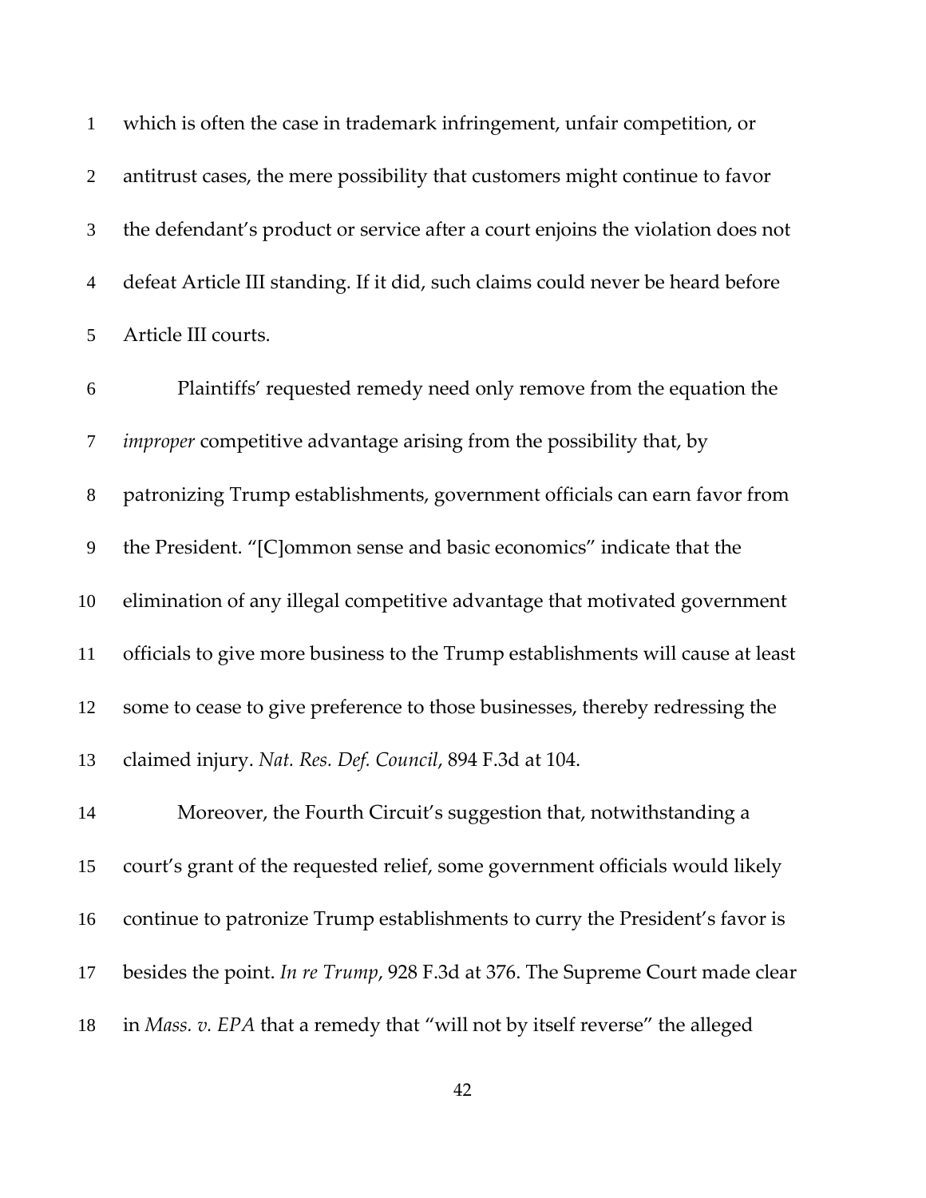which is often the case in trademark infringement, unfair competition, or antitrust cases, the mere possibility that customers might continue to favor the defendant's product or service after a court enjoins the violation does not defeat Article III standing. If it did, such claims could never be heard before Article III courts.

Plaintiffs' requested remedy need only remove from the equation the *improper* competitive advantage arising from the possibility that, by patronizing Trump establishments, government officials can earn favor from the President. "[C]ommon sense and basic economics" indicate that the elimination of any illegal competitive advantage that motivated government officials to give more business to the Trump establishments will cause at least some to cease to give preference to those businesses, thereby redressing the claimed injury. *Nat. Res. Def. Council*, 894 F.3d at 104.

Moreover, the Fourth Circuit's suggestion that, notwithstanding a court's grant of the requested relief, some government officials would likely continue to patronize Trump establishments to curry the President's favor is besides the point. *In re Trump*, 928 F.3d at 376. The Supreme Court made clear in *Mass. v. EPA* that a remedy that "will not by itself reverse" the alleged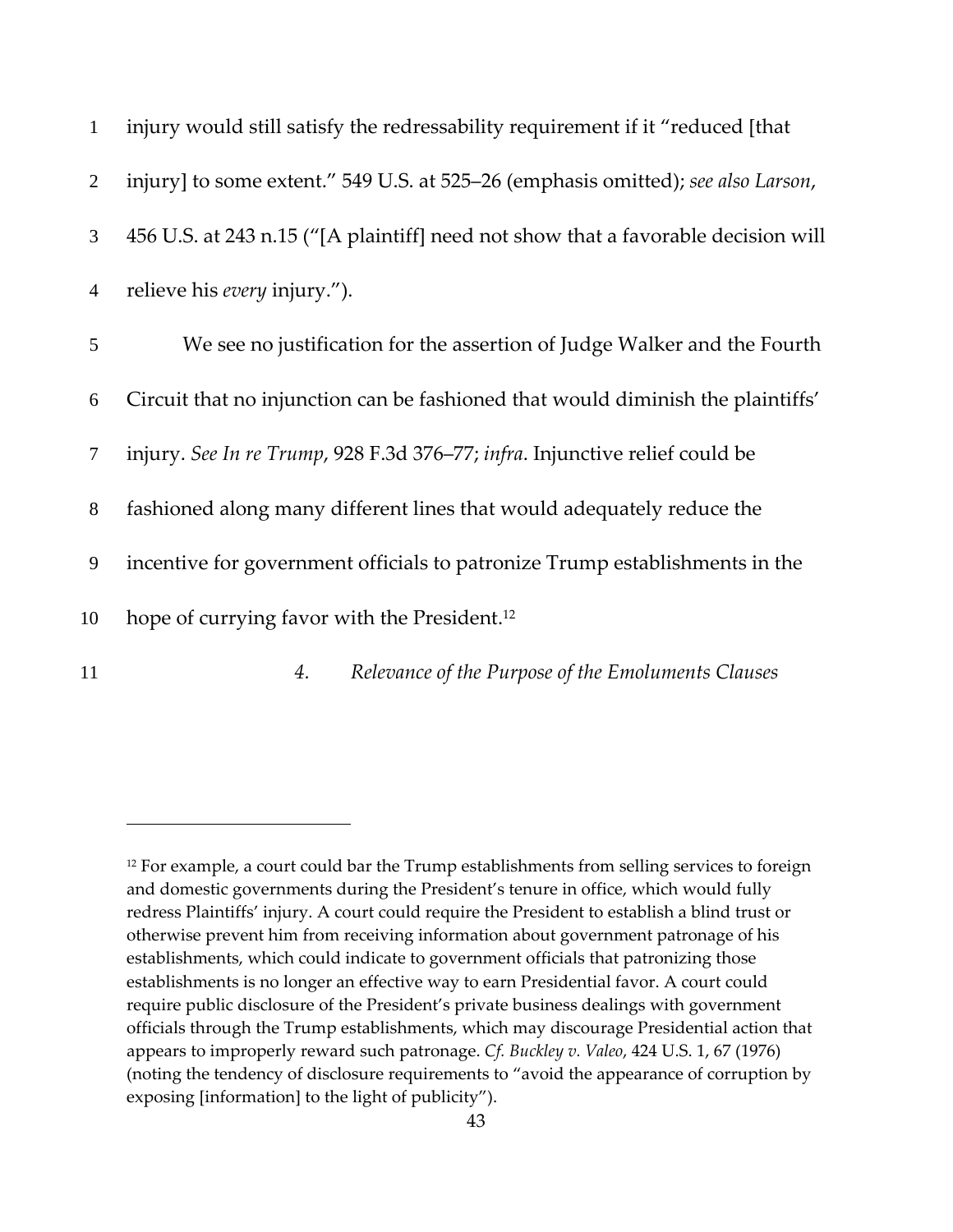injury would still satisfy the redressability requirement if it "reduced [that injury] to some extent." 549 U.S. at 525–26 (emphasis omitted); *see also Larson*, 456 U.S. at 243 n.15 ("[A plaintiff] need not show that a favorable decision will relieve his *every* injury.").

We see no justification for the assertion of Judge Walker and the Fourth Circuit that no injunction can be fashioned that would diminish the plaintiffs' injury. *See In re Trump*, 928 F.3d 376–77; *infra*. Injunctive relief could be fashioned along many different lines that would adequately reduce the incentive for government officials to patronize Trump establishments in the hope of currying favor with the President.[12]

#### *4. Relevance of the Purpose of the Emoluments Clauses*

---

[12] For example, a court could bar the Trump establishments from selling services to foreign and domestic governments during the President's tenure in office, which would fully redress Plaintiffs' injury. A court could require the President to establish a blind trust or otherwise prevent him from receiving information about government patronage of his establishments, which could indicate to government officials that patronizing those establishments is no longer an effective way to earn Presidential favor. A court could require public disclosure of the President's private business dealings with government officials through the Trump establishments, which may discourage Presidential action that appears to improperly reward such patronage. *Cf. Buckley v. Valeo*, 424 U.S. 1, 67 (1976) (noting the tendency of disclosure requirements to "avoid the appearance of corruption by exposing [information] to the light of publicity").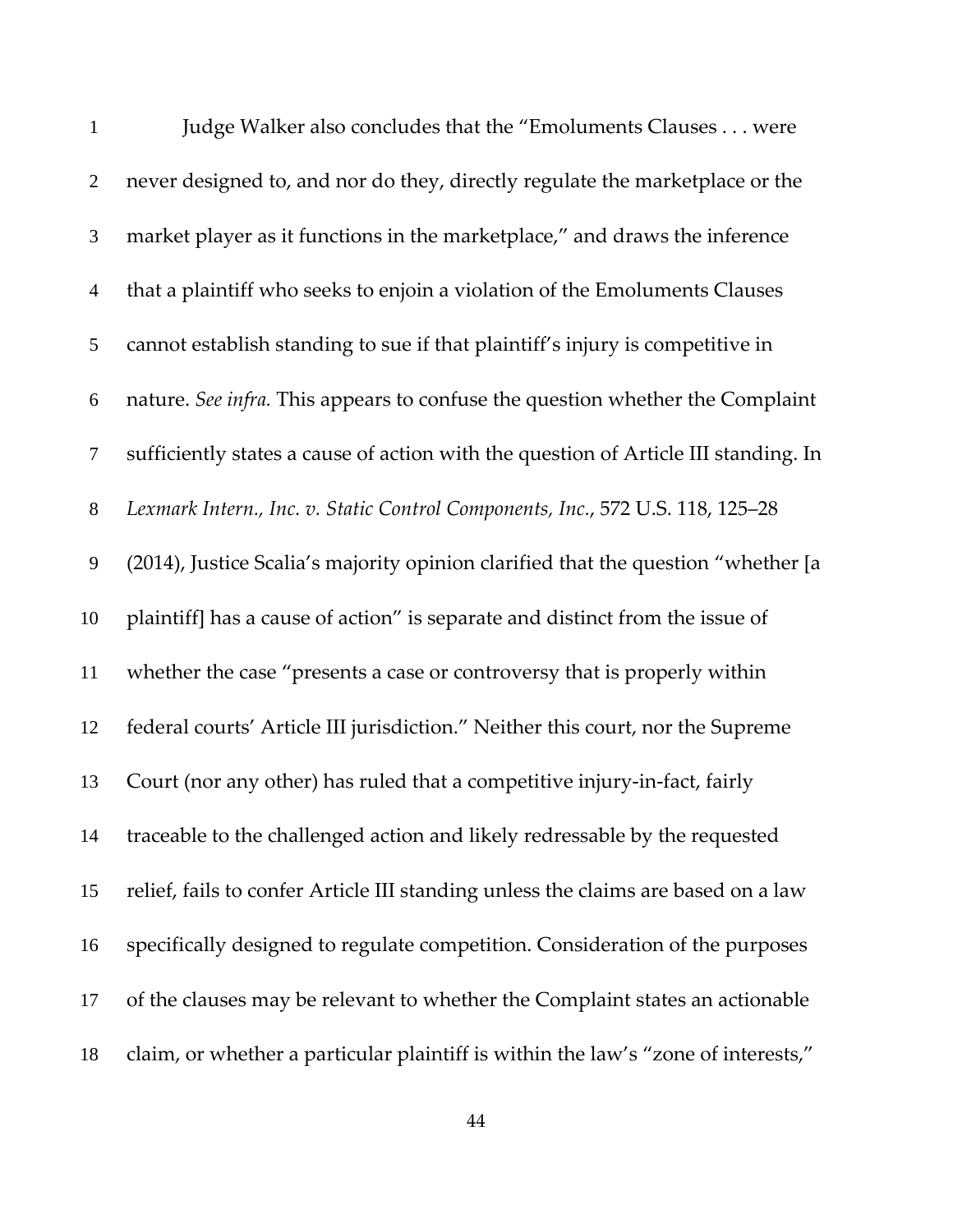Judge Walker also concludes that the "Emoluments Clauses . . . were never designed to, and nor do they, directly regulate the marketplace or the market player as it functions in the marketplace," and draws the inference that a plaintiff who seeks to enjoin a violation of the Emoluments Clauses cannot establish standing to sue if that plaintiff's injury is competitive in nature. *See infra.* This appears to confuse the question whether the Complaint sufficiently states a cause of action with the question of Article III standing. In *Lexmark Intern., Inc. v. Static Control Components, Inc.*, 572 U.S. 118, 125–28 (2014), Justice Scalia's majority opinion clarified that the question "whether [a plaintiff] has a cause of action" is separate and distinct from the issue of whether the case "presents a case or controversy that is properly within federal courts' Article III jurisdiction." Neither this court, nor the Supreme Court (nor any other) has ruled that a competitive injury-in-fact, fairly traceable to the challenged action and likely redressable by the requested relief, fails to confer Article III standing unless the claims are based on a law specifically designed to regulate competition. Consideration of the purposes of the clauses may be relevant to whether the Complaint states an actionable claim, or whether a particular plaintiff is within the law's "zone of interests,"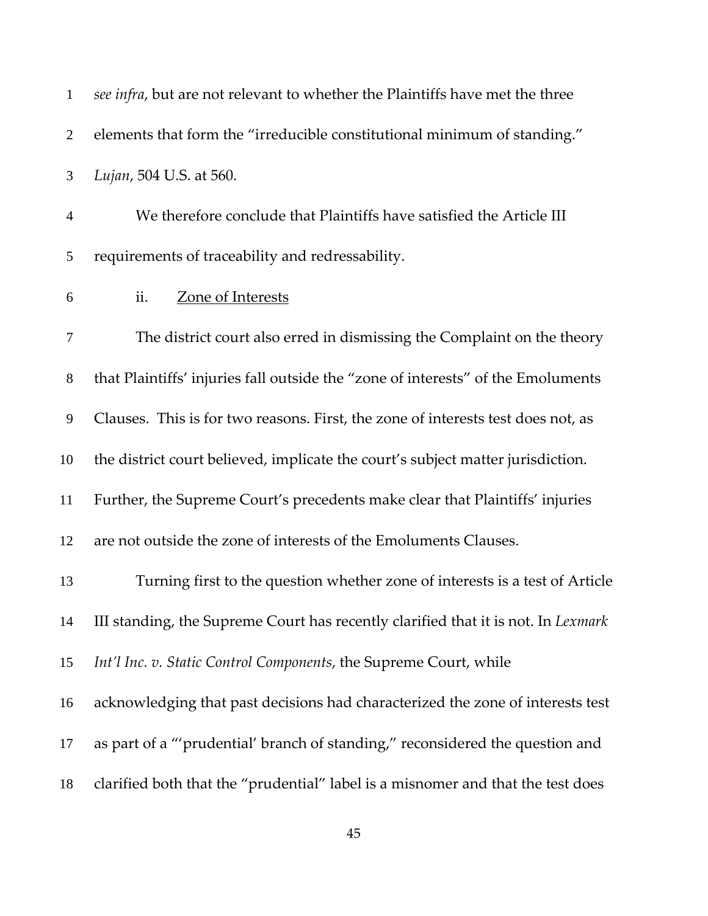*see infra*, but are not relevant to whether the Plaintiffs have met the three elements that form the "irreducible constitutional minimum of standing." *Lujan*, 504 U.S. at 560.

We therefore conclude that Plaintiffs have satisfied the Article III requirements of traceability and redressability.

ii. Zone of Interests

The district court also erred in dismissing the Complaint on the theory that Plaintiffs' injuries fall outside the "zone of interests" of the Emoluments Clauses. This is for two reasons. First, the zone of interests test does not, as the district court believed, implicate the court's subject matter jurisdiction. Further, the Supreme Court's precedents make clear that Plaintiffs' injuries are not outside the zone of interests of the Emoluments Clauses.

Turning first to the question whether zone of interests is a test of Article III standing, the Supreme Court has recently clarified that it is not. In *Lexmark Int'l Inc. v. Static Control Components*, the Supreme Court, while acknowledging that past decisions had characterized the zone of interests test as part of a "'prudential' branch of standing," reconsidered the question and clarified both that the "prudential" label is a misnomer and that the test does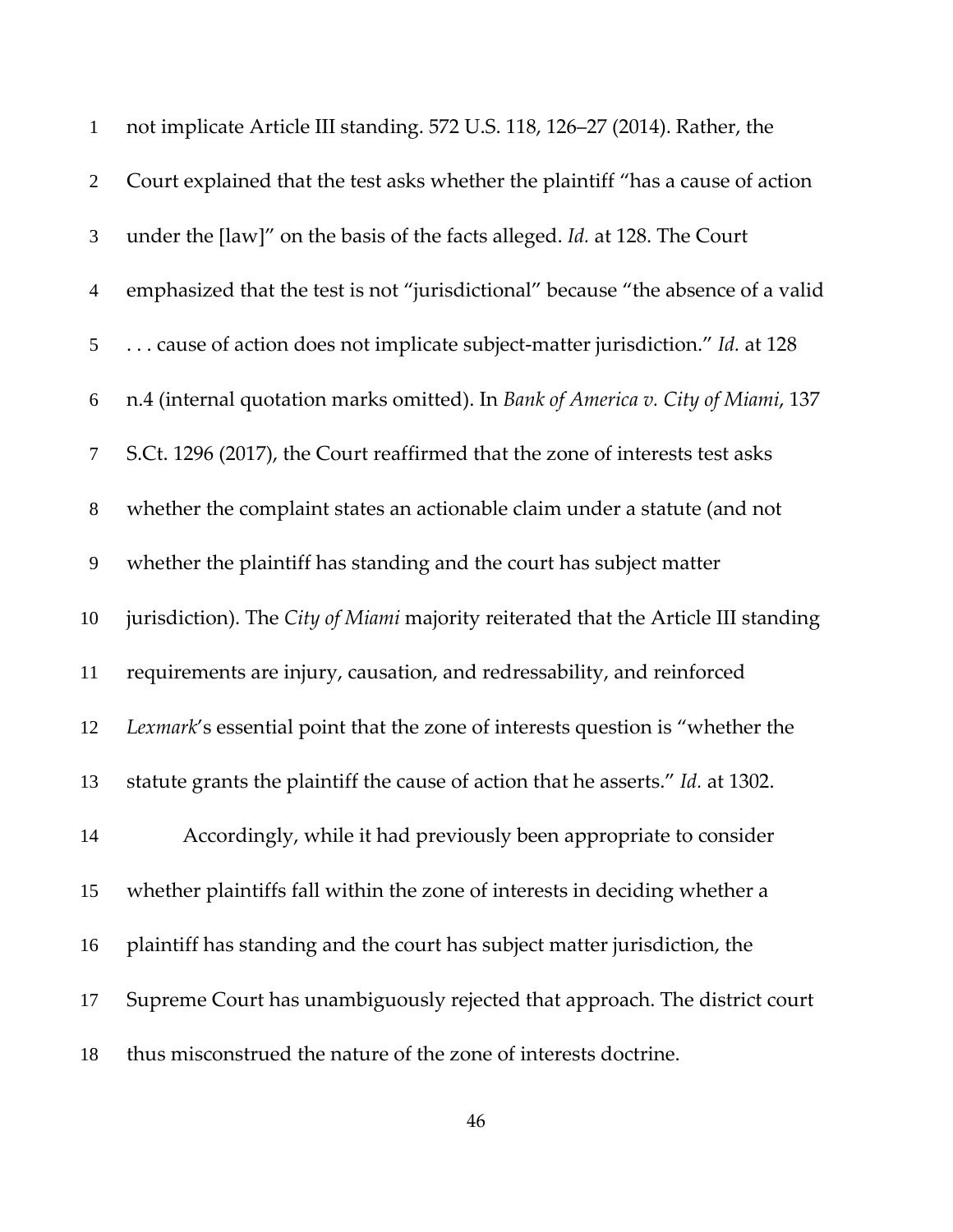not implicate Article III standing. 572 U.S. 118, 126–27 (2014). Rather, the Court explained that the test asks whether the plaintiff "has a cause of action under the [law]" on the basis of the facts alleged. *Id.* at 128. The Court emphasized that the test is not "jurisdictional" because "the absence of a valid . . . cause of action does not implicate subject-matter jurisdiction." *Id.* at 128 n.4 (internal quotation marks omitted). In *Bank of America v. City of Miami*, 137 S.Ct. 1296 (2017), the Court reaffirmed that the zone of interests test asks whether the complaint states an actionable claim under a statute (and not whether the plaintiff has standing and the court has subject matter jurisdiction). The *City of Miami* majority reiterated that the Article III standing requirements are injury, causation, and redressability, and reinforced *Lexmark*'s essential point that the zone of interests question is "whether the statute grants the plaintiff the cause of action that he asserts." *Id.* at 1302.

Accordingly, while it had previously been appropriate to consider whether plaintiffs fall within the zone of interests in deciding whether a plaintiff has standing and the court has subject matter jurisdiction, the Supreme Court has unambiguously rejected that approach. The district court thus misconstrued the nature of the zone of interests doctrine.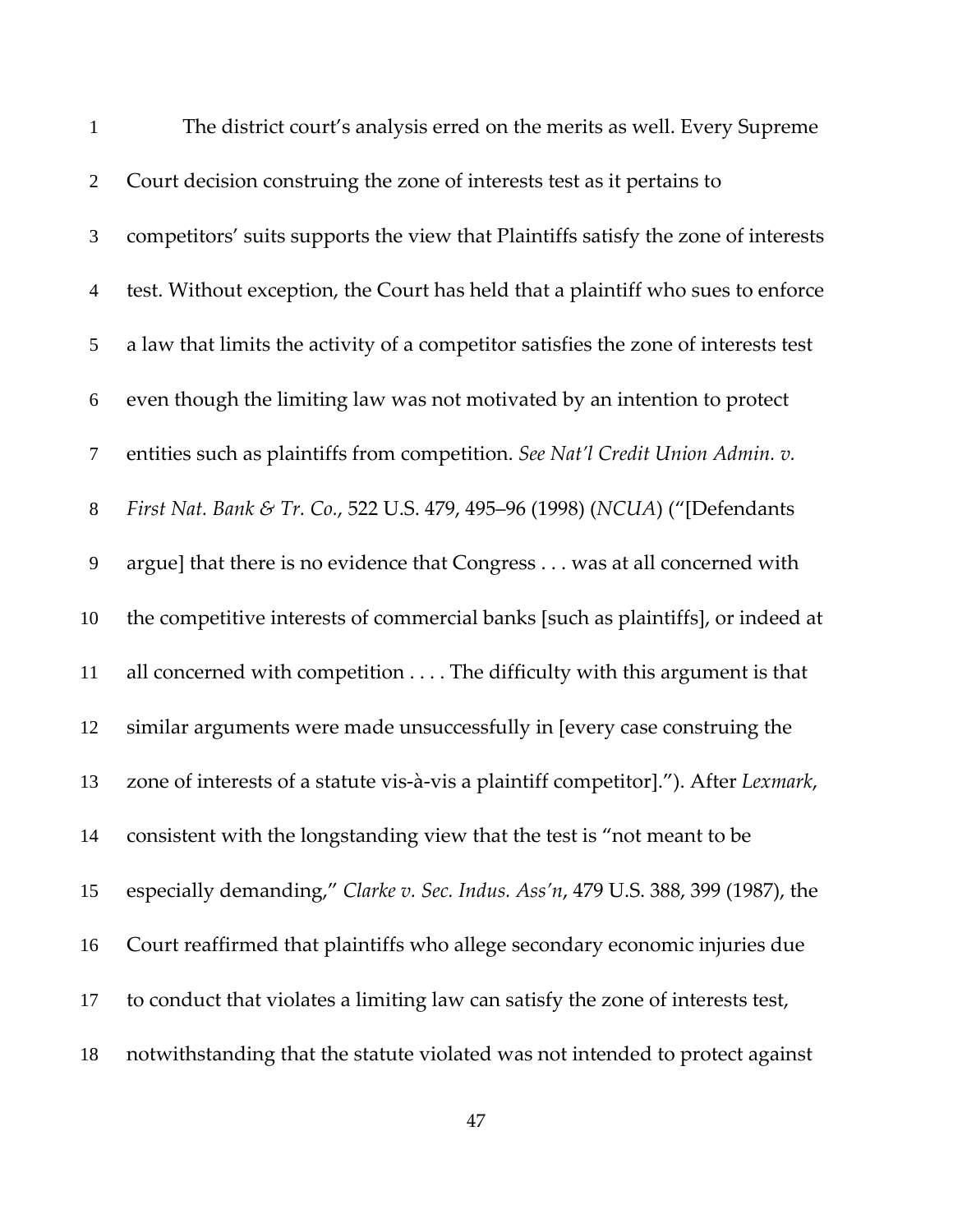The district court's analysis erred on the merits as well. Every Supreme Court decision construing the zone of interests test as it pertains to competitors' suits supports the view that Plaintiffs satisfy the zone of interests test. Without exception, the Court has held that a plaintiff who sues to enforce a law that limits the activity of a competitor satisfies the zone of interests test even though the limiting law was not motivated by an intention to protect entities such as plaintiffs from competition. *See Nat'l Credit Union Admin. v. First Nat. Bank & Tr. Co.*, 522 U.S. 479, 495–96 (1998) (*NCUA*) ("[Defendants argue] that there is no evidence that Congress . . . was at all concerned with the competitive interests of commercial banks [such as plaintiffs], or indeed at all concerned with competition . . . . The difficulty with this argument is that similar arguments were made unsuccessfully in [every case construing the zone of interests of a statute vis-à-vis a plaintiff competitor]."). After *Lexmark*, consistent with the longstanding view that the test is "not meant to be especially demanding," *Clarke v. Sec. Indus. Ass'n*, 479 U.S. 388, 399 (1987), the Court reaffirmed that plaintiffs who allege secondary economic injuries due to conduct that violates a limiting law can satisfy the zone of interests test, notwithstanding that the statute violated was not intended to protect against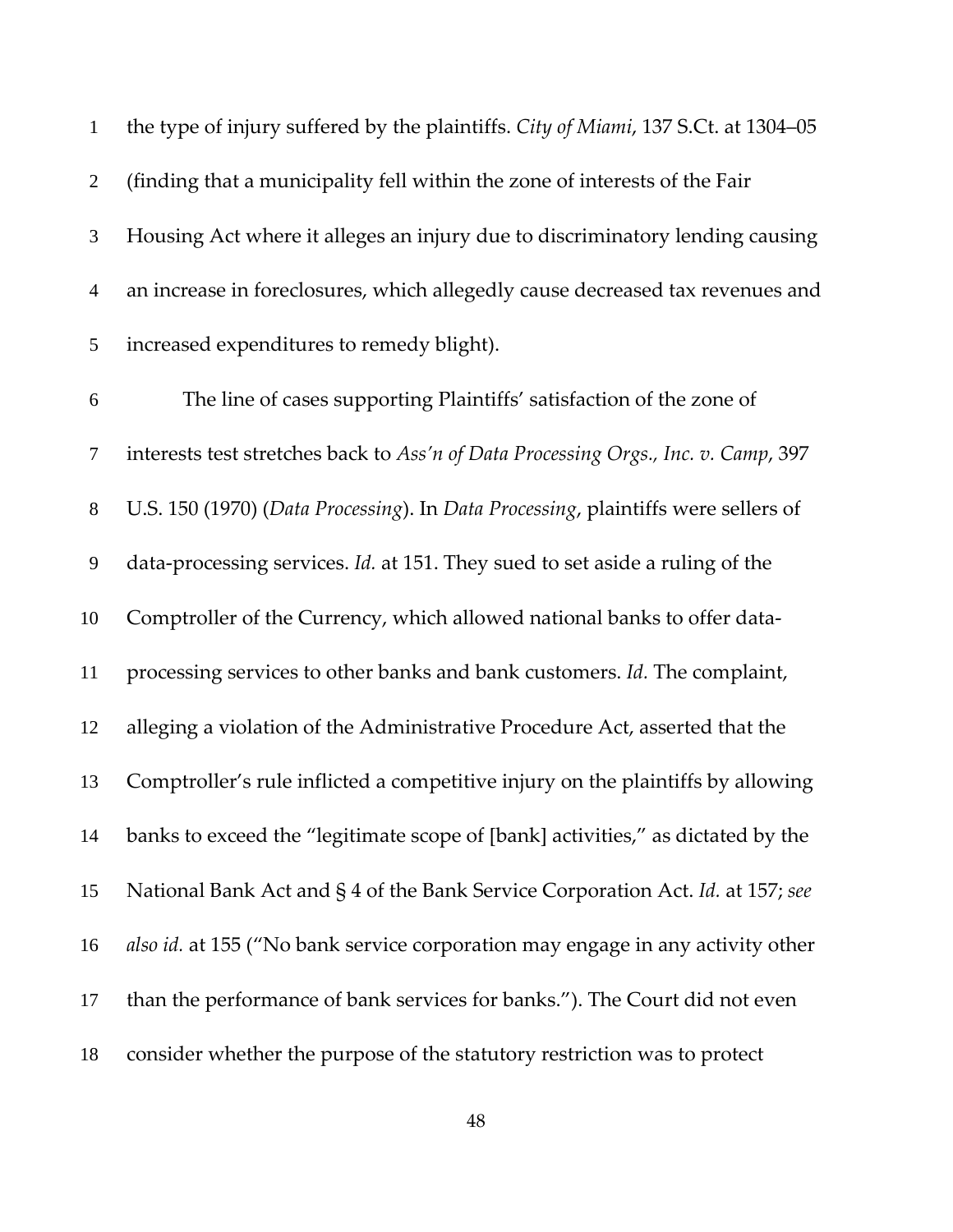the type of injury suffered by the plaintiffs. *City of Miami*, 137 S.Ct. at 1304–05 (finding that a municipality fell within the zone of interests of the Fair Housing Act where it alleges an injury due to discriminatory lending causing an increase in foreclosures, which allegedly cause decreased tax revenues and increased expenditures to remedy blight).

The line of cases supporting Plaintiffs' satisfaction of the zone of interests test stretches back to *Ass'n of Data Processing Orgs., Inc. v. Camp*, 397 U.S. 150 (1970) (*Data Processing*). In *Data Processing*, plaintiffs were sellers of data-processing services. *Id.* at 151. They sued to set aside a ruling of the Comptroller of the Currency, which allowed national banks to offer data-processing services to other banks and bank customers. *Id.* The complaint, alleging a violation of the Administrative Procedure Act, asserted that the Comptroller's rule inflicted a competitive injury on the plaintiffs by allowing banks to exceed the "legitimate scope of [bank] activities," as dictated by the National Bank Act and § 4 of the Bank Service Corporation Act. *Id.* at 157; *see also id.* at 155 ("No bank service corporation may engage in any activity other than the performance of bank services for banks."). The Court did not even consider whether the purpose of the statutory restriction was to protect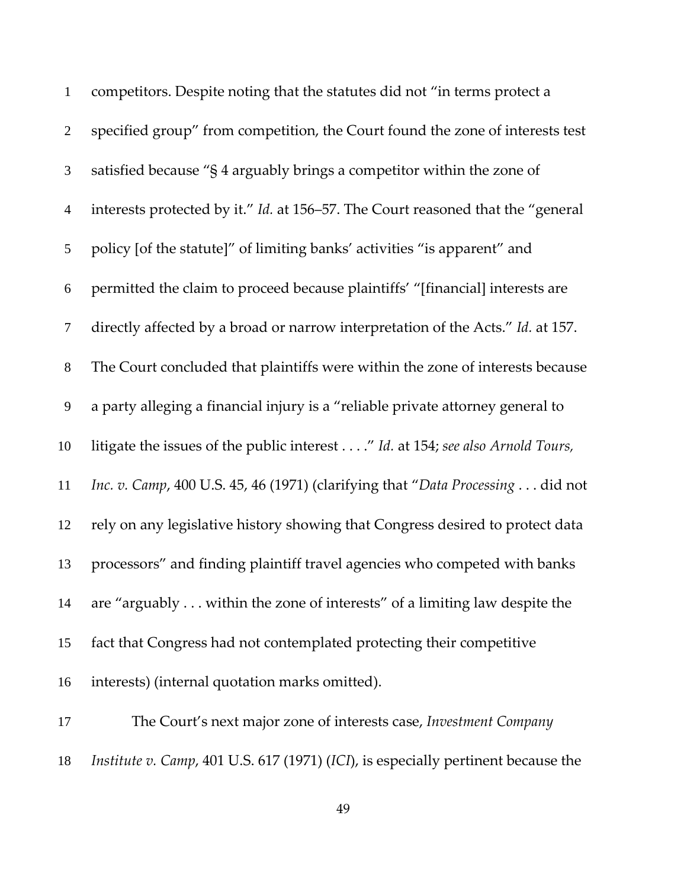competitors. Despite noting that the statutes did not "in terms protect a specified group" from competition, the Court found the zone of interests test satisfied because "§ 4 arguably brings a competitor within the zone of interests protected by it." *Id.* at 156–57. The Court reasoned that the "general policy [of the statute]" of limiting banks' activities "is apparent" and permitted the claim to proceed because plaintiffs' "[financial] interests are directly affected by a broad or narrow interpretation of the Acts." *Id.* at 157. The Court concluded that plaintiffs were within the zone of interests because a party alleging a financial injury is a "reliable private attorney general to litigate the issues of the public interest . . . ." *Id.* at 154; *see also Arnold Tours, Inc. v. Camp*, 400 U.S. 45, 46 (1971) (clarifying that "*Data Processing* . . . did not rely on any legislative history showing that Congress desired to protect data processors" and finding plaintiff travel agencies who competed with banks are "arguably . . . within the zone of interests" of a limiting law despite the fact that Congress had not contemplated protecting their competitive interests) (internal quotation marks omitted).

The Court's next major zone of interests case, *Investment Company Institute v. Camp*, 401 U.S. 617 (1971) (*ICI*), is especially pertinent because the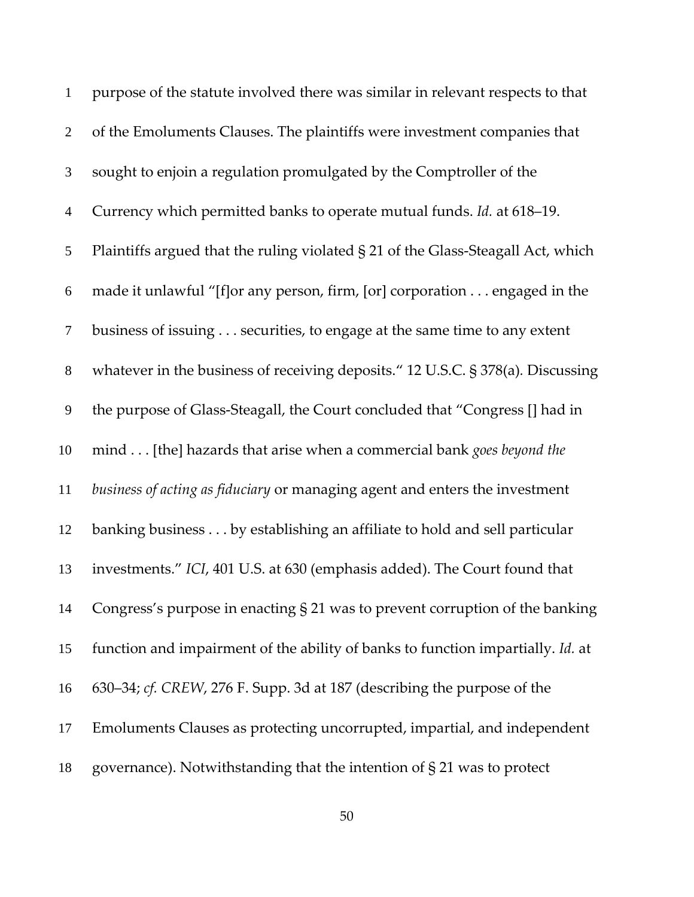purpose of the statute involved there was similar in relevant respects to that of the Emoluments Clauses. The plaintiffs were investment companies that sought to enjoin a regulation promulgated by the Comptroller of the Currency which permitted banks to operate mutual funds. *Id.* at 618–19. Plaintiffs argued that the ruling violated § 21 of the Glass-Steagall Act, which made it unlawful "[f]or any person, firm, [or] corporation . . . engaged in the business of issuing . . . securities, to engage at the same time to any extent whatever in the business of receiving deposits." 12 U.S.C. § 378(a). Discussing the purpose of Glass-Steagall, the Court concluded that "Congress [] had in mind . . . [the] hazards that arise when a commercial bank *goes beyond the business of acting as fiduciary* or managing agent and enters the investment banking business . . . by establishing an affiliate to hold and sell particular investments." *ICI*, 401 U.S. at 630 (emphasis added). The Court found that Congress's purpose in enacting § 21 was to prevent corruption of the banking function and impairment of the ability of banks to function impartially. *Id.* at 630–34; *cf. CREW*, 276 F. Supp. 3d at 187 (describing the purpose of the Emoluments Clauses as protecting uncorrupted, impartial, and independent governance). Notwithstanding that the intention of § 21 was to protect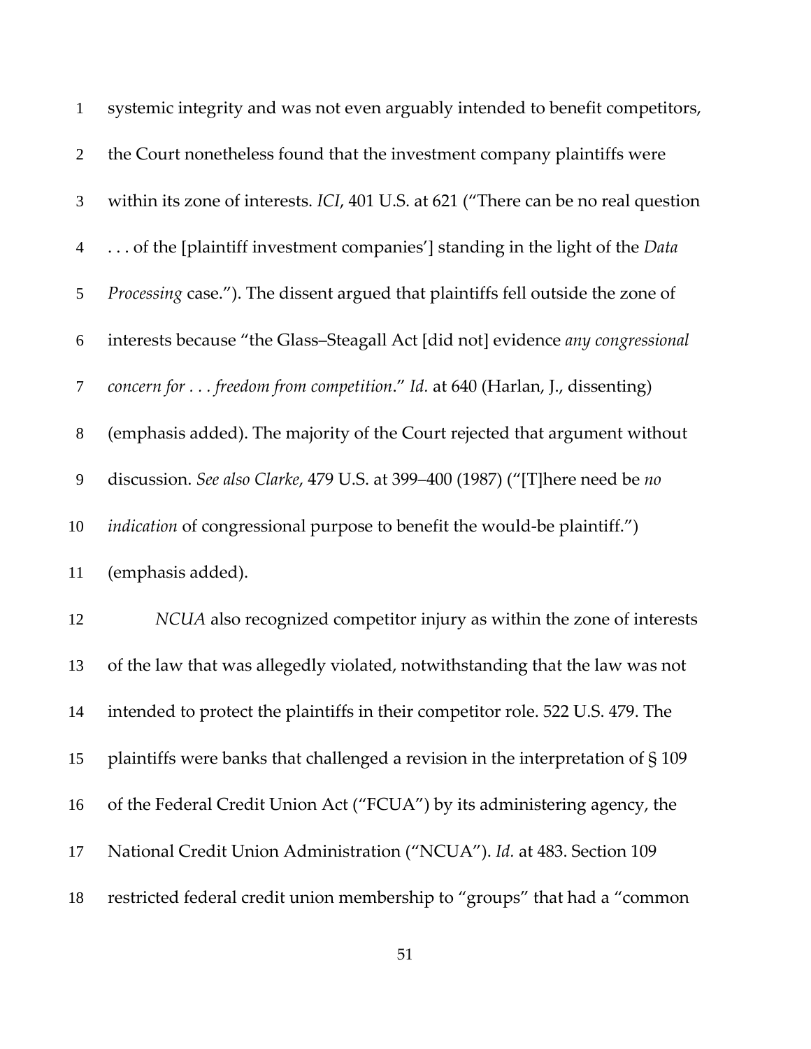systemic integrity and was not even arguably intended to benefit competitors, the Court nonetheless found that the investment company plaintiffs were within its zone of interests. *ICI*, 401 U.S. at 621 ("There can be no real question . . . of the [plaintiff investment companies'] standing in the light of the *Data Processing* case."). The dissent argued that plaintiffs fell outside the zone of interests because "the Glass–Steagall Act [did not] evidence *any congressional concern for . . . freedom from competition*." *Id.* at 640 (Harlan, J., dissenting) (emphasis added). The majority of the Court rejected that argument without discussion. *See also Clarke*, 479 U.S. at 399–400 (1987) ("[T]here need be *no indication* of congressional purpose to benefit the would-be plaintiff.") (emphasis added).

*NCUA* also recognized competitor injury as within the zone of interests of the law that was allegedly violated, notwithstanding that the law was not intended to protect the plaintiffs in their competitor role. 522 U.S. 479. The plaintiffs were banks that challenged a revision in the interpretation of § 109 of the Federal Credit Union Act ("FCUA") by its administering agency, the National Credit Union Administration ("NCUA"). *Id.* at 483. Section 109 restricted federal credit union membership to "groups" that had a "common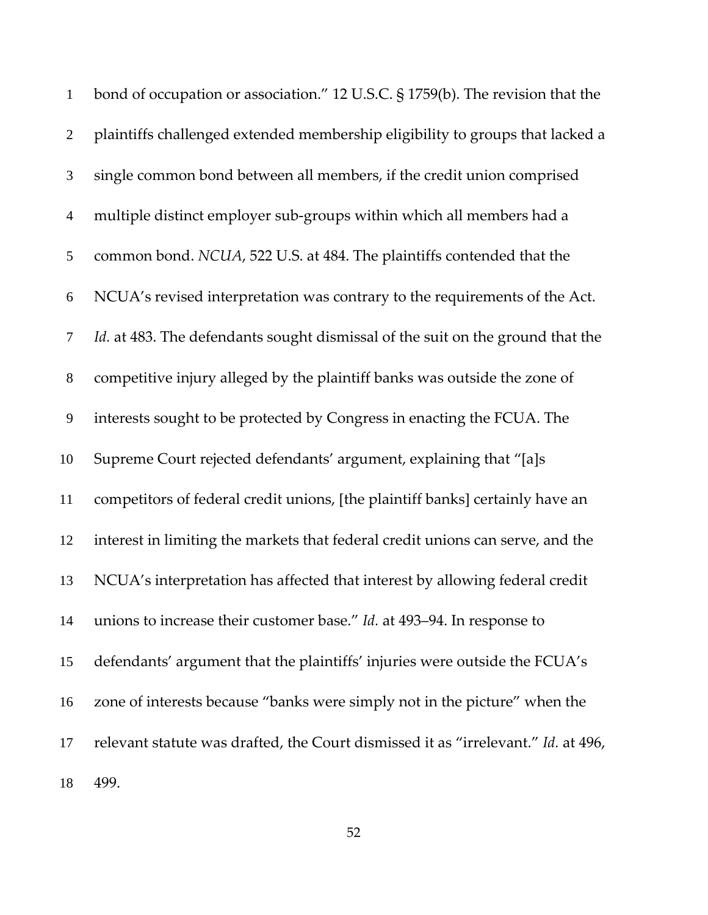bond of occupation or association." 12 U.S.C. § 1759(b). The revision that the plaintiffs challenged extended membership eligibility to groups that lacked a single common bond between all members, if the credit union comprised multiple distinct employer sub-groups within which all members had a common bond. *NCUA*, 522 U.S. at 484. The plaintiffs contended that the NCUA's revised interpretation was contrary to the requirements of the Act. *Id.* at 483. The defendants sought dismissal of the suit on the ground that the competitive injury alleged by the plaintiff banks was outside the zone of interests sought to be protected by Congress in enacting the FCUA. The Supreme Court rejected defendants' argument, explaining that "[a]s competitors of federal credit unions, [the plaintiff banks] certainly have an interest in limiting the markets that federal credit unions can serve, and the NCUA's interpretation has affected that interest by allowing federal credit unions to increase their customer base." *Id.* at 493–94. In response to defendants' argument that the plaintiffs' injuries were outside the FCUA's zone of interests because "banks were simply not in the picture" when the relevant statute was drafted, the Court dismissed it as "irrelevant." *Id.* at 496, 499.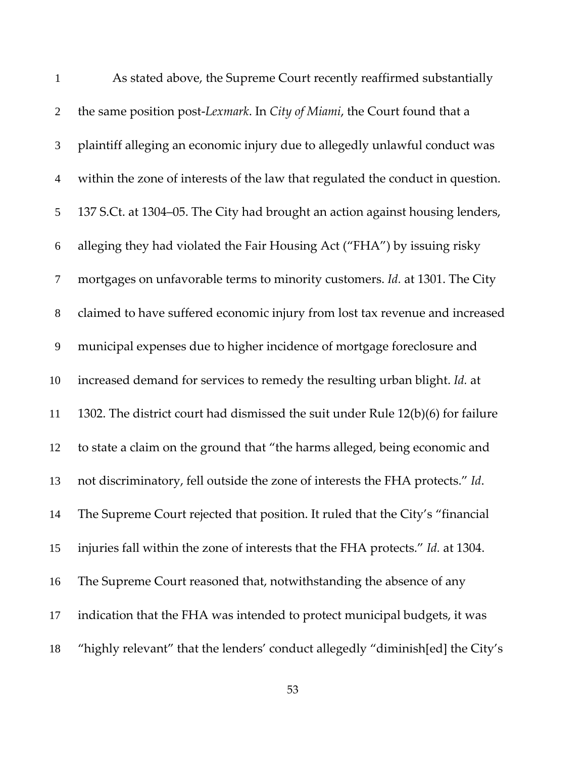As stated above, the Supreme Court recently reaffirmed substantially the same position post-*Lexmark*. In *City of Miami*, the Court found that a plaintiff alleging an economic injury due to allegedly unlawful conduct was within the zone of interests of the law that regulated the conduct in question. 137 S.Ct. at 1304–05. The City had brought an action against housing lenders, alleging they had violated the Fair Housing Act ("FHA") by issuing risky mortgages on unfavorable terms to minority customers. *Id.* at 1301. The City claimed to have suffered economic injury from lost tax revenue and increased municipal expenses due to higher incidence of mortgage foreclosure and increased demand for services to remedy the resulting urban blight. *Id.* at 1302. The district court had dismissed the suit under Rule 12(b)(6) for failure to state a claim on the ground that "the harms alleged, being economic and not discriminatory, fell outside the zone of interests the FHA protects." *Id*. The Supreme Court rejected that position. It ruled that the City's "financial injuries fall within the zone of interests that the FHA protects." *Id.* at 1304. The Supreme Court reasoned that, notwithstanding the absence of any indication that the FHA was intended to protect municipal budgets, it was "highly relevant" that the lenders' conduct allegedly "diminish[ed] the City's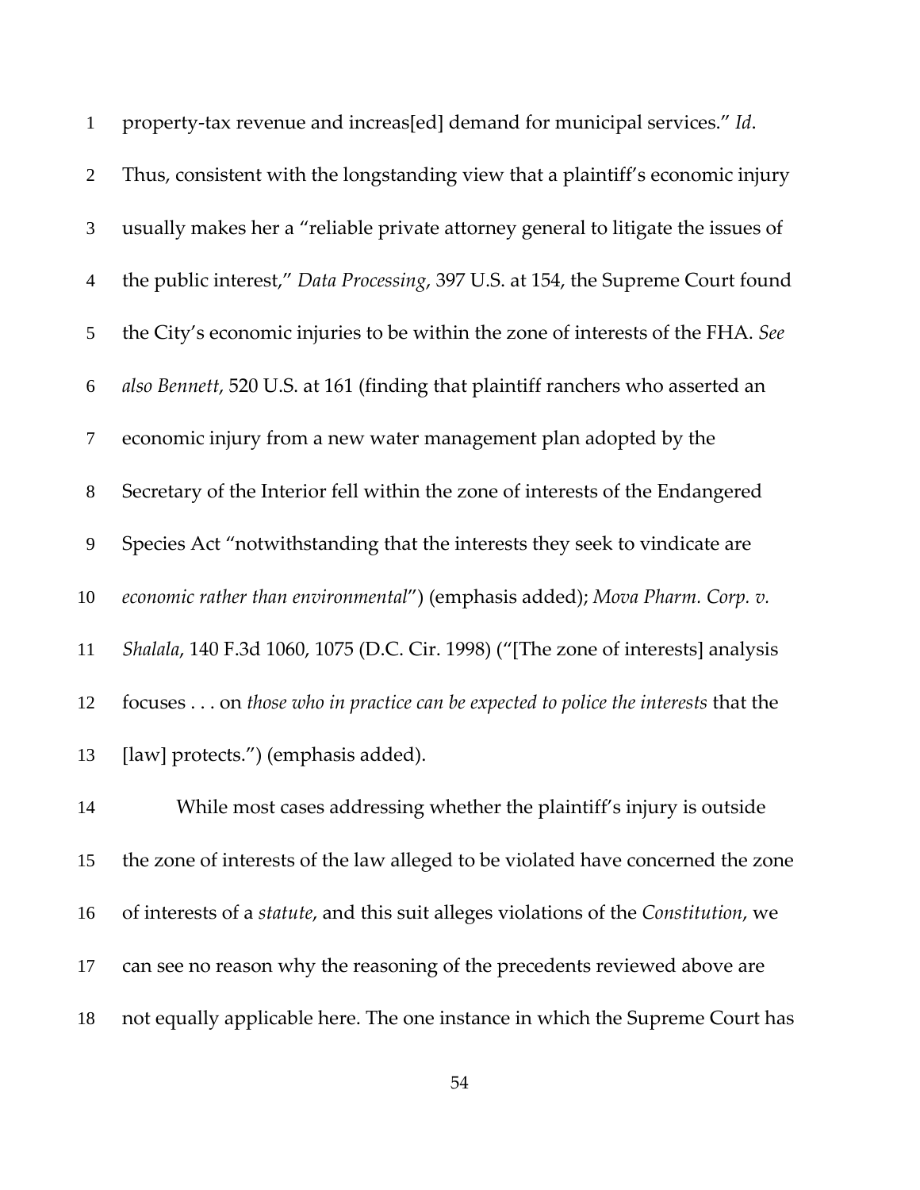property-tax revenue and increas[ed] demand for municipal services." *Id*. Thus, consistent with the longstanding view that a plaintiff's economic injury usually makes her a "reliable private attorney general to litigate the issues of the public interest," *Data Processing*, 397 U.S. at 154, the Supreme Court found the City's economic injuries to be within the zone of interests of the FHA. *See also Bennett*, 520 U.S. at 161 (finding that plaintiff ranchers who asserted an economic injury from a new water management plan adopted by the Secretary of the Interior fell within the zone of interests of the Endangered Species Act "notwithstanding that the interests they seek to vindicate are *economic rather than environmental*") (emphasis added); *Mova Pharm. Corp. v. Shalala*, 140 F.3d 1060, 1075 (D.C. Cir. 1998) ("[The zone of interests] analysis focuses . . . on *those who in practice can be expected to police the interests* that the [law] protects.") (emphasis added).

While most cases addressing whether the plaintiff's injury is outside the zone of interests of the law alleged to be violated have concerned the zone of interests of a *statute*, and this suit alleges violations of the *Constitution*, we can see no reason why the reasoning of the precedents reviewed above are not equally applicable here. The one instance in which the Supreme Court has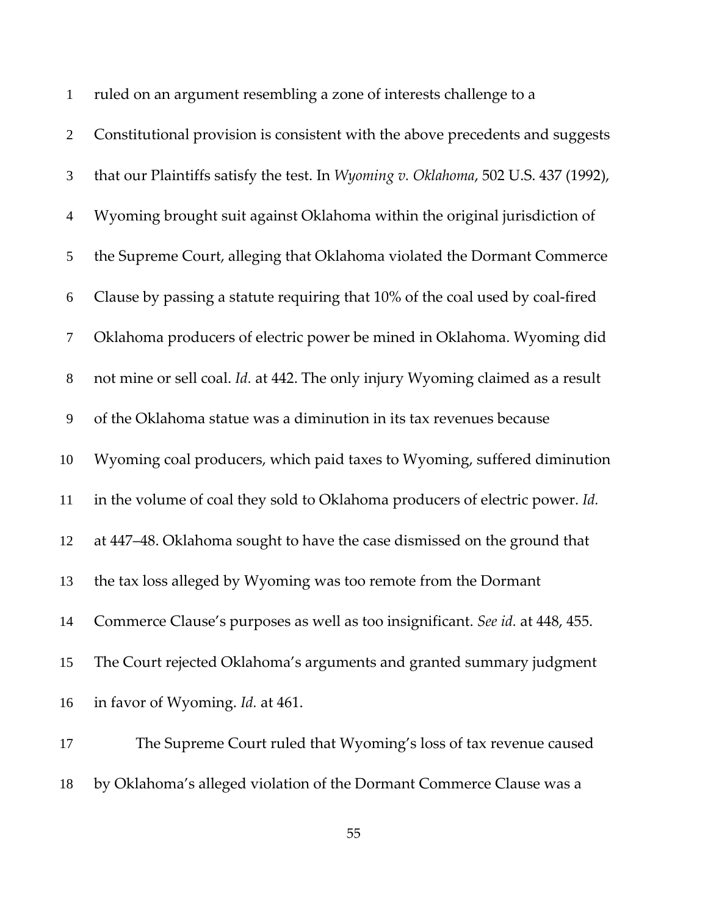ruled on an argument resembling a zone of interests challenge to a Constitutional provision is consistent with the above precedents and suggests that our Plaintiffs satisfy the test. In *Wyoming v. Oklahoma*, 502 U.S. 437 (1992), Wyoming brought suit against Oklahoma within the original jurisdiction of the Supreme Court, alleging that Oklahoma violated the Dormant Commerce Clause by passing a statute requiring that 10% of the coal used by coal-fired Oklahoma producers of electric power be mined in Oklahoma. Wyoming did not mine or sell coal. *Id.* at 442. The only injury Wyoming claimed as a result of the Oklahoma statue was a diminution in its tax revenues because Wyoming coal producers, which paid taxes to Wyoming, suffered diminution in the volume of coal they sold to Oklahoma producers of electric power. *Id.* at 447–48. Oklahoma sought to have the case dismissed on the ground that the tax loss alleged by Wyoming was too remote from the Dormant Commerce Clause's purposes as well as too insignificant. *See id.* at 448, 455. The Court rejected Oklahoma's arguments and granted summary judgment in favor of Wyoming. *Id.* at 461.

The Supreme Court ruled that Wyoming's loss of tax revenue caused by Oklahoma's alleged violation of the Dormant Commerce Clause was a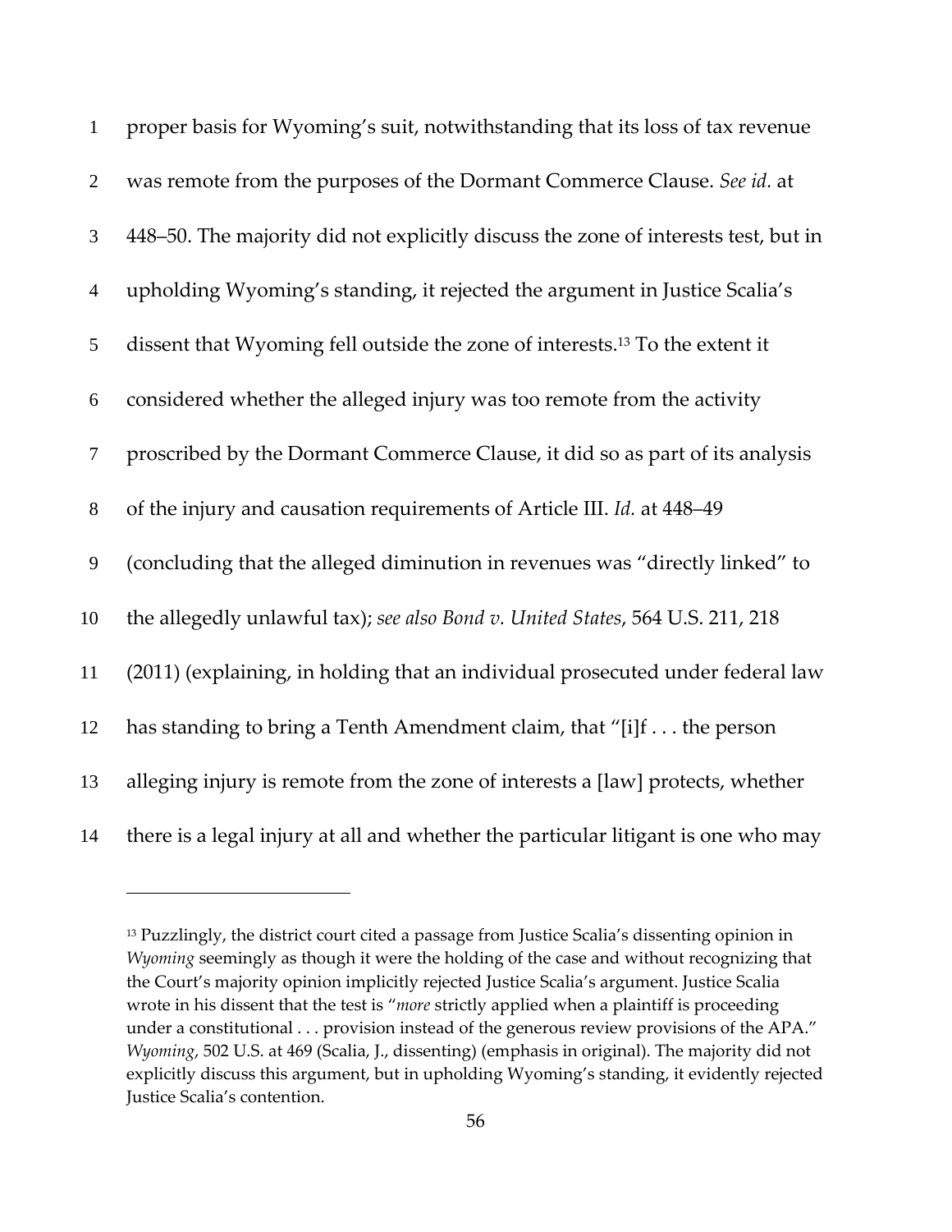proper basis for Wyoming's suit, notwithstanding that its loss of tax revenue was remote from the purposes of the Dormant Commerce Clause. *See id.* at 448–50. The majority did not explicitly discuss the zone of interests test, but in upholding Wyoming's standing, it rejected the argument in Justice Scalia's dissent that Wyoming fell outside the zone of interests.[13] To the extent it considered whether the alleged injury was too remote from the activity proscribed by the Dormant Commerce Clause, it did so as part of its analysis of the injury and causation requirements of Article III. *Id.* at 448–49 (concluding that the alleged diminution in revenues was "directly linked" to the allegedly unlawful tax); *see also Bond v. United States*, 564 U.S. 211, 218 (2011) (explaining, in holding that an individual prosecuted under federal law has standing to bring a Tenth Amendment claim, that "[i]f . . . the person alleging injury is remote from the zone of interests a [law] protects, whether there is a legal injury at all and whether the particular litigant is one who may

---

[13] Puzzlingly, the district court cited a passage from Justice Scalia's dissenting opinion in *Wyoming* seemingly as though it were the holding of the case and without recognizing that the Court's majority opinion implicitly rejected Justice Scalia's argument. Justice Scalia wrote in his dissent that the test is "*more* strictly applied when a plaintiff is proceeding under a constitutional . . . provision instead of the generous review provisions of the APA." *Wyoming*, 502 U.S. at 469 (Scalia, J., dissenting) (emphasis in original). The majority did not explicitly discuss this argument, but in upholding Wyoming's standing, it evidently rejected Justice Scalia's contention.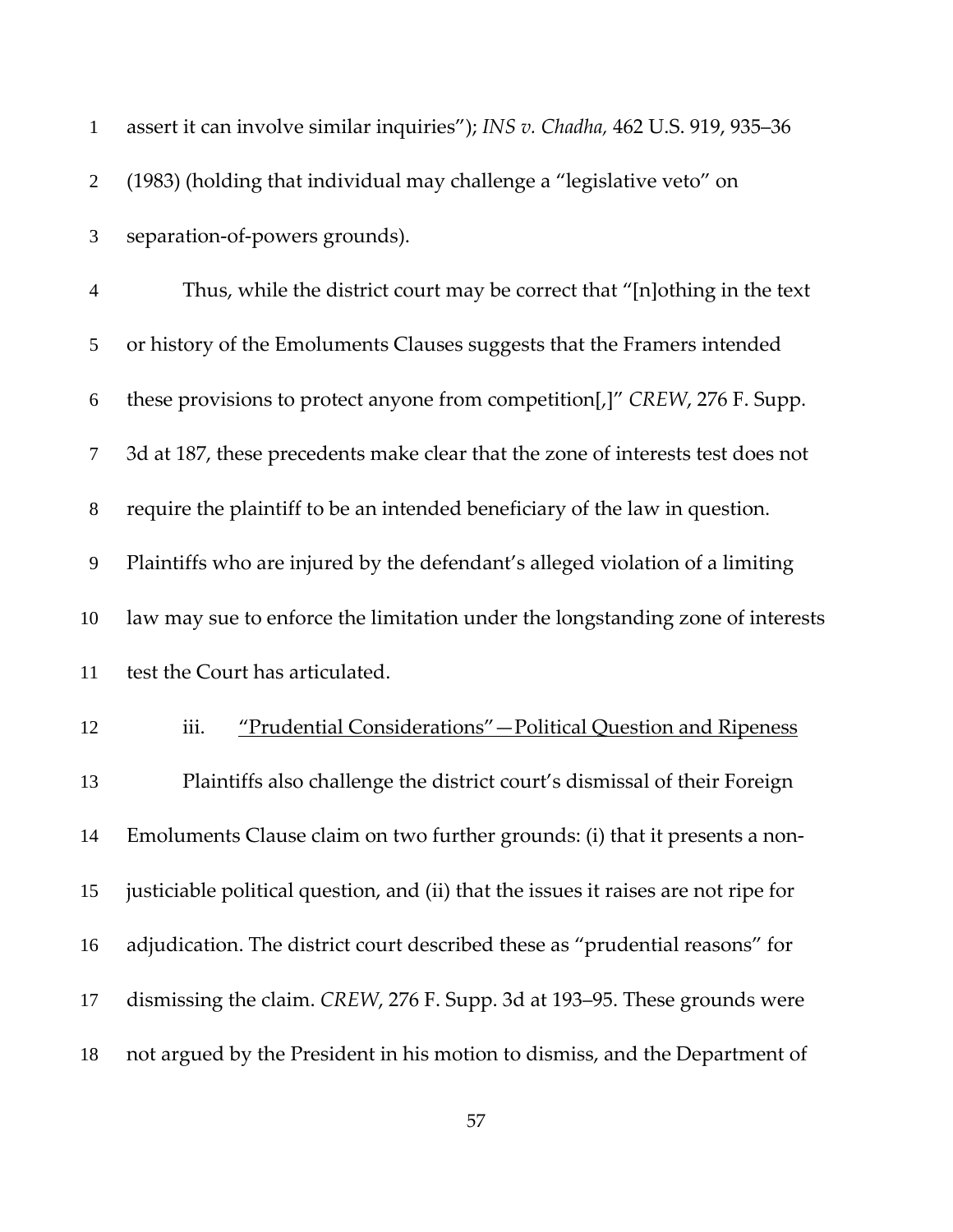assert it can involve similar inquiries"); *INS v. Chadha,* 462 U.S. 919, 935–36 (1983) (holding that individual may challenge a "legislative veto" on separation-of-powers grounds).

Thus, while the district court may be correct that "[n]othing in the text or history of the Emoluments Clauses suggests that the Framers intended these provisions to protect anyone from competition[,]" *CREW*, 276 F. Supp. 3d at 187, these precedents make clear that the zone of interests test does not require the plaintiff to be an intended beneficiary of the law in question. Plaintiffs who are injured by the defendant's alleged violation of a limiting law may sue to enforce the limitation under the longstanding zone of interests test the Court has articulated.

iii. <u>"Prudential Considerations"—Political Question and Ripeness</u>

Plaintiffs also challenge the district court's dismissal of their Foreign Emoluments Clause claim on two further grounds: (i) that it presents a non-justiciable political question, and (ii) that the issues it raises are not ripe for adjudication. The district court described these as "prudential reasons" for dismissing the claim. *CREW*, 276 F. Supp. 3d at 193–95. These grounds were not argued by the President in his motion to dismiss, and the Department of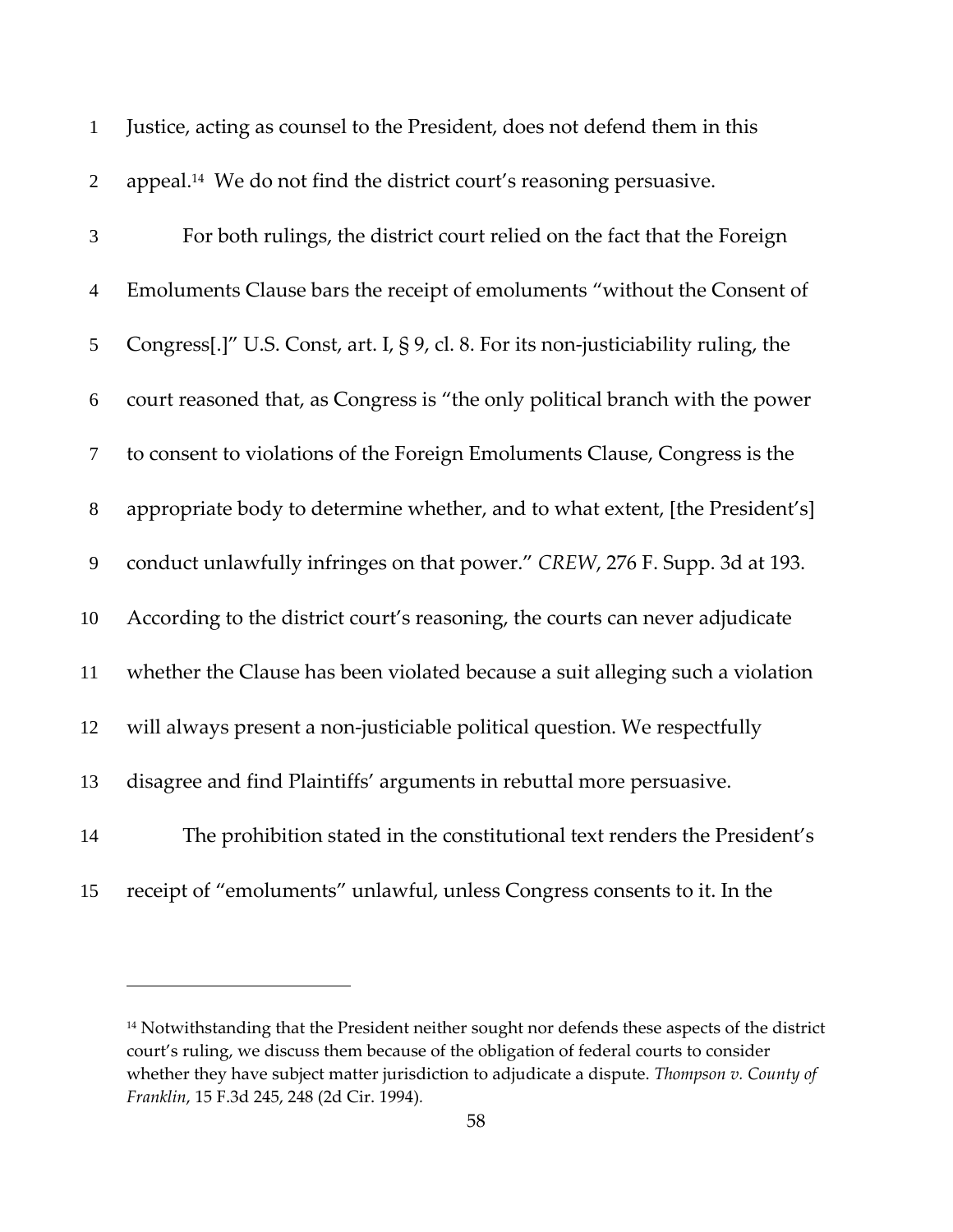Justice, acting as counsel to the President, does not defend them in this appeal.[14] We do not find the district court's reasoning persuasive.

For both rulings, the district court relied on the fact that the Foreign Emoluments Clause bars the receipt of emoluments "without the Consent of Congress[.]" U.S. Const, art. I, § 9, cl. 8. For its non-justiciability ruling, the court reasoned that, as Congress is "the only political branch with the power to consent to violations of the Foreign Emoluments Clause, Congress is the appropriate body to determine whether, and to what extent, [the President's] conduct unlawfully infringes on that power." *CREW*, 276 F. Supp. 3d at 193. According to the district court's reasoning, the courts can never adjudicate whether the Clause has been violated because a suit alleging such a violation will always present a non-justiciable political question. We respectfully disagree and find Plaintiffs' arguments in rebuttal more persuasive.

The prohibition stated in the constitutional text renders the President's receipt of "emoluments" unlawful, unless Congress consents to it. In the

---

[14] Notwithstanding that the President neither sought nor defends these aspects of the district court's ruling, we discuss them because of the obligation of federal courts to consider whether they have subject matter jurisdiction to adjudicate a dispute. *Thompson v. County of Franklin*, 15 F.3d 245, 248 (2d Cir. 1994).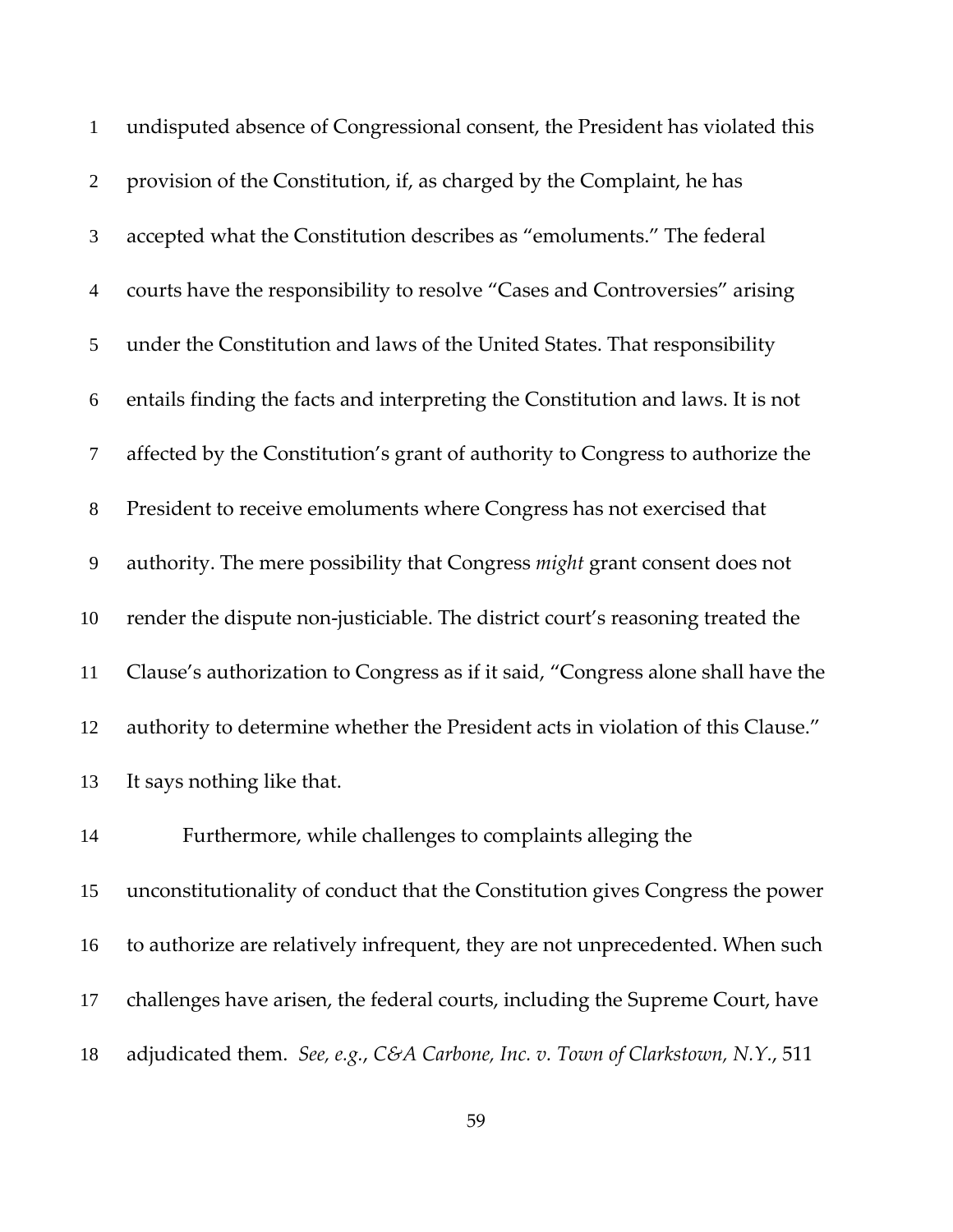undisputed absence of Congressional consent, the President has violated this provision of the Constitution, if, as charged by the Complaint, he has accepted what the Constitution describes as "emoluments." The federal courts have the responsibility to resolve "Cases and Controversies" arising under the Constitution and laws of the United States. That responsibility entails finding the facts and interpreting the Constitution and laws. It is not affected by the Constitution's grant of authority to Congress to authorize the President to receive emoluments where Congress has not exercised that authority. The mere possibility that Congress *might* grant consent does not render the dispute non-justiciable. The district court's reasoning treated the Clause's authorization to Congress as if it said, "Congress alone shall have the authority to determine whether the President acts in violation of this Clause." It says nothing like that.

Furthermore, while challenges to complaints alleging the unconstitutionality of conduct that the Constitution gives Congress the power to authorize are relatively infrequent, they are not unprecedented. When such challenges have arisen, the federal courts, including the Supreme Court, have adjudicated them. *See, e.g.*, *C&A Carbone, Inc. v. Town of Clarkstown, N.Y.*, 511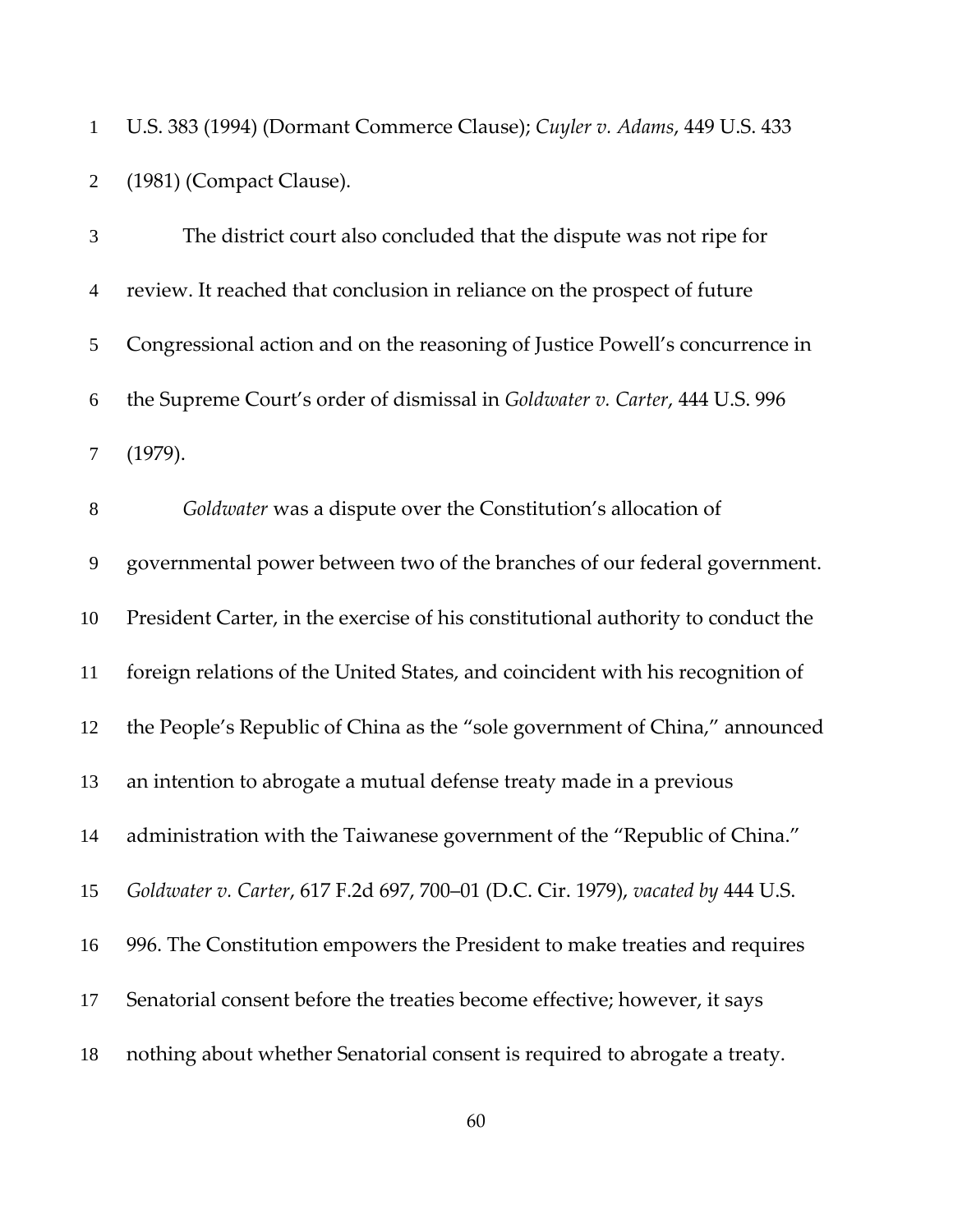U.S. 383 (1994) (Dormant Commerce Clause); *Cuyler v. Adams*, 449 U.S. 433 (1981) (Compact Clause).

The district court also concluded that the dispute was not ripe for review. It reached that conclusion in reliance on the prospect of future Congressional action and on the reasoning of Justice Powell's concurrence in the Supreme Court's order of dismissal in *Goldwater v. Carter*, 444 U.S. 996 (1979).

*Goldwater* was a dispute over the Constitution's allocation of governmental power between two of the branches of our federal government. President Carter, in the exercise of his constitutional authority to conduct the foreign relations of the United States, and coincident with his recognition of the People's Republic of China as the "sole government of China," announced an intention to abrogate a mutual defense treaty made in a previous administration with the Taiwanese government of the "Republic of China." *Goldwater v. Carter*, 617 F.2d 697, 700–01 (D.C. Cir. 1979), *vacated by* 444 U.S. 996. The Constitution empowers the President to make treaties and requires Senatorial consent before the treaties become effective; however, it says nothing about whether Senatorial consent is required to abrogate a treaty.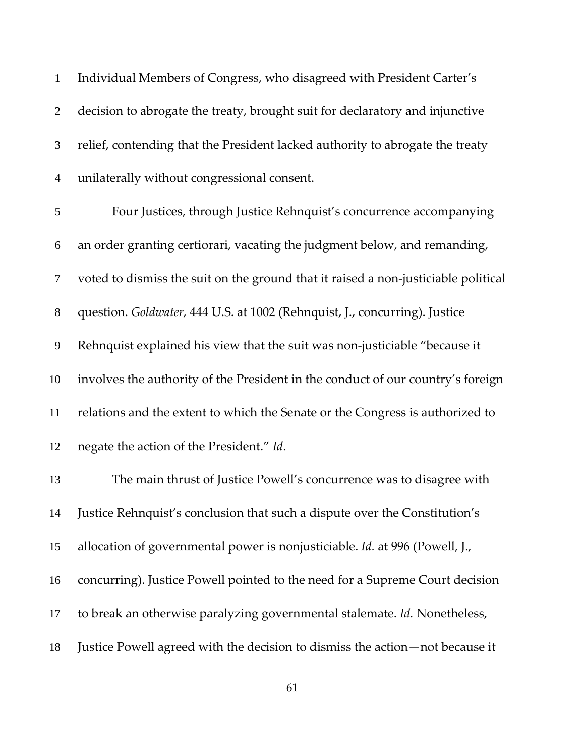Individual Members of Congress, who disagreed with President Carter's decision to abrogate the treaty, brought suit for declaratory and injunctive relief, contending that the President lacked authority to abrogate the treaty unilaterally without congressional consent.

Four Justices, through Justice Rehnquist's concurrence accompanying an order granting certiorari, vacating the judgment below, and remanding, voted to dismiss the suit on the ground that it raised a non-justiciable political question. *Goldwater,* 444 U.S. at 1002 (Rehnquist, J., concurring). Justice Rehnquist explained his view that the suit was non-justiciable "because it involves the authority of the President in the conduct of our country's foreign relations and the extent to which the Senate or the Congress is authorized to negate the action of the President." *Id*.

The main thrust of Justice Powell's concurrence was to disagree with Justice Rehnquist's conclusion that such a dispute over the Constitution's allocation of governmental power is nonjusticiable. *Id.* at 996 (Powell, J., concurring). Justice Powell pointed to the need for a Supreme Court decision to break an otherwise paralyzing governmental stalemate. *Id.* Nonetheless, Justice Powell agreed with the decision to dismiss the action—not because it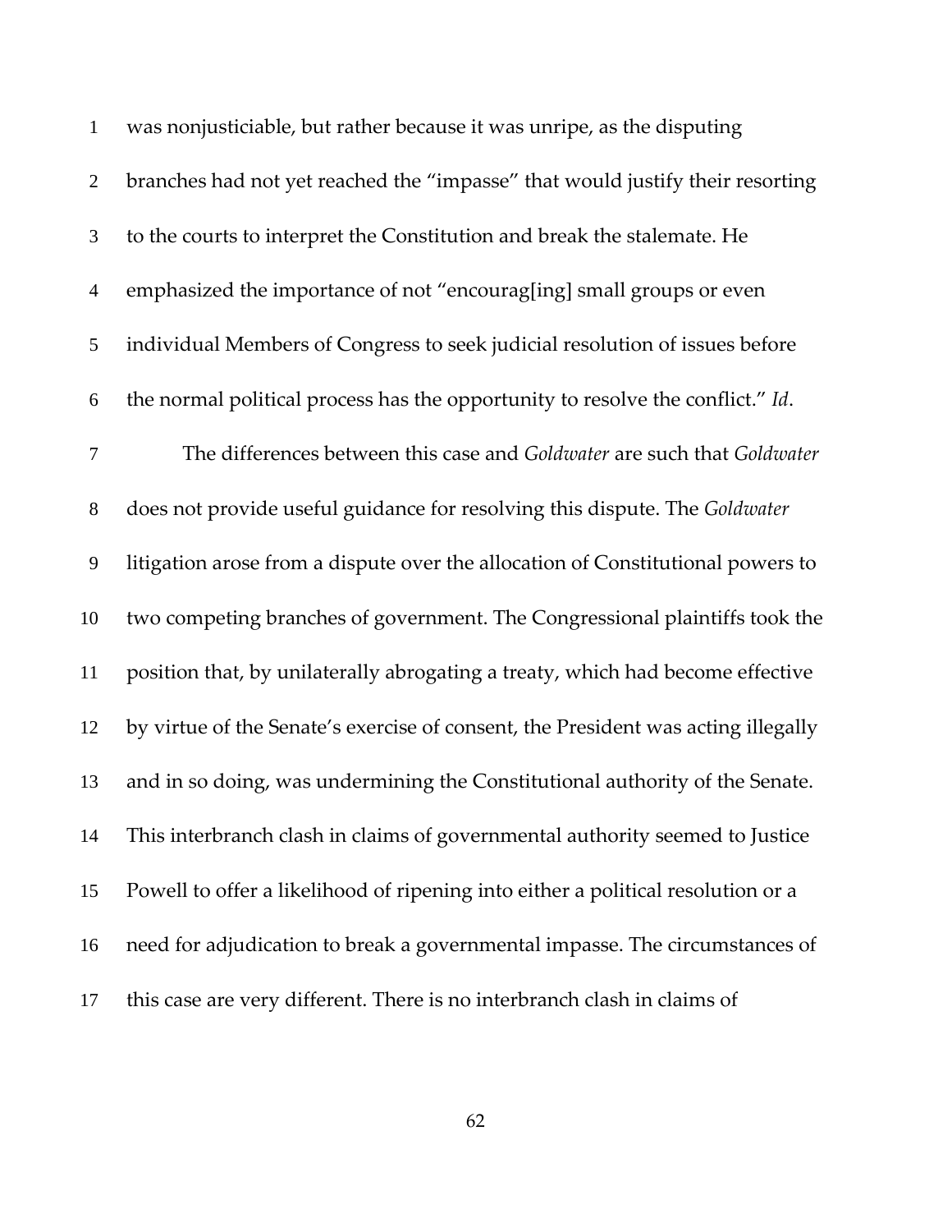was nonjusticiable, but rather because it was unripe, as the disputing branches had not yet reached the "impasse" that would justify their resorting to the courts to interpret the Constitution and break the stalemate. He emphasized the importance of not "encourag[ing] small groups or even individual Members of Congress to seek judicial resolution of issues before the normal political process has the opportunity to resolve the conflict." *Id*.

The differences between this case and *Goldwater* are such that *Goldwater* does not provide useful guidance for resolving this dispute. The *Goldwater* litigation arose from a dispute over the allocation of Constitutional powers to two competing branches of government. The Congressional plaintiffs took the position that, by unilaterally abrogating a treaty, which had become effective by virtue of the Senate's exercise of consent, the President was acting illegally and in so doing, was undermining the Constitutional authority of the Senate. This interbranch clash in claims of governmental authority seemed to Justice Powell to offer a likelihood of ripening into either a political resolution or a need for adjudication to break a governmental impasse. The circumstances of this case are very different. There is no interbranch clash in claims of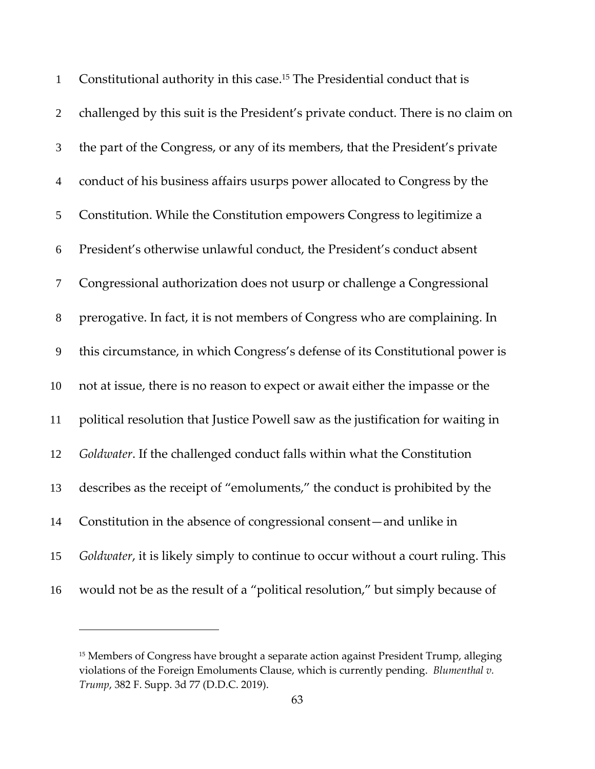Constitutional authority in this case.[15] The Presidential conduct that is challenged by this suit is the President's private conduct. There is no claim on the part of the Congress, or any of its members, that the President's private conduct of his business affairs usurps power allocated to Congress by the Constitution. While the Constitution empowers Congress to legitimize a President's otherwise unlawful conduct, the President's conduct absent Congressional authorization does not usurp or challenge a Congressional prerogative. In fact, it is not members of Congress who are complaining. In this circumstance, in which Congress's defense of its Constitutional power is not at issue, there is no reason to expect or await either the impasse or the political resolution that Justice Powell saw as the justification for waiting in *Goldwater*. If the challenged conduct falls within what the Constitution describes as the receipt of "emoluments," the conduct is prohibited by the Constitution in the absence of congressional consent—and unlike in *Goldwater*, it is likely simply to continue to occur without a court ruling. This would not be as the result of a "political resolution," but simply because of

---

[15] Members of Congress have brought a separate action against President Trump, alleging violations of the Foreign Emoluments Clause, which is currently pending. *Blumenthal v. Trump*, 382 F. Supp. 3d 77 (D.D.C. 2019).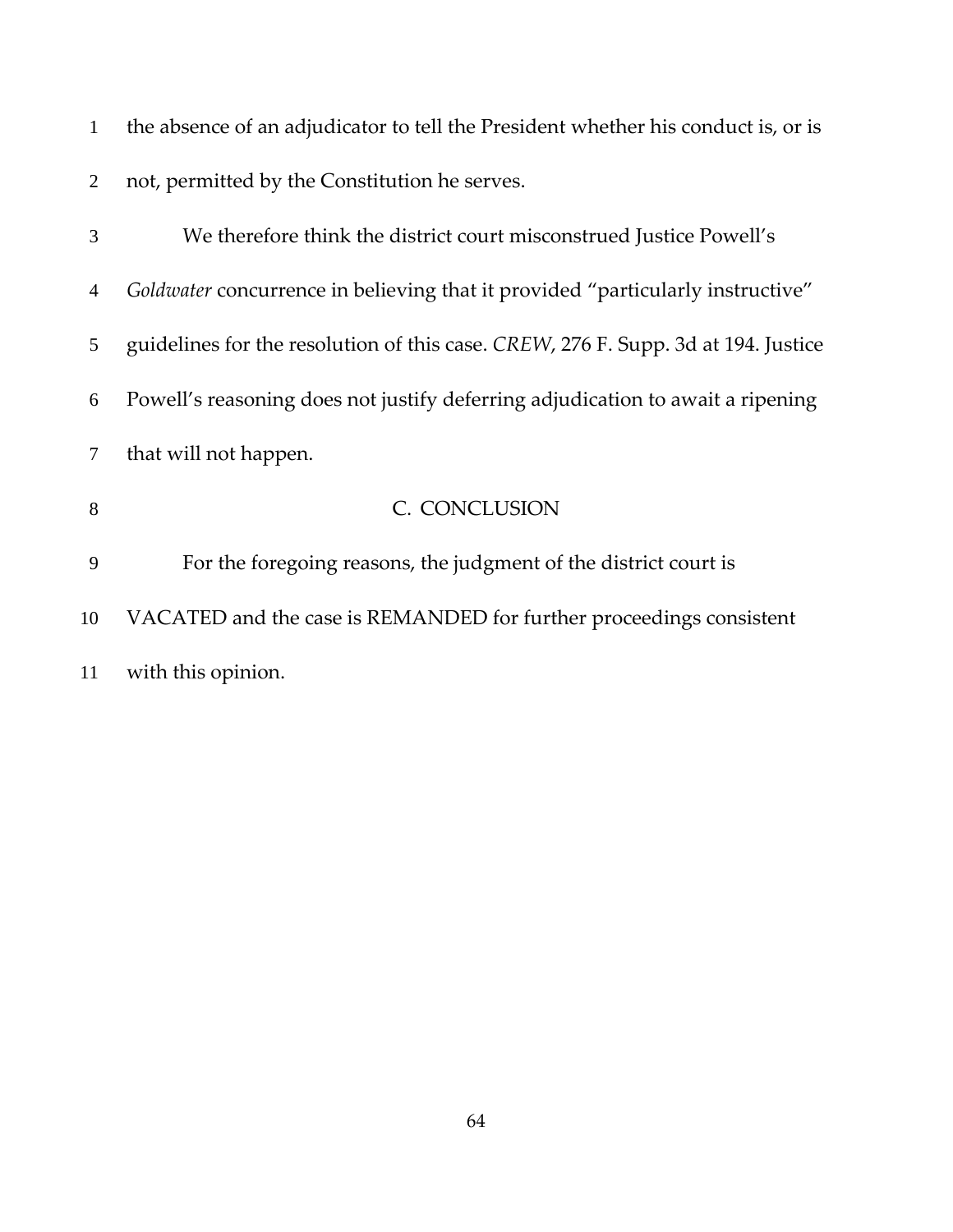the absence of an adjudicator to tell the President whether his conduct is, or is not, permitted by the Constitution he serves.

We therefore think the district court misconstrued Justice Powell's *Goldwater* concurrence in believing that it provided "particularly instructive" guidelines for the resolution of this case. *CREW*, 276 F. Supp. 3d at 194. Justice Powell's reasoning does not justify deferring adjudication to await a ripening that will not happen.

## C. CONCLUSION

For the foregoing reasons, the judgment of the district court is VACATED and the case is REMANDED for further proceedings consistent with this opinion.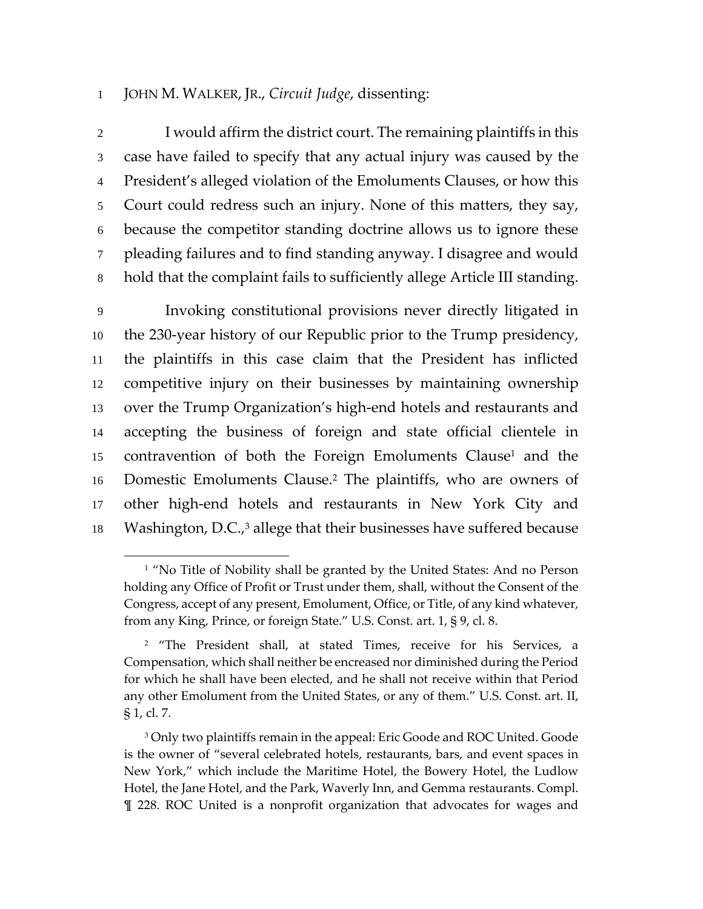JOHN M. WALKER, JR., *Circuit Judge*, dissenting:

I would affirm the district court. The remaining plaintiffs in this case have failed to specify that any actual injury was caused by the President's alleged violation of the Emoluments Clauses, or how this Court could redress such an injury. None of this matters, they say, because the competitor standing doctrine allows us to ignore these pleading failures and to find standing anyway. I disagree and would hold that the complaint fails to sufficiently allege Article III standing.

Invoking constitutional provisions never directly litigated in the 230-year history of our Republic prior to the Trump presidency, the plaintiffs in this case claim that the President has inflicted competitive injury on their businesses by maintaining ownership over the Trump Organization's high-end hotels and restaurants and accepting the business of foreign and state official clientele in contravention of both the Foreign Emoluments Clause[1] and the Domestic Emoluments Clause.[2] The plaintiffs, who are owners of other high-end hotels and restaurants in New York City and Washington, D.C.,[3] allege that their businesses have suffered because

---

[1] "No Title of Nobility shall be granted by the United States: And no Person holding any Office of Profit or Trust under them, shall, without the Consent of the Congress, accept of any present, Emolument, Office, or Title, of any kind whatever, from any King, Prince, or foreign State." U.S. Const. art. 1, § 9, cl. 8.

[2] "The President shall, at stated Times, receive for his Services, a Compensation, which shall neither be encreased nor diminished during the Period for which he shall have been elected, and he shall not receive within that Period any other Emolument from the United States, or any of them." U.S. Const. art. II, § 1, cl. 7.

[3] Only two plaintiffs remain in the appeal: Eric Goode and ROC United. Goode is the owner of "several celebrated hotels, restaurants, bars, and event spaces in New York," which include the Maritime Hotel, the Bowery Hotel, the Ludlow Hotel, the Jane Hotel, and the Park, Waverly Inn, and Gemma restaurants. Compl. ¶ 228. ROC United is a nonprofit organization that advocates for wages and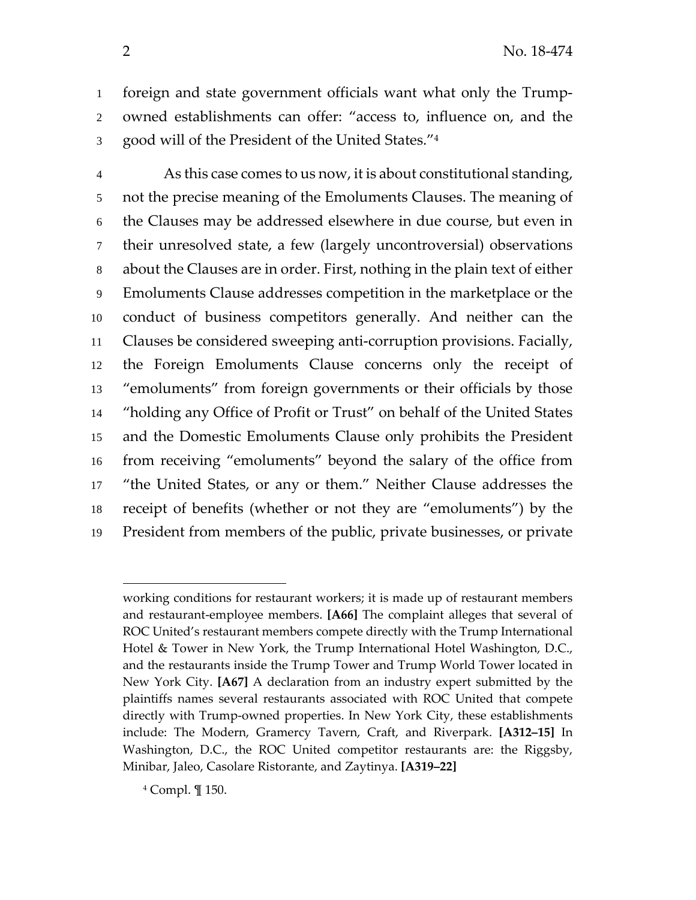foreign and state government officials want what only the Trump-owned establishments can offer: "access to, influence on, and the good will of the President of the United States."[4]

As this case comes to us now, it is about constitutional standing, not the precise meaning of the Emoluments Clauses. The meaning of the Clauses may be addressed elsewhere in due course, but even in their unresolved state, a few (largely uncontroversial) observations about the Clauses are in order. First, nothing in the plain text of either Emoluments Clause addresses competition in the marketplace or the conduct of business competitors generally. And neither can the Clauses be considered sweeping anti-corruption provisions. Facially, the Foreign Emoluments Clause concerns only the receipt of "emoluments" from foreign governments or their officials by those "holding any Office of Profit or Trust" on behalf of the United States and the Domestic Emoluments Clause only prohibits the President from receiving "emoluments" beyond the salary of the office from "the United States, or any or them." Neither Clause addresses the receipt of benefits (whether or not they are "emoluments") by the President from members of the public, private businesses, or private

---

working conditions for restaurant workers; it is made up of restaurant members and restaurant-employee members. **[A66]** The complaint alleges that several of ROC United's restaurant members compete directly with the Trump International Hotel & Tower in New York, the Trump International Hotel Washington, D.C., and the restaurants inside the Trump Tower and Trump World Tower located in New York City. **[A67]** A declaration from an industry expert submitted by the plaintiffs names several restaurants associated with ROC United that compete directly with Trump-owned properties. In New York City, these establishments include: The Modern, Gramercy Tavern, Craft, and Riverpark. **[A312–15]** In Washington, D.C., the ROC United competitor restaurants are: the Riggsby, Minibar, Jaleo, Casolare Ristorante, and Zaytinya. **[A319–22]**

[4] Compl. ¶ 150.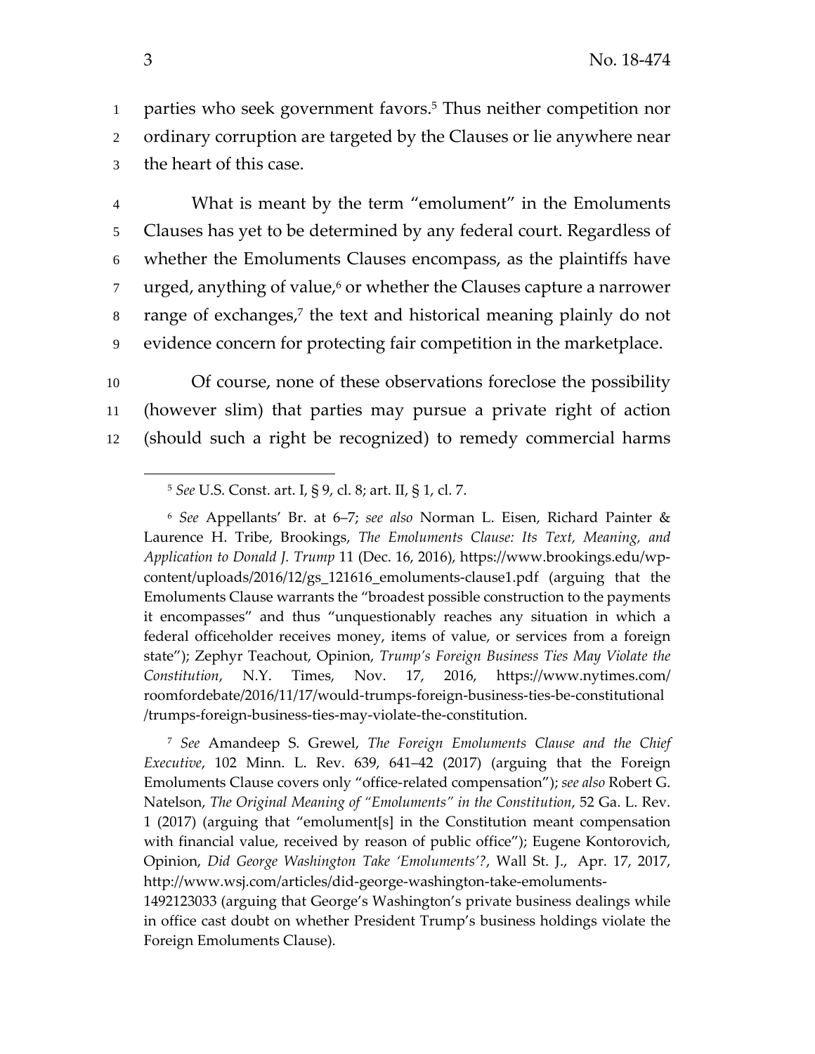parties who seek government favors.[5] Thus neither competition nor ordinary corruption are targeted by the Clauses or lie anywhere near the heart of this case.

What is meant by the term "emolument" in the Emoluments Clauses has yet to be determined by any federal court. Regardless of whether the Emoluments Clauses encompass, as the plaintiffs have urged, anything of value,[6] or whether the Clauses capture a narrower range of exchanges,[7] the text and historical meaning plainly do not evidence concern for protecting fair competition in the marketplace.

Of course, none of these observations foreclose the possibility (however slim) that parties may pursue a private right of action (should such a right be recognized) to remedy commercial harms

---

[5] *See* U.S. Const. art. I, § 9, cl. 8; art. II, § 1, cl. 7.

[6] *See* Appellants' Br. at 6–7; *see also* Norman L. Eisen, Richard Painter & Laurence H. Tribe, Brookings, *The Emoluments Clause: Its Text, Meaning, and Application to Donald J. Trump* 11 (Dec. 16, 2016), https://www.brookings.edu/wp-content/uploads/2016/12/gs_121616_emoluments-clause1.pdf (arguing that the Emoluments Clause warrants the "broadest possible construction to the payments it encompasses" and thus "unquestionably reaches any situation in which a federal officeholder receives money, items of value, or services from a foreign state"); Zephyr Teachout, Opinion, *Trump's Foreign Business Ties May Violate the Constitution*, N.Y. Times, Nov. 17, 2016, https://www.nytimes.com/roomfordebate/2016/11/17/would-trumps-foreign-business-ties-be-constitutional/trumps-foreign-business-ties-may-violate-the-constitution.

[7] *See* Amandeep S. Grewel, *The Foreign Emoluments Clause and the Chief Executive*, 102 Minn. L. Rev. 639, 641–42 (2017) (arguing that the Foreign Emoluments Clause covers only "office-related compensation"); *see also* Robert G. Natelson, *The Original Meaning of "Emoluments" in the Constitution*, 52 Ga. L. Rev. 1 (2017) (arguing that "emolument[s] in the Constitution meant compensation with financial value, received by reason of public office"); Eugene Kontorovich, Opinion, *Did George Washington Take 'Emoluments'?*, Wall St. J., Apr. 17, 2017, http://www.wsj.com/articles/did-george-washington-take-emoluments-1492123033 (arguing that George's Washington's private business dealings while in office cast doubt on whether President Trump's business holdings violate the Foreign Emoluments Clause).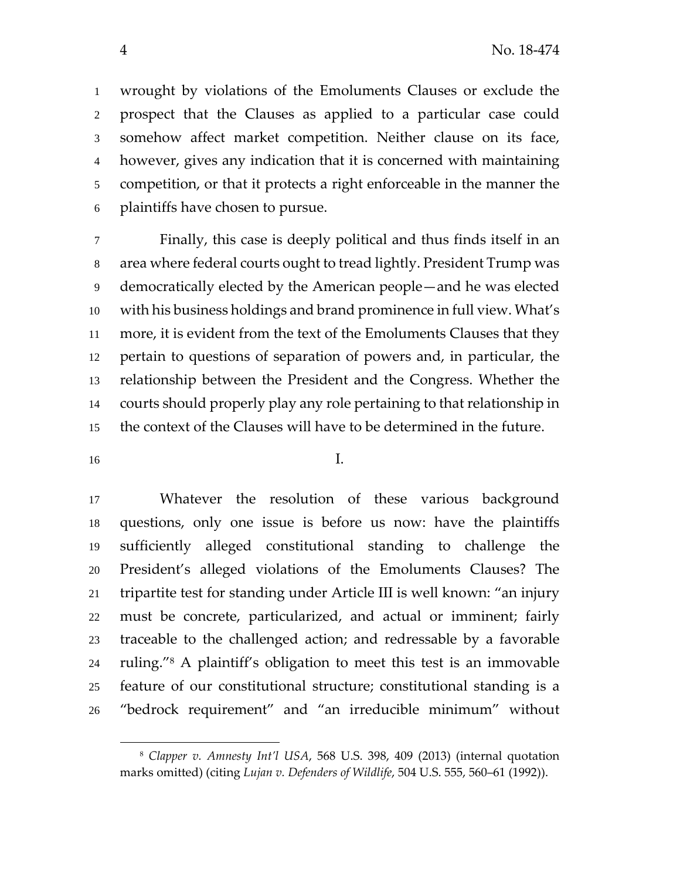wrought by violations of the Emoluments Clauses or exclude the prospect that the Clauses as applied to a particular case could somehow affect market competition. Neither clause on its face, however, gives any indication that it is concerned with maintaining competition, or that it protects a right enforceable in the manner the plaintiffs have chosen to pursue.

Finally, this case is deeply political and thus finds itself in an area where federal courts ought to tread lightly. President Trump was democratically elected by the American people—and he was elected with his business holdings and brand prominence in full view. What's more, it is evident from the text of the Emoluments Clauses that they pertain to questions of separation of powers and, in particular, the relationship between the President and the Congress. Whether the courts should properly play any role pertaining to that relationship in the context of the Clauses will have to be determined in the future.

I.

Whatever the resolution of these various background questions, only one issue is before us now: have the plaintiffs sufficiently alleged constitutional standing to challenge the President's alleged violations of the Emoluments Clauses? The tripartite test for standing under Article III is well known: "an injury must be concrete, particularized, and actual or imminent; fairly traceable to the challenged action; and redressable by a favorable ruling."[8] A plaintiff's obligation to meet this test is an immovable feature of our constitutional structure; constitutional standing is a "bedrock requirement" and "an irreducible minimum" without

[8] *Clapper v. Amnesty Int'l USA*, 568 U.S. 398, 409 (2013) (internal quotation marks omitted) (citing *Lujan v. Defenders of Wildlife*, 504 U.S. 555, 560–61 (1992)).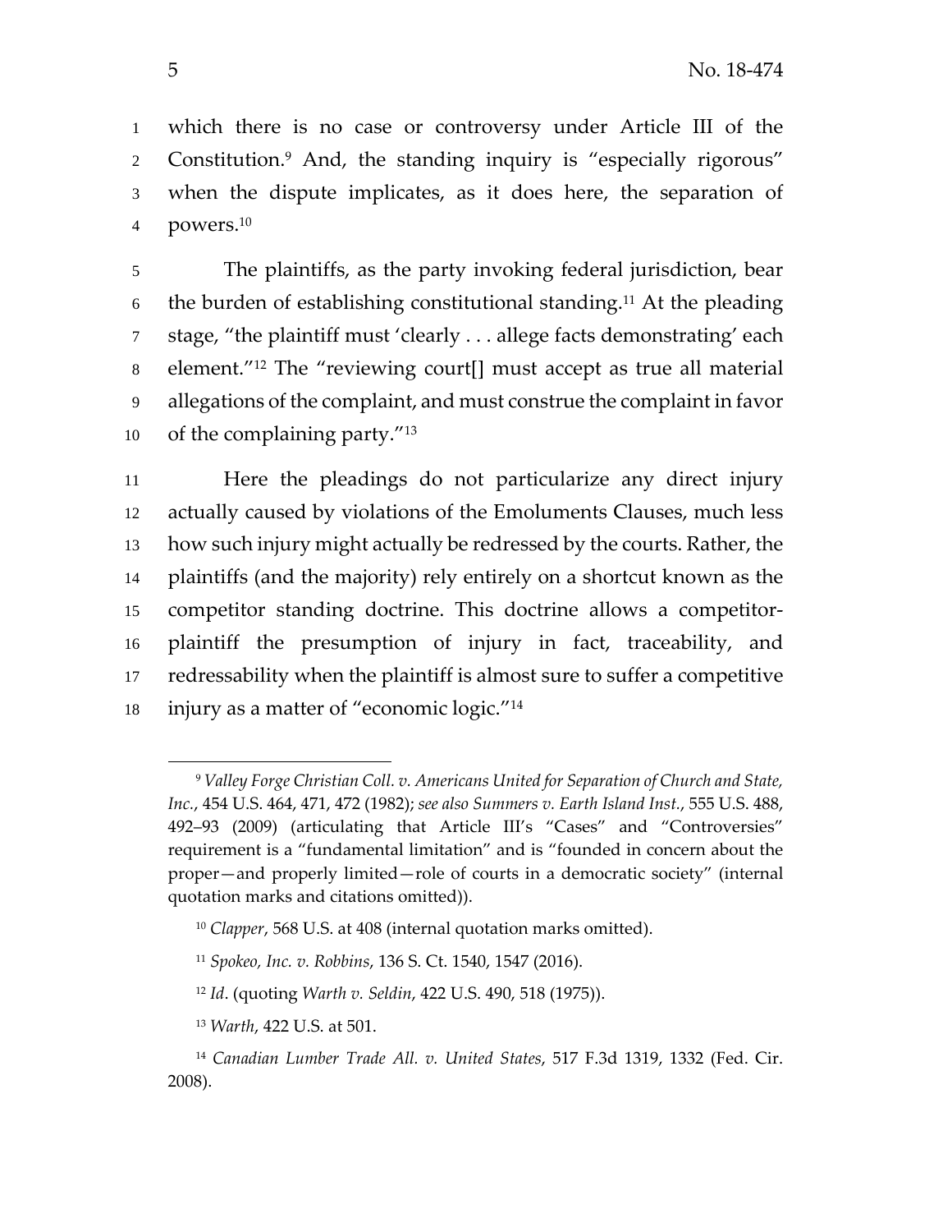which there is no case or controversy under Article III of the Constitution.[9] And, the standing inquiry is "especially rigorous" when the dispute implicates, as it does here, the separation of powers.[10]

The plaintiffs, as the party invoking federal jurisdiction, bear the burden of establishing constitutional standing.[11] At the pleading stage, "the plaintiff must 'clearly . . . allege facts demonstrating' each element."[12] The "reviewing court[] must accept as true all material allegations of the complaint, and must construe the complaint in favor of the complaining party."[13]

Here the pleadings do not particularize any direct injury actually caused by violations of the Emoluments Clauses, much less how such injury might actually be redressed by the courts. Rather, the plaintiffs (and the majority) rely entirely on a shortcut known as the competitor standing doctrine. This doctrine allows a competitor-plaintiff the presumption of injury in fact, traceability, and redressability when the plaintiff is almost sure to suffer a competitive injury as a matter of "economic logic."[14]

---

[9] *Valley Forge Christian Coll. v. Americans United for Separation of Church and State, Inc.*, 454 U.S. 464, 471, 472 (1982); *see also Summers v. Earth Island Inst.*, 555 U.S. 488, 492–93 (2009) (articulating that Article III's "Cases" and "Controversies" requirement is a "fundamental limitation" and is "founded in concern about the proper—and properly limited—role of courts in a democratic society" (internal quotation marks and citations omitted)).

[10] *Clapper*, 568 U.S. at 408 (internal quotation marks omitted).

[11] *Spokeo, Inc. v. Robbins*, 136 S. Ct. 1540, 1547 (2016).

[12] *Id*. (quoting *Warth v. Seldin*, 422 U.S. 490, 518 (1975)).

[13] *Warth*, 422 U.S. at 501.

[14] *Canadian Lumber Trade All. v. United States*, 517 F.3d 1319, 1332 (Fed. Cir. 2008).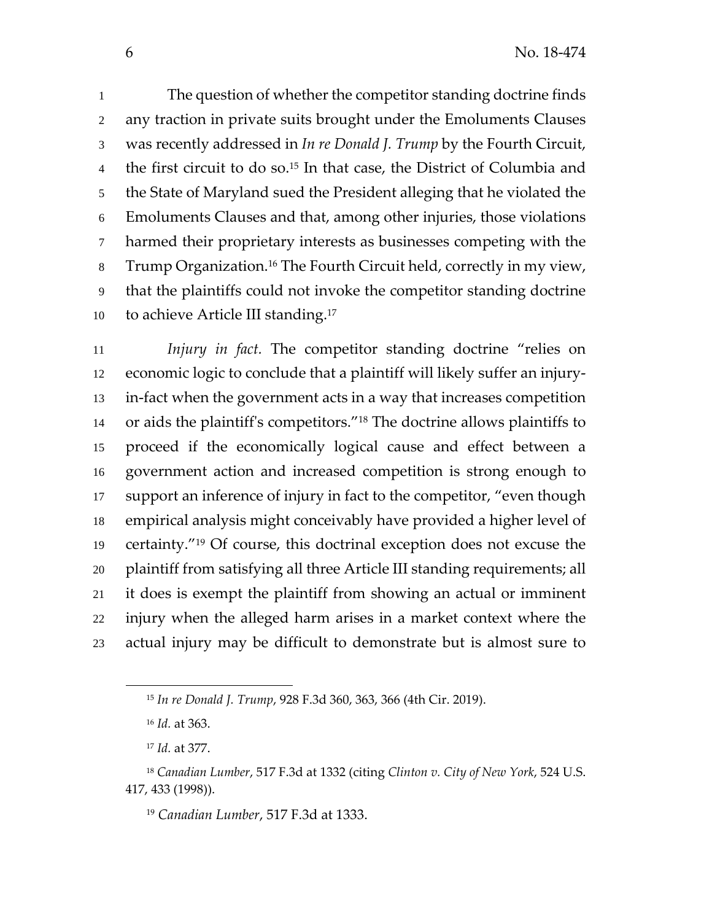The question of whether the competitor standing doctrine finds any traction in private suits brought under the Emoluments Clauses was recently addressed in *In re Donald J. Trump* by the Fourth Circuit, the first circuit to do so.[15] In that case, the District of Columbia and the State of Maryland sued the President alleging that he violated the Emoluments Clauses and that, among other injuries, those violations harmed their proprietary interests as businesses competing with the Trump Organization.[16] The Fourth Circuit held, correctly in my view, that the plaintiffs could not invoke the competitor standing doctrine to achieve Article III standing.[17]

*Injury in fact.* The competitor standing doctrine "relies on economic logic to conclude that a plaintiff will likely suffer an injury-in-fact when the government acts in a way that increases competition or aids the plaintiff's competitors."[18] The doctrine allows plaintiffs to proceed if the economically logical cause and effect between a government action and increased competition is strong enough to support an inference of injury in fact to the competitor, "even though empirical analysis might conceivably have provided a higher level of certainty."[19] Of course, this doctrinal exception does not excuse the plaintiff from satisfying all three Article III standing requirements; all it does is exempt the plaintiff from showing an actual or imminent injury when the alleged harm arises in a market context where the actual injury may be difficult to demonstrate but is almost sure to

---

[15] *In re Donald J. Trump*, 928 F.3d 360, 363, 366 (4th Cir. 2019).

[16] *Id.* at 363.

[17] *Id.* at 377.

[18] *Canadian Lumber*, 517 F.3d at 1332 (citing *Clinton v. City of New York*, 524 U.S. 417, 433 (1998)).

[19] *Canadian Lumber*, 517 F.3d at 1333.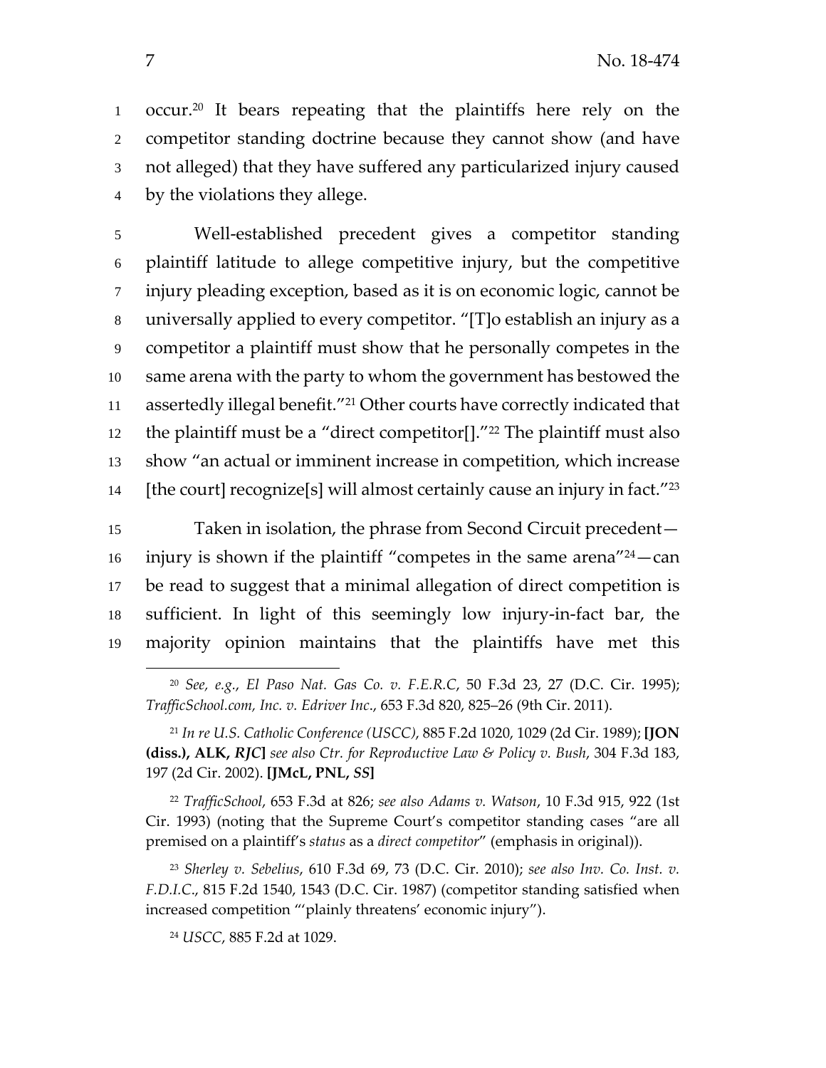occur.[20] It bears repeating that the plaintiffs here rely on the competitor standing doctrine because they cannot show (and have not alleged) that they have suffered any particularized injury caused by the violations they allege.

Well-established precedent gives a competitor standing plaintiff latitude to allege competitive injury, but the competitive injury pleading exception, based as it is on economic logic, cannot be universally applied to every competitor. "[T]o establish an injury as a competitor a plaintiff must show that he personally competes in the same arena with the party to whom the government has bestowed the assertedly illegal benefit."[21] Other courts have correctly indicated that the plaintiff must be a "direct competitor[]."[22] The plaintiff must also show "an actual or imminent increase in competition, which increase [the court] recognize[s] will almost certainly cause an injury in fact."[23]

Taken in isolation, the phrase from Second Circuit precedent—injury is shown if the plaintiff "competes in the same arena"[24]—can be read to suggest that a minimal allegation of direct competition is sufficient. In light of this seemingly low injury-in-fact bar, the majority opinion maintains that the plaintiffs have met this

---

[20] *See, e.g.*, *El Paso Nat. Gas Co. v. F.E.R.C*, 50 F.3d 23, 27 (D.C. Cir. 1995); *TrafficSchool.com, Inc. v. Edriver Inc*., 653 F.3d 820, 825–26 (9th Cir. 2011).

[21] *In re U.S. Catholic Conference (USCC)*, 885 F.2d 1020, 1029 (2d Cir. 1989); **[JON (diss.), ALK, *RJC*]** *see also Ctr. for Reproductive Law & Policy v. Bush*, 304 F.3d 183, 197 (2d Cir. 2002). **[JMcL, PNL, *SS*]**

[22] *TrafficSchool*, 653 F.3d at 826; *see also Adams v. Watson*, 10 F.3d 915, 922 (1st Cir. 1993) (noting that the Supreme Court's competitor standing cases "are all premised on a plaintiff's *status* as a *direct competitor*" (emphasis in original)).

[23] *Sherley v. Sebelius*, 610 F.3d 69, 73 (D.C. Cir. 2010); *see also Inv. Co. Inst. v. F.D.I.C*., 815 F.2d 1540, 1543 (D.C. Cir. 1987) (competitor standing satisfied when increased competition "'plainly threatens' economic injury").

[24] *USCC*, 885 F.2d at 1029.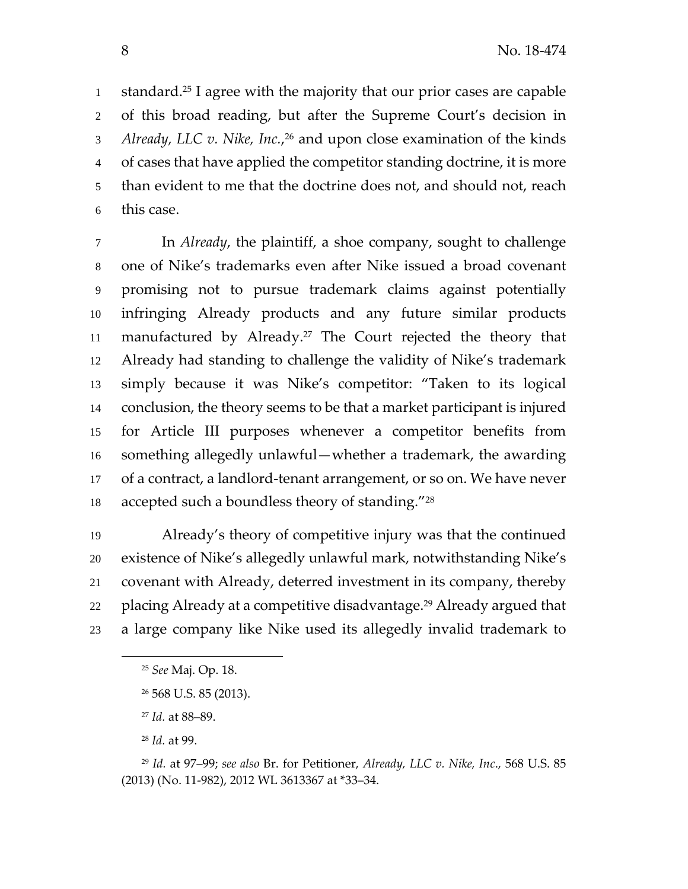standard.[25] I agree with the majority that our prior cases are capable of this broad reading, but after the Supreme Court's decision in *Already, LLC v. Nike, Inc.*,[26] and upon close examination of the kinds of cases that have applied the competitor standing doctrine, it is more than evident to me that the doctrine does not, and should not, reach this case.

In *Already*, the plaintiff, a shoe company, sought to challenge one of Nike's trademarks even after Nike issued a broad covenant promising not to pursue trademark claims against potentially infringing Already products and any future similar products manufactured by Already.[27] The Court rejected the theory that Already had standing to challenge the validity of Nike's trademark simply because it was Nike's competitor: "Taken to its logical conclusion, the theory seems to be that a market participant is injured for Article III purposes whenever a competitor benefits from something allegedly unlawful—whether a trademark, the awarding of a contract, a landlord-tenant arrangement, or so on. We have never accepted such a boundless theory of standing."[28]

Already's theory of competitive injury was that the continued existence of Nike's allegedly unlawful mark, notwithstanding Nike's covenant with Already, deterred investment in its company, thereby placing Already at a competitive disadvantage.[29] Already argued that a large company like Nike used its allegedly invalid trademark to

---

[25] *See* Maj. Op. 18.

[26] 568 U.S. 85 (2013).

[27] *Id.* at 88–89.

[28] *Id.* at 99.

[29] *Id.* at 97–99; *see also* Br. for Petitioner, *Already, LLC v. Nike, Inc*., 568 U.S. 85 (2013) (No. 11-982), 2012 WL 3613367 at *33–34.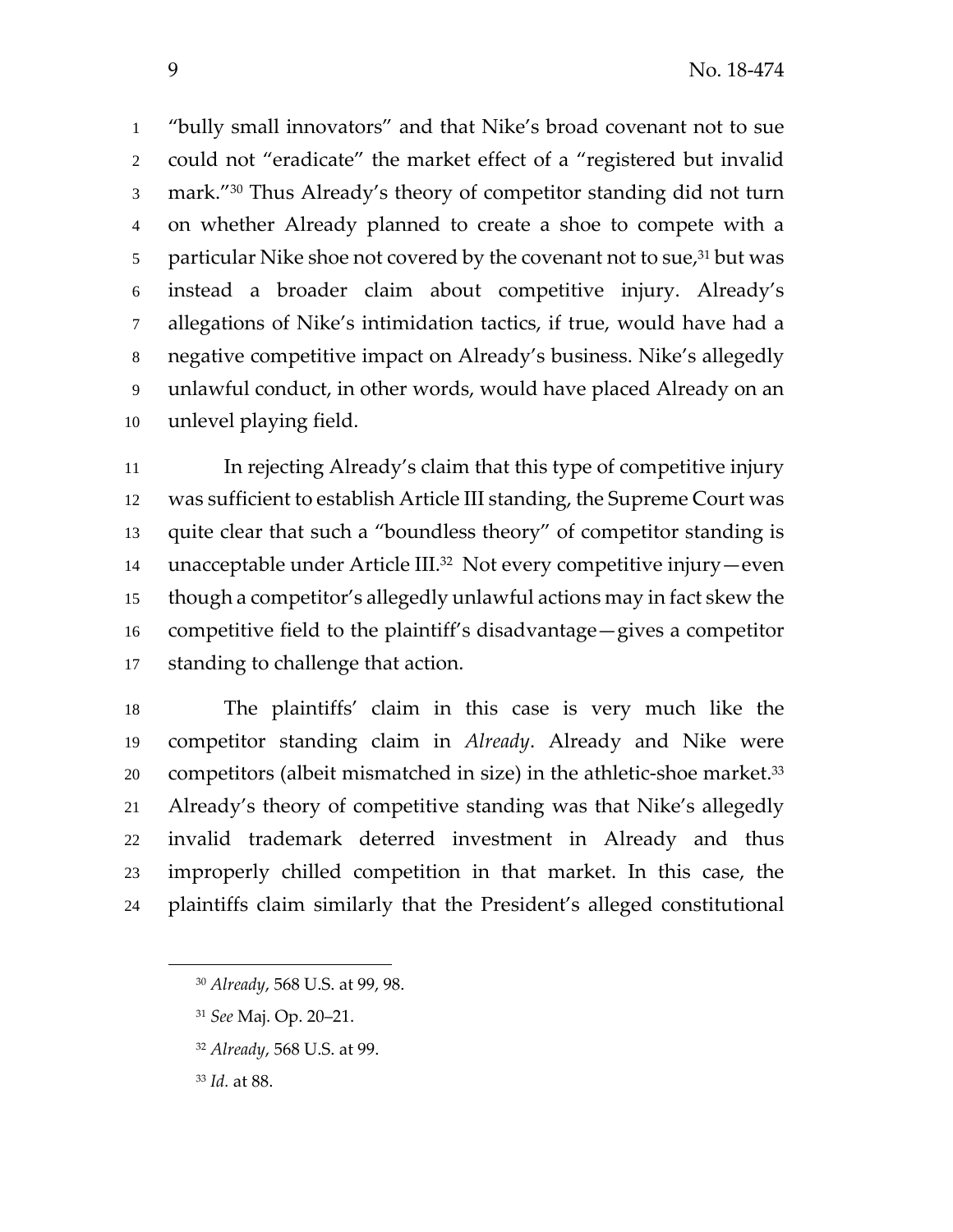"bully small innovators" and that Nike's broad covenant not to sue could not "eradicate" the market effect of a "registered but invalid mark."[30] Thus Already's theory of competitor standing did not turn on whether Already planned to create a shoe to compete with a particular Nike shoe not covered by the covenant not to sue,[31] but was instead a broader claim about competitive injury. Already's allegations of Nike's intimidation tactics, if true, would have had a negative competitive impact on Already's business. Nike's allegedly unlawful conduct, in other words, would have placed Already on an unlevel playing field.

In rejecting Already's claim that this type of competitive injury was sufficient to establish Article III standing, the Supreme Court was quite clear that such a "boundless theory" of competitor standing is unacceptable under Article III.[32] Not every competitive injury—even though a competitor's allegedly unlawful actions may in fact skew the competitive field to the plaintiff's disadvantage—gives a competitor standing to challenge that action.

The plaintiffs' claim in this case is very much like the competitor standing claim in *Already*. Already and Nike were competitors (albeit mismatched in size) in the athletic-shoe market.[33] Already's theory of competitive standing was that Nike's allegedly invalid trademark deterred investment in Already and thus improperly chilled competition in that market. In this case, the plaintiffs claim similarly that the President's alleged constitutional

---

[30] *Already*, 568 U.S. at 99, 98.

[31] *See* Maj. Op. 20–21.

[32] *Already*, 568 U.S. at 99.

[33] *Id.* at 88.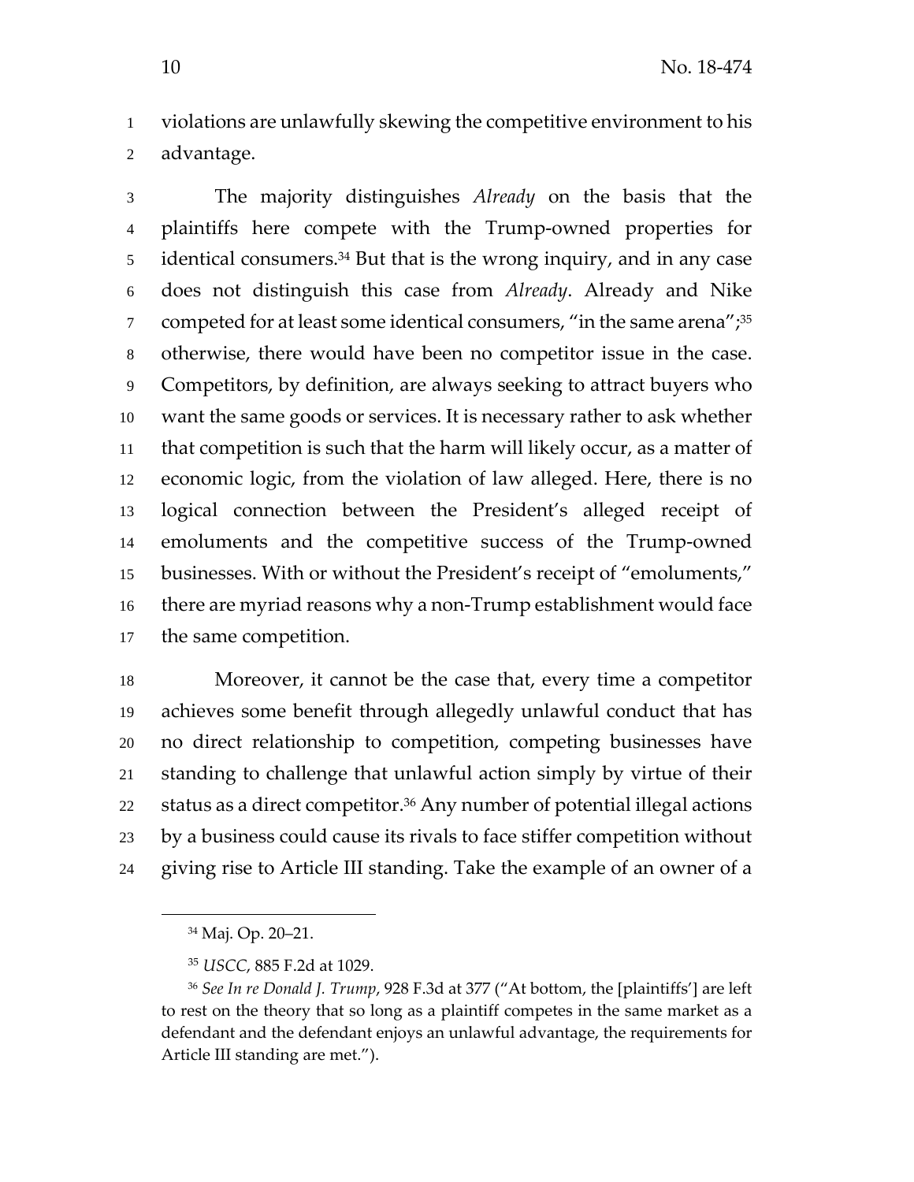violations are unlawfully skewing the competitive environment to his advantage.

The majority distinguishes *Already* on the basis that the plaintiffs here compete with the Trump-owned properties for identical consumers.[34] But that is the wrong inquiry, and in any case does not distinguish this case from *Already*. Already and Nike competed for at least some identical consumers, "in the same arena";[35] otherwise, there would have been no competitor issue in the case. Competitors, by definition, are always seeking to attract buyers who want the same goods or services. It is necessary rather to ask whether that competition is such that the harm will likely occur, as a matter of economic logic, from the violation of law alleged. Here, there is no logical connection between the President's alleged receipt of emoluments and the competitive success of the Trump-owned businesses. With or without the President's receipt of "emoluments," there are myriad reasons why a non-Trump establishment would face the same competition.

Moreover, it cannot be the case that, every time a competitor achieves some benefit through allegedly unlawful conduct that has no direct relationship to competition, competing businesses have standing to challenge that unlawful action simply by virtue of their status as a direct competitor.[36] Any number of potential illegal actions by a business could cause its rivals to face stiffer competition without giving rise to Article III standing. Take the example of an owner of a

---

[34] Maj. Op. 20–21.

[35] *USCC*, 885 F.2d at 1029.

[36] *See In re Donald J. Trump*, 928 F.3d at 377 ("At bottom, the [plaintiffs'] are left to rest on the theory that so long as a plaintiff competes in the same market as a defendant and the defendant enjoys an unlawful advantage, the requirements for Article III standing are met.").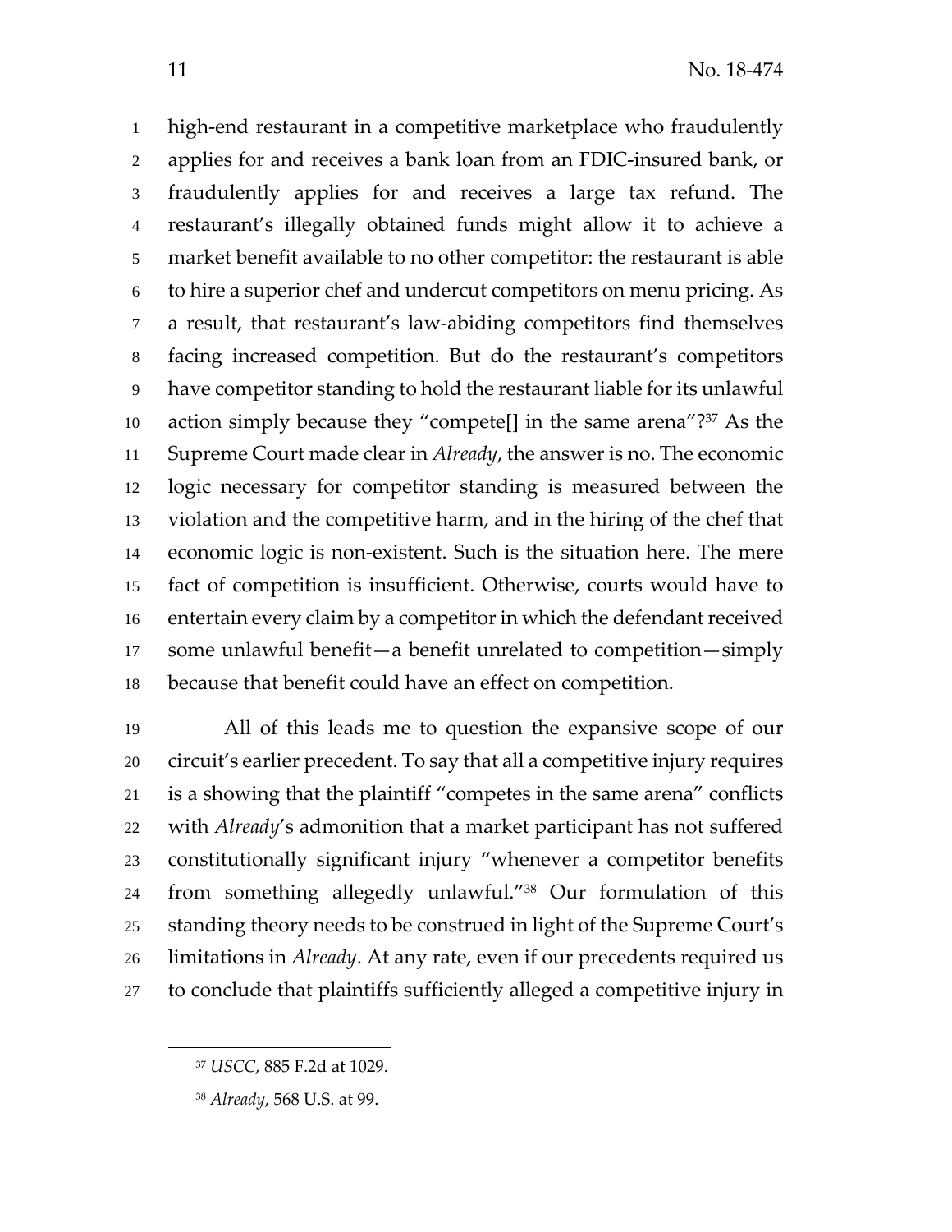high-end restaurant in a competitive marketplace who fraudulently applies for and receives a bank loan from an FDIC-insured bank, or fraudulently applies for and receives a large tax refund. The restaurant's illegally obtained funds might allow it to achieve a market benefit available to no other competitor: the restaurant is able to hire a superior chef and undercut competitors on menu pricing. As a result, that restaurant's law-abiding competitors find themselves facing increased competition. But do the restaurant's competitors have competitor standing to hold the restaurant liable for its unlawful action simply because they "compete[] in the same arena"?[37] As the Supreme Court made clear in *Already*, the answer is no. The economic logic necessary for competitor standing is measured between the violation and the competitive harm, and in the hiring of the chef that economic logic is non-existent. Such is the situation here. The mere fact of competition is insufficient. Otherwise, courts would have to entertain every claim by a competitor in which the defendant received some unlawful benefit—a benefit unrelated to competition—simply because that benefit could have an effect on competition.

All of this leads me to question the expansive scope of our circuit's earlier precedent. To say that all a competitive injury requires is a showing that the plaintiff "competes in the same arena" conflicts with *Already*'s admonition that a market participant has not suffered constitutionally significant injury "whenever a competitor benefits from something allegedly unlawful."[38] Our formulation of this standing theory needs to be construed in light of the Supreme Court's limitations in *Already*. At any rate, even if our precedents required us to conclude that plaintiffs sufficiently alleged a competitive injury in

---

[37] *USCC*, 885 F.2d at 1029.

[38] *Already*, 568 U.S. at 99.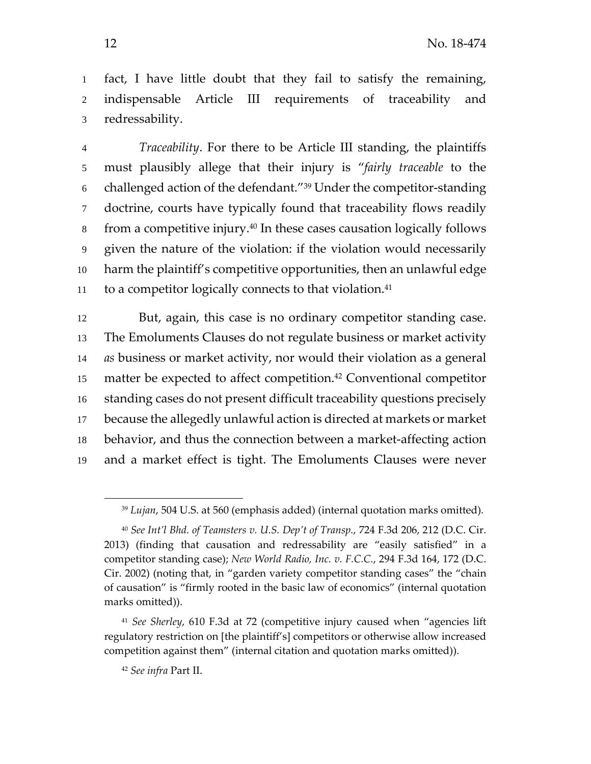fact, I have little doubt that they fail to satisfy the remaining, indispensable Article III requirements of traceability and redressability.

*Traceability*. For there to be Article III standing, the plaintiffs must plausibly allege that their injury is "*fairly traceable* to the challenged action of the defendant."[39] Under the competitor-standing doctrine, courts have typically found that traceability flows readily from a competitive injury.[40] In these cases causation logically follows given the nature of the violation: if the violation would necessarily harm the plaintiff's competitive opportunities, then an unlawful edge to a competitor logically connects to that violation.[41]

But, again, this case is no ordinary competitor standing case. The Emoluments Clauses do not regulate business or market activity *as* business or market activity, nor would their violation as a general matter be expected to affect competition.[42] Conventional competitor standing cases do not present difficult traceability questions precisely because the allegedly unlawful action is directed at markets or market behavior, and thus the connection between a market-affecting action and a market effect is tight. The Emoluments Clauses were never

---

[39] *Lujan*, 504 U.S. at 560 (emphasis added) (internal quotation marks omitted).

[40] *See Int'l Bhd. of Teamsters v. U.S. Dep't of Transp.*, 724 F.3d 206, 212 (D.C. Cir. 2013) (finding that causation and redressability are "easily satisfied" in a competitor standing case); *New World Radio, Inc. v. F.C.C.*, 294 F.3d 164, 172 (D.C. Cir. 2002) (noting that, in "garden variety competitor standing cases" the "chain of causation" is "firmly rooted in the basic law of economics" (internal quotation marks omitted)).

[41] *See Sherley*, 610 F.3d at 72 (competitive injury caused when "agencies lift regulatory restriction on [the plaintiff's] competitors or otherwise allow increased competition against them" (internal citation and quotation marks omitted)).

[42] *See infra* Part II.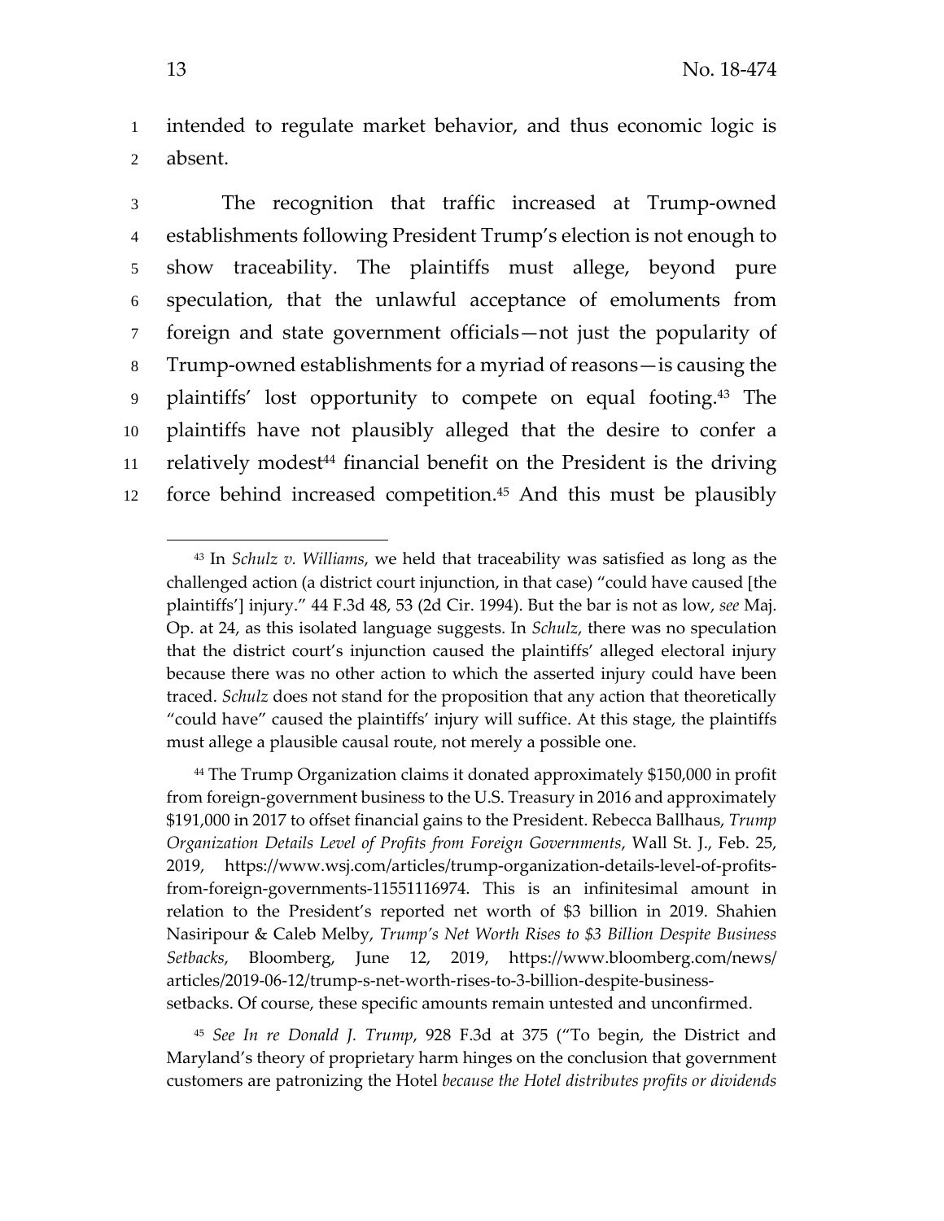intended to regulate market behavior, and thus economic logic is absent.

The recognition that traffic increased at Trump-owned establishments following President Trump's election is not enough to show traceability. The plaintiffs must allege, beyond pure speculation, that the unlawful acceptance of emoluments from foreign and state government officials—not just the popularity of Trump-owned establishments for a myriad of reasons—is causing the plaintiffs' lost opportunity to compete on equal footing.[43] The plaintiffs have not plausibly alleged that the desire to confer a relatively modest[44] financial benefit on the President is the driving force behind increased competition.[45] And this must be plausibly

---

[43] In *Schulz v. Williams*, we held that traceability was satisfied as long as the challenged action (a district court injunction, in that case) "could have caused [the plaintiffs'] injury." 44 F.3d 48, 53 (2d Cir. 1994). But the bar is not as low, *see* Maj. Op. at 24, as this isolated language suggests. In *Schulz*, there was no speculation that the district court's injunction caused the plaintiffs' alleged electoral injury because there was no other action to which the asserted injury could have been traced. *Schulz* does not stand for the proposition that any action that theoretically "could have" caused the plaintiffs' injury will suffice. At this stage, the plaintiffs must allege a plausible causal route, not merely a possible one.

[44] The Trump Organization claims it donated approximately $150,000 in profit from foreign-government business to the U.S. Treasury in 2016 and approximately $191,000 in 2017 to offset financial gains to the President. Rebecca Ballhaus, *Trump Organization Details Level of Profits from Foreign Governments*, Wall St. J., Feb. 25, 2019, https://www.wsj.com/articles/trump-organization-details-level-of-profits-from-foreign-governments-11551116974. This is an infinitesimal amount in relation to the President's reported net worth of $3 billion in 2019. Shahien Nasiripour & Caleb Melby, *Trump's Net Worth Rises to $3 Billion Despite Business Setbacks*, Bloomberg, June 12, 2019, https://www.bloomberg.com/news/articles/2019-06-12/trump-s-net-worth-rises-to-3-billion-despite-business-setbacks. Of course, these specific amounts remain untested and unconfirmed.

[45] *See In re Donald J. Trump*, 928 F.3d at 375 ("To begin, the District and Maryland's theory of proprietary harm hinges on the conclusion that government customers are patronizing the Hotel *because the Hotel distributes profits or dividends*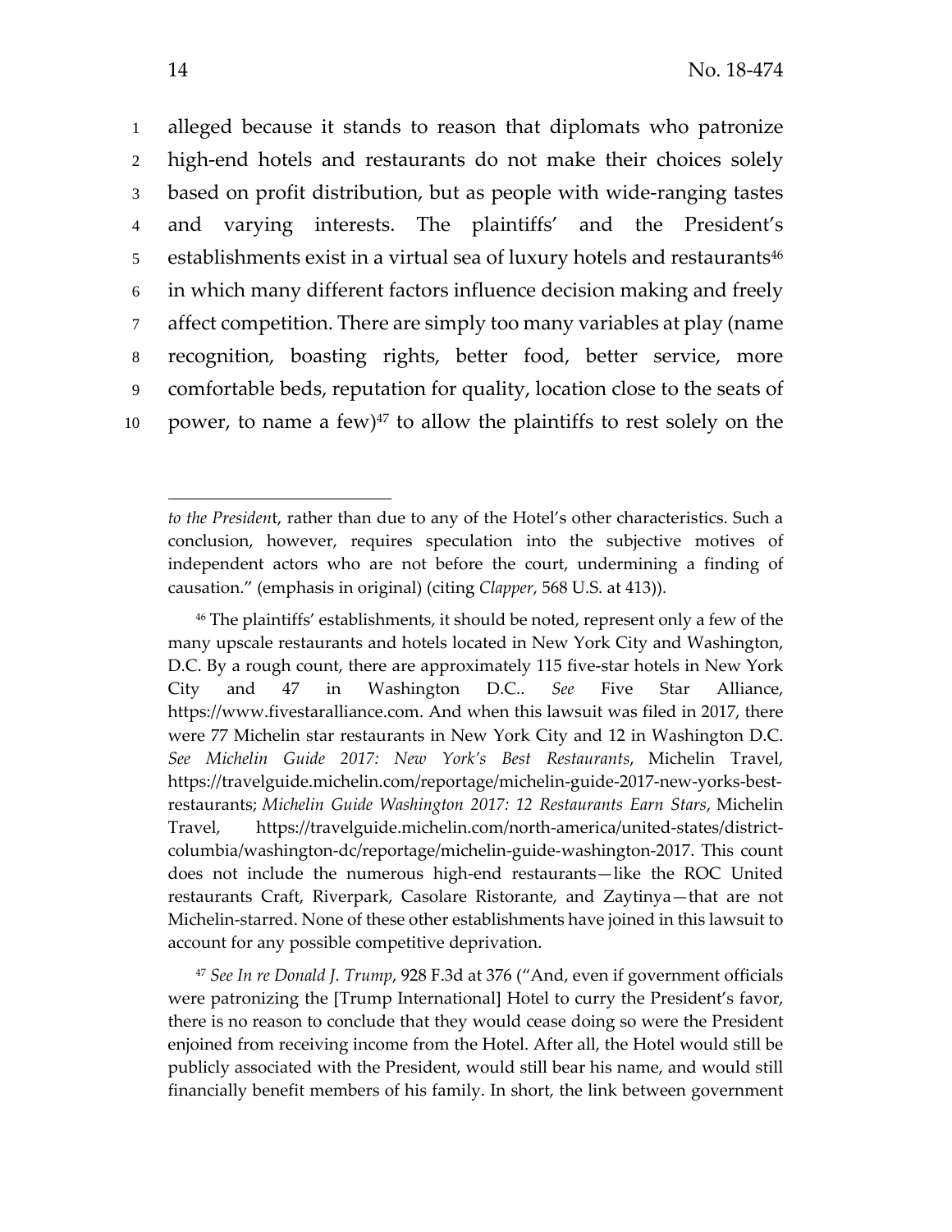alleged because it stands to reason that diplomats who patronize high-end hotels and restaurants do not make their choices solely based on profit distribution, but as people with wide-ranging tastes and varying interests. The plaintiffs' and the President's establishments exist in a virtual sea of luxury hotels and restaurants[46] in which many different factors influence decision making and freely affect competition. There are simply too many variables at play (name recognition, boasting rights, better food, better service, more comfortable beds, reputation for quality, location close to the seats of power, to name a few)[47] to allow the plaintiffs to rest solely on the

---

*to the Presiden*t, rather than due to any of the Hotel's other characteristics. Such a conclusion, however, requires speculation into the subjective motives of independent actors who are not before the court, undermining a finding of causation." (emphasis in original) (citing *Clapper*, 568 U.S. at 413)).

[46] The plaintiffs' establishments, it should be noted, represent only a few of the many upscale restaurants and hotels located in New York City and Washington, D.C. By a rough count, there are approximately 115 five-star hotels in New York City and 47 in Washington D.C.. *See* Five Star Alliance, https://www.fivestaralliance.com. And when this lawsuit was filed in 2017, there were 77 Michelin star restaurants in New York City and 12 in Washington D.C. *See Michelin Guide 2017: New York's Best Restaurants*, Michelin Travel, https://travelguide.michelin.com/reportage/michelin-guide-2017-new-yorks-best-restaurants; *Michelin Guide Washington 2017: 12 Restaurants Earn Stars*, Michelin Travel, https://travelguide.michelin.com/north-america/united-states/district-columbia/washington-dc/reportage/michelin-guide-washington-2017. This count does not include the numerous high-end restaurants—like the ROC United restaurants Craft, Riverpark, Casolare Ristorante, and Zaytinya—that are not Michelin-starred. None of these other establishments have joined in this lawsuit to account for any possible competitive deprivation.

[47] *See In re Donald J. Trump*, 928 F.3d at 376 ("And, even if government officials were patronizing the [Trump International] Hotel to curry the President's favor, there is no reason to conclude that they would cease doing so were the President enjoined from receiving income from the Hotel. After all, the Hotel would still be publicly associated with the President, would still bear his name, and would still financially benefit members of his family. In short, the link between government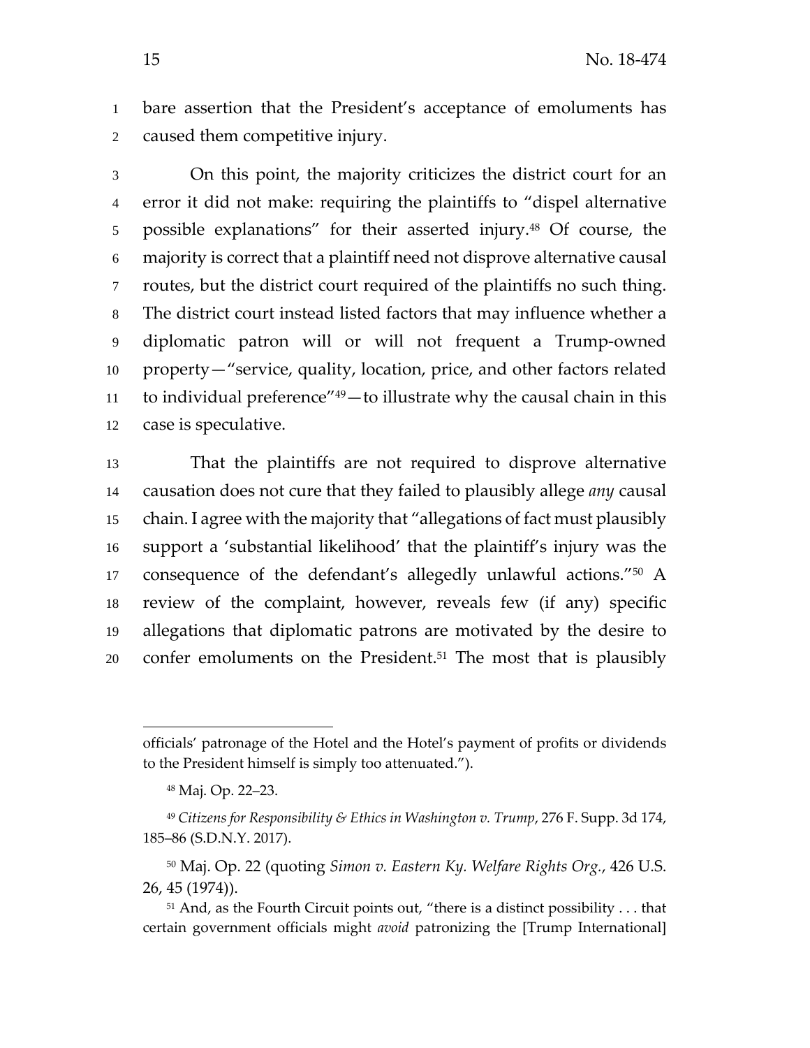bare assertion that the President's acceptance of emoluments has caused them competitive injury.

On this point, the majority criticizes the district court for an error it did not make: requiring the plaintiffs to "dispel alternative possible explanations" for their asserted injury.[48] Of course, the majority is correct that a plaintiff need not disprove alternative causal routes, but the district court required of the plaintiffs no such thing. The district court instead listed factors that may influence whether a diplomatic patron will or will not frequent a Trump-owned property—"service, quality, location, price, and other factors related to individual preference"[49]—to illustrate why the causal chain in this case is speculative.

That the plaintiffs are not required to disprove alternative causation does not cure that they failed to plausibly allege *any* causal chain. I agree with the majority that "allegations of fact must plausibly support a 'substantial likelihood' that the plaintiff's injury was the consequence of the defendant's allegedly unlawful actions."[50] A review of the complaint, however, reveals few (if any) specific allegations that diplomatic patrons are motivated by the desire to confer emoluments on the President.[51] The most that is plausibly

---

officials' patronage of the Hotel and the Hotel's payment of profits or dividends to the President himself is simply too attenuated.").

[48] Maj. Op. 22–23.

[49] *Citizens for Responsibility & Ethics in Washington v. Trump*, 276 F. Supp. 3d 174, 185–86 (S.D.N.Y. 2017).

[50] Maj. Op. 22 (quoting *Simon v. Eastern Ky. Welfare Rights Org.*, 426 U.S. 26, 45 (1974)).

[51] And, as the Fourth Circuit points out, "there is a distinct possibility . . . that certain government officials might *avoid* patronizing the [Trump International]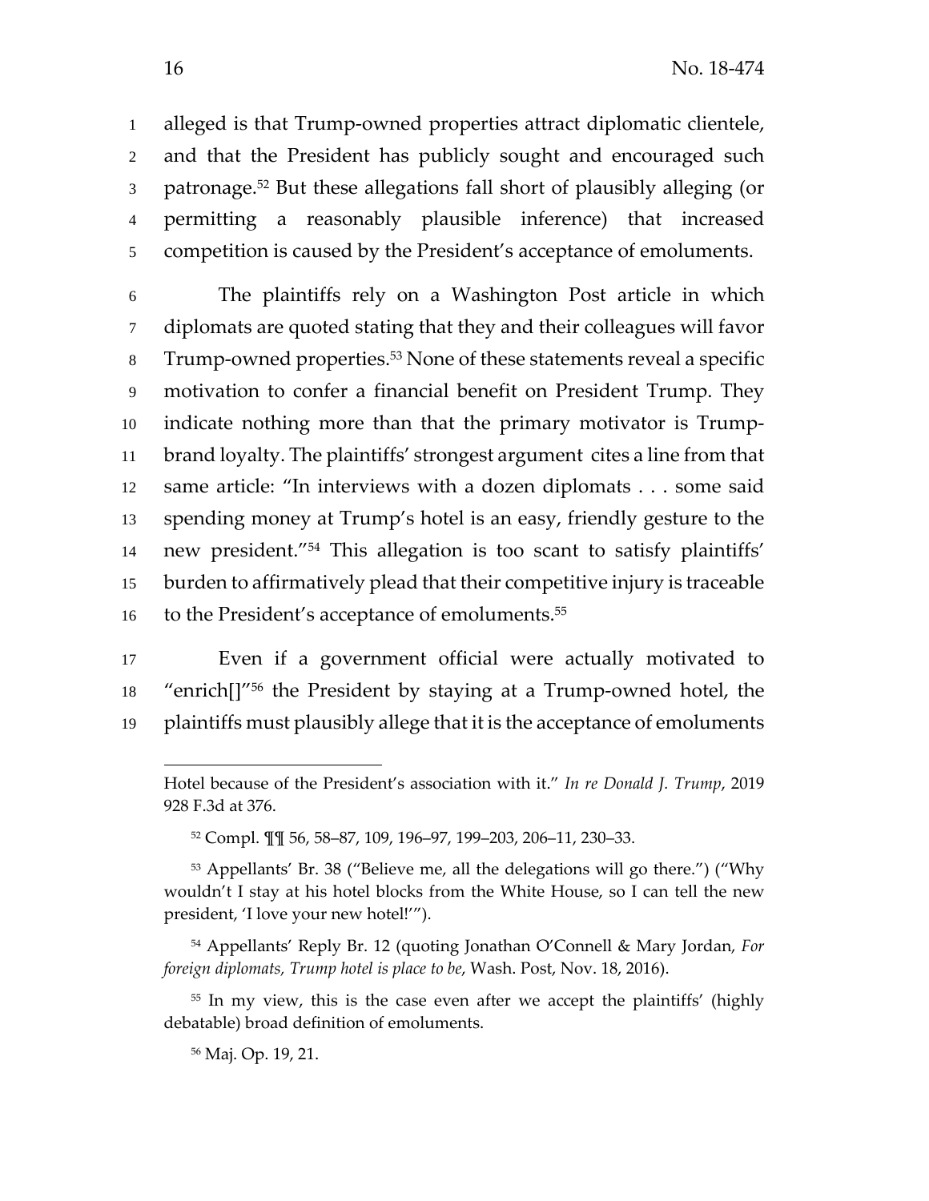alleged is that Trump-owned properties attract diplomatic clientele, and that the President has publicly sought and encouraged such patronage.[52] But these allegations fall short of plausibly alleging (or permitting a reasonably plausible inference) that increased competition is caused by the President's acceptance of emoluments.

The plaintiffs rely on a Washington Post article in which diplomats are quoted stating that they and their colleagues will favor Trump-owned properties.[53] None of these statements reveal a specific motivation to confer a financial benefit on President Trump. They indicate nothing more than that the primary motivator is Trump-brand loyalty. The plaintiffs' strongest argument cites a line from that same article: "In interviews with a dozen diplomats . . . some said spending money at Trump's hotel is an easy, friendly gesture to the new president."[54] This allegation is too scant to satisfy plaintiffs' burden to affirmatively plead that their competitive injury is traceable to the President's acceptance of emoluments.[55]

Even if a government official were actually motivated to "enrich[]"[56] the President by staying at a Trump-owned hotel, the plaintiffs must plausibly allege that it is the acceptance of emoluments

---

Hotel because of the President's association with it." *In re Donald J. Trump*, 2019 928 F.3d at 376.

[52] Compl. ¶¶ 56, 58–87, 109, 196–97, 199–203, 206–11, 230–33.

[53] Appellants' Br. 38 ("Believe me, all the delegations will go there.") ("Why wouldn't I stay at his hotel blocks from the White House, so I can tell the new president, 'I love your new hotel!'").

[54] Appellants' Reply Br. 12 (quoting Jonathan O'Connell & Mary Jordan, *For foreign diplomats, Trump hotel is place to be*, Wash. Post, Nov. 18, 2016).

[55] In my view, this is the case even after we accept the plaintiffs' (highly debatable) broad definition of emoluments.

[56] Maj. Op. 19, 21.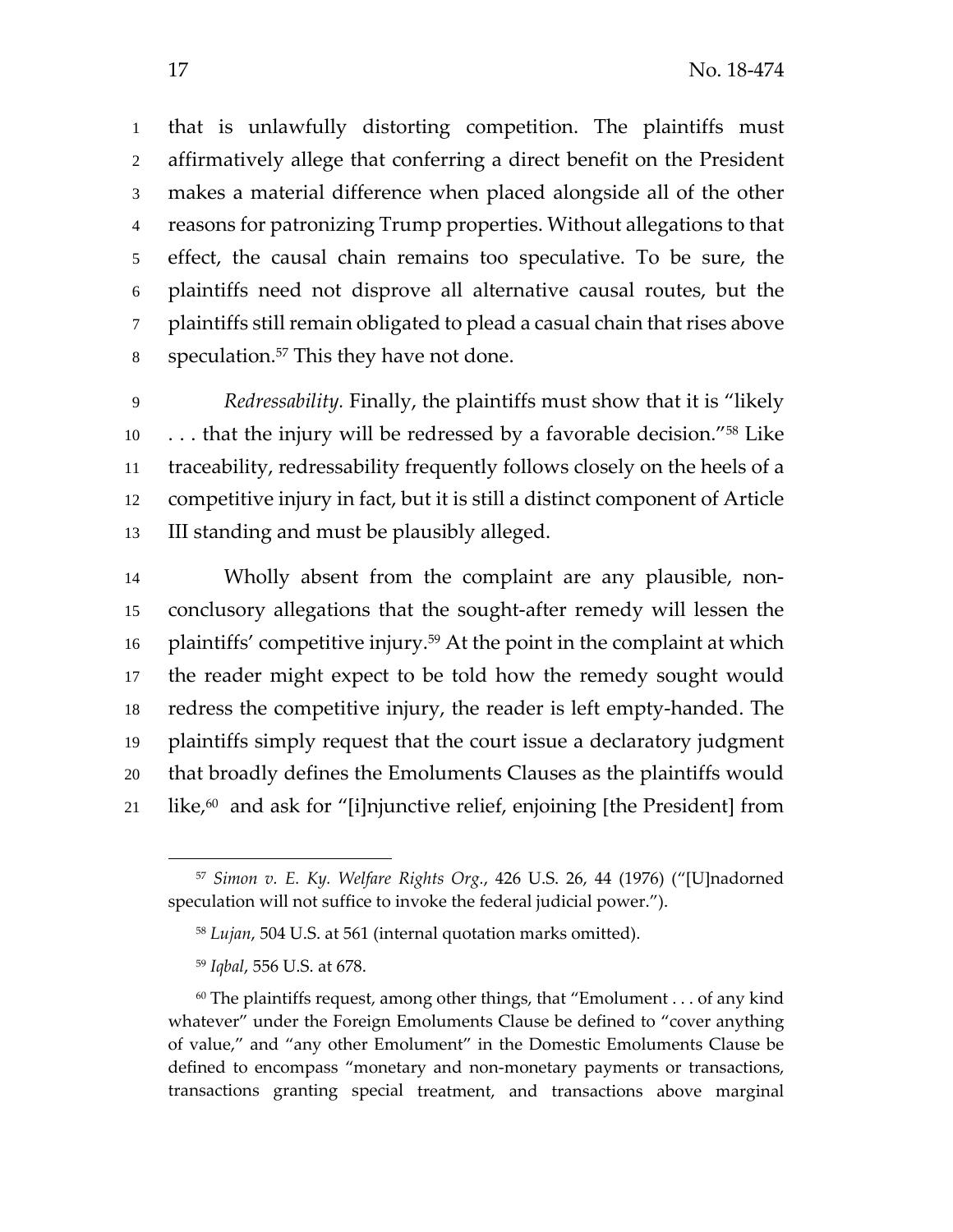that is unlawfully distorting competition. The plaintiffs must affirmatively allege that conferring a direct benefit on the President makes a material difference when placed alongside all of the other reasons for patronizing Trump properties. Without allegations to that effect, the causal chain remains too speculative. To be sure, the plaintiffs need not disprove all alternative causal routes, but the plaintiffs still remain obligated to plead a casual chain that rises above speculation.[57] This they have not done.

*Redressability.* Finally, the plaintiffs must show that it is "likely . . . that the injury will be redressed by a favorable decision."[58] Like traceability, redressability frequently follows closely on the heels of a competitive injury in fact, but it is still a distinct component of Article III standing and must be plausibly alleged.

Wholly absent from the complaint are any plausible, non-conclusory allegations that the sought-after remedy will lessen the plaintiffs' competitive injury.[59] At the point in the complaint at which the reader might expect to be told how the remedy sought would redress the competitive injury, the reader is left empty-handed. The plaintiffs simply request that the court issue a declaratory judgment that broadly defines the Emoluments Clauses as the plaintiffs would like,[60] and ask for "[i]njunctive relief, enjoining [the President] from

---

[57] *Simon v. E. Ky. Welfare Rights Org.*, 426 U.S. 26, 44 (1976) ("[U]nadorned speculation will not suffice to invoke the federal judicial power.").

[58] *Lujan*, 504 U.S. at 561 (internal quotation marks omitted).

[59] *Iqbal*, 556 U.S. at 678.

[60] The plaintiffs request, among other things, that "Emolument . . . of any kind whatever" under the Foreign Emoluments Clause be defined to "cover anything of value," and "any other Emolument" in the Domestic Emoluments Clause be defined to encompass "monetary and non-monetary payments or transactions, transactions granting special treatment, and transactions above marginal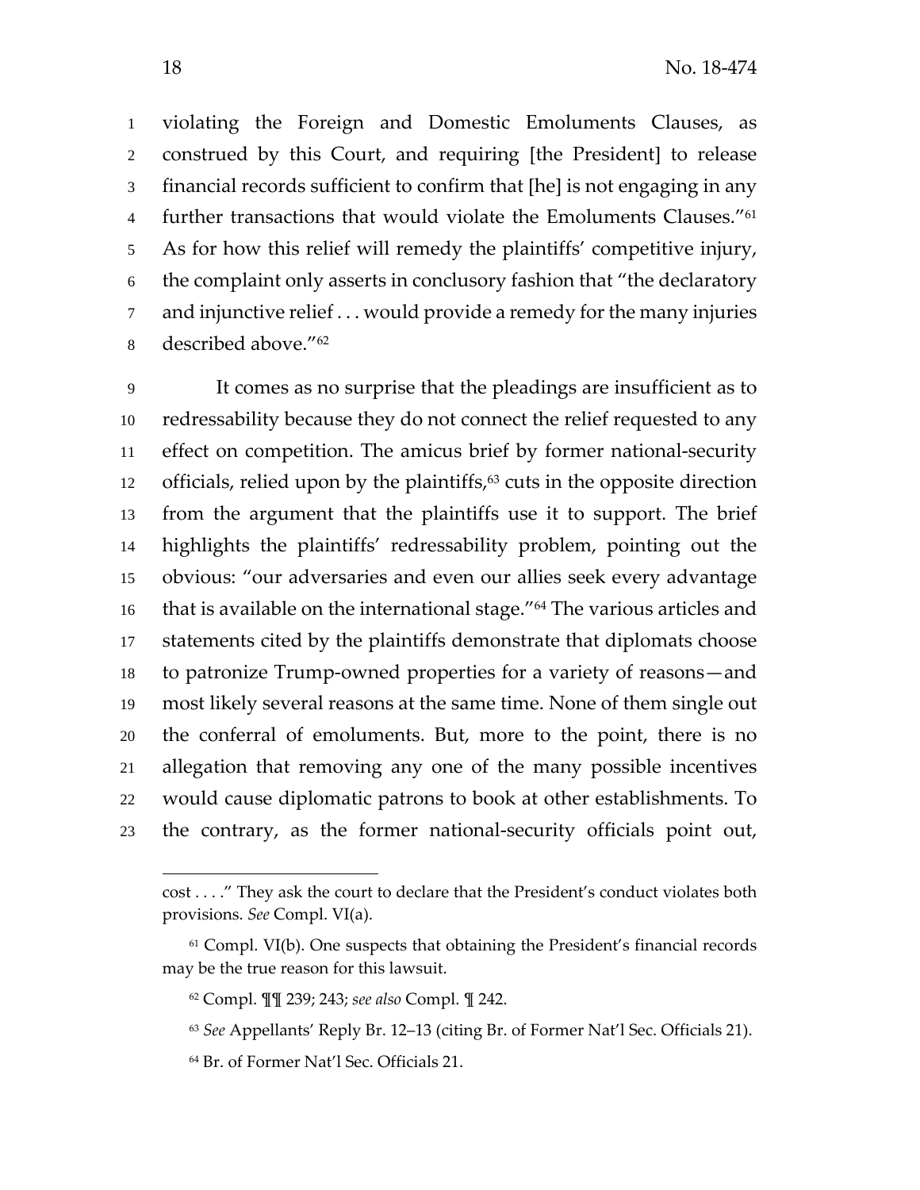violating the Foreign and Domestic Emoluments Clauses, as construed by this Court, and requiring [the President] to release financial records sufficient to confirm that [he] is not engaging in any further transactions that would violate the Emoluments Clauses."[61] As for how this relief will remedy the plaintiffs' competitive injury, the complaint only asserts in conclusory fashion that "the declaratory and injunctive relief . . . would provide a remedy for the many injuries described above."[62]

It comes as no surprise that the pleadings are insufficient as to redressability because they do not connect the relief requested to any effect on competition. The amicus brief by former national-security officials, relied upon by the plaintiffs,[63] cuts in the opposite direction from the argument that the plaintiffs use it to support. The brief highlights the plaintiffs' redressability problem, pointing out the obvious: "our adversaries and even our allies seek every advantage that is available on the international stage."[64] The various articles and statements cited by the plaintiffs demonstrate that diplomats choose to patronize Trump-owned properties for a variety of reasons—and most likely several reasons at the same time. None of them single out the conferral of emoluments. But, more to the point, there is no allegation that removing any one of the many possible incentives would cause diplomatic patrons to book at other establishments. To the contrary, as the former national-security officials point out,

---

cost . . . ." They ask the court to declare that the President's conduct violates both provisions. *See* Compl. VI(a).

[61] Compl. VI(b). One suspects that obtaining the President's financial records may be the true reason for this lawsuit.

[62] Compl. ¶¶ 239; 243; *see also* Compl. ¶ 242.

[63] *See* Appellants' Reply Br. 12–13 (citing Br. of Former Nat'l Sec. Officials 21).

[64] Br. of Former Nat'l Sec. Officials 21.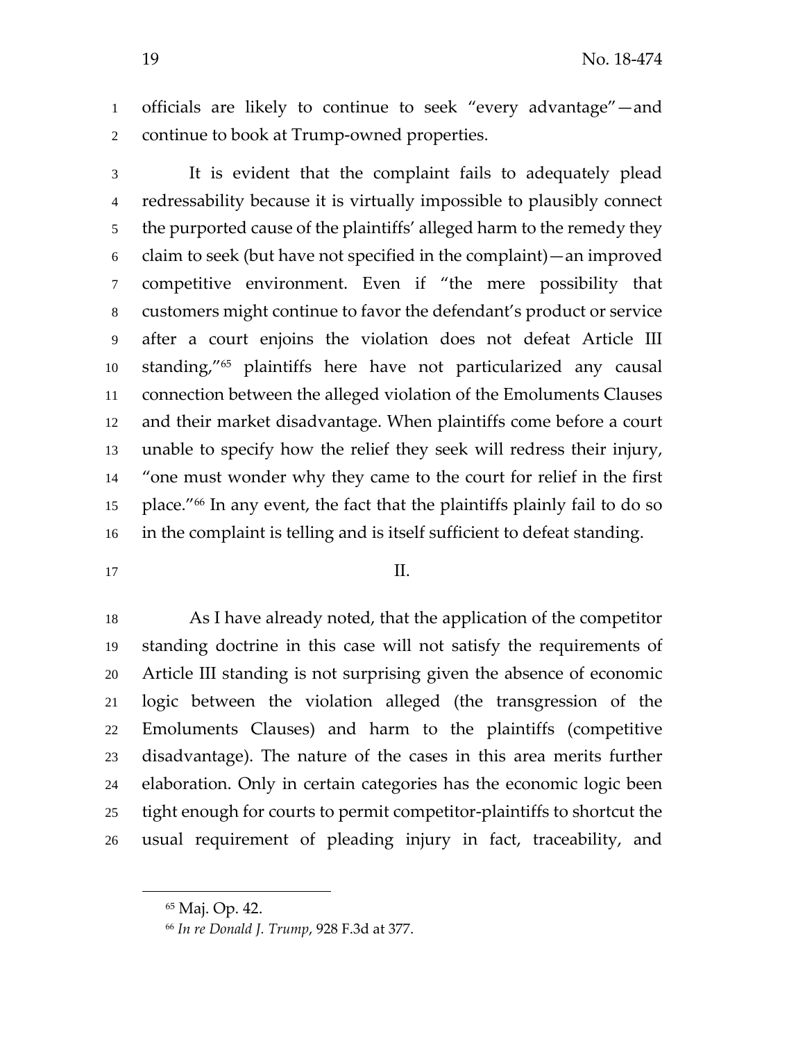officials are likely to continue to seek "every advantage"—and continue to book at Trump-owned properties.

It is evident that the complaint fails to adequately plead redressability because it is virtually impossible to plausibly connect the purported cause of the plaintiffs' alleged harm to the remedy they claim to seek (but have not specified in the complaint)—an improved competitive environment. Even if "the mere possibility that customers might continue to favor the defendant's product or service after a court enjoins the violation does not defeat Article III standing,"[65] plaintiffs here have not particularized any causal connection between the alleged violation of the Emoluments Clauses and their market disadvantage. When plaintiffs come before a court unable to specify how the relief they seek will redress their injury, "one must wonder why they came to the court for relief in the first place."[66] In any event, the fact that the plaintiffs plainly fail to do so in the complaint is telling and is itself sufficient to defeat standing.

## II.

As I have already noted, that the application of the competitor standing doctrine in this case will not satisfy the requirements of Article III standing is not surprising given the absence of economic logic between the violation alleged (the transgression of the Emoluments Clauses) and harm to the plaintiffs (competitive disadvantage). The nature of the cases in this area merits further elaboration. Only in certain categories has the economic logic been tight enough for courts to permit competitor-plaintiffs to shortcut the usual requirement of pleading injury in fact, traceability, and

---

[65] Maj. Op. 42.

[66] *In re Donald J. Trump*, 928 F.3d at 377.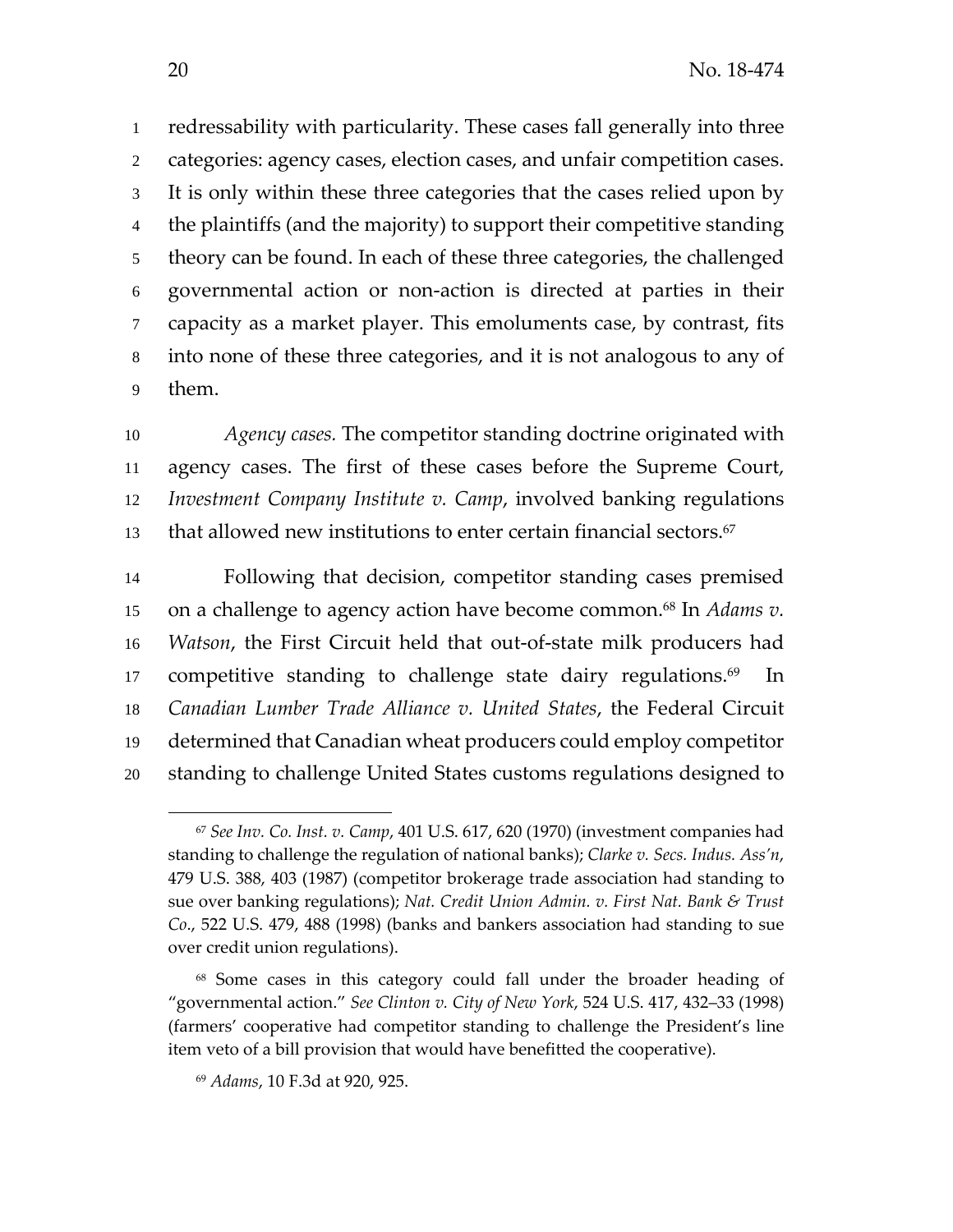redressability with particularity. These cases fall generally into three categories: agency cases, election cases, and unfair competition cases. It is only within these three categories that the cases relied upon by the plaintiffs (and the majority) to support their competitive standing theory can be found. In each of these three categories, the challenged governmental action or non-action is directed at parties in their capacity as a market player. This emoluments case, by contrast, fits into none of these three categories, and it is not analogous to any of them.

*Agency cases.* The competitor standing doctrine originated with agency cases. The first of these cases before the Supreme Court, *Investment Company Institute v. Camp*, involved banking regulations that allowed new institutions to enter certain financial sectors.[67]

Following that decision, competitor standing cases premised on a challenge to agency action have become common.[68] In *Adams v. Watson*, the First Circuit held that out-of-state milk producers had competitive standing to challenge state dairy regulations.[69] In *Canadian Lumber Trade Alliance v. United States*, the Federal Circuit determined that Canadian wheat producers could employ competitor standing to challenge United States customs regulations designed to

---

[67] *See Inv. Co. Inst. v. Camp*, 401 U.S. 617, 620 (1970) (investment companies had standing to challenge the regulation of national banks); *Clarke v. Secs. Indus. Ass'n*, 479 U.S. 388, 403 (1987) (competitor brokerage trade association had standing to sue over banking regulations); *Nat. Credit Union Admin. v. First Nat. Bank & Trust Co.*, 522 U.S. 479, 488 (1998) (banks and bankers association had standing to sue over credit union regulations).

[68] Some cases in this category could fall under the broader heading of "governmental action." *See Clinton v. City of New York*, 524 U.S. 417, 432–33 (1998) (farmers' cooperative had competitor standing to challenge the President's line item veto of a bill provision that would have benefitted the cooperative).

[69] *Adams*, 10 F.3d at 920, 925.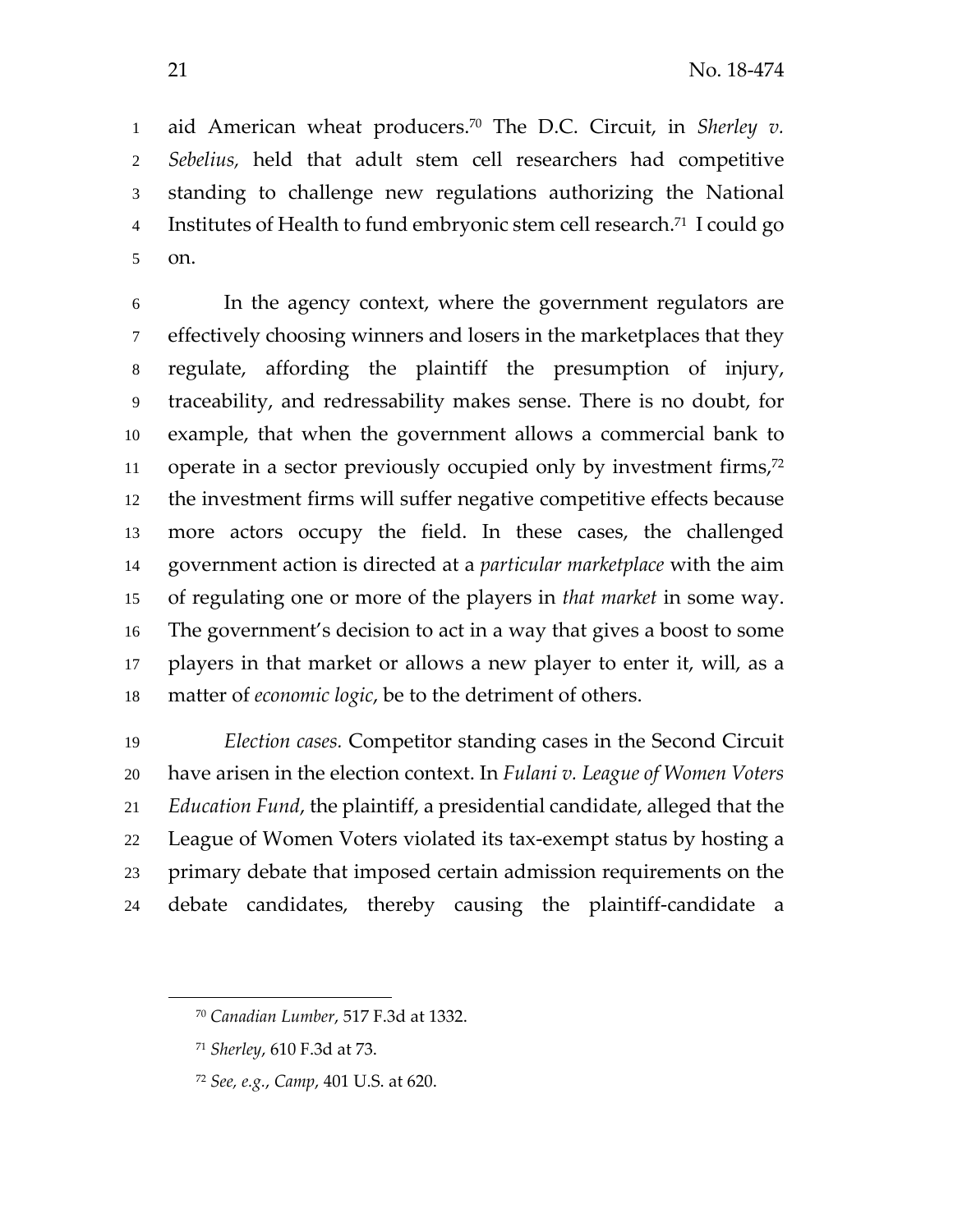aid American wheat producers.[70] The D.C. Circuit, in *Sherley v. Sebelius,* held that adult stem cell researchers had competitive standing to challenge new regulations authorizing the National Institutes of Health to fund embryonic stem cell research.[71] I could go on.

In the agency context, where the government regulators are effectively choosing winners and losers in the marketplaces that they regulate, affording the plaintiff the presumption of injury, traceability, and redressability makes sense. There is no doubt, for example, that when the government allows a commercial bank to operate in a sector previously occupied only by investment firms,[72] the investment firms will suffer negative competitive effects because more actors occupy the field. In these cases, the challenged government action is directed at a *particular marketplace* with the aim of regulating one or more of the players in *that market* in some way. The government's decision to act in a way that gives a boost to some players in that market or allows a new player to enter it, will, as a matter of *economic logic*, be to the detriment of others.

*Election cases.* Competitor standing cases in the Second Circuit have arisen in the election context. In *Fulani v. League of Women Voters Education Fund*, the plaintiff, a presidential candidate, alleged that the League of Women Voters violated its tax-exempt status by hosting a primary debate that imposed certain admission requirements on the debate candidates, thereby causing the plaintiff-candidate a

---

[70] *Canadian Lumber*, 517 F.3d at 1332.

[71] *Sherley*, 610 F.3d at 73.

[72] *See, e.g.*, *Camp*, 401 U.S. at 620.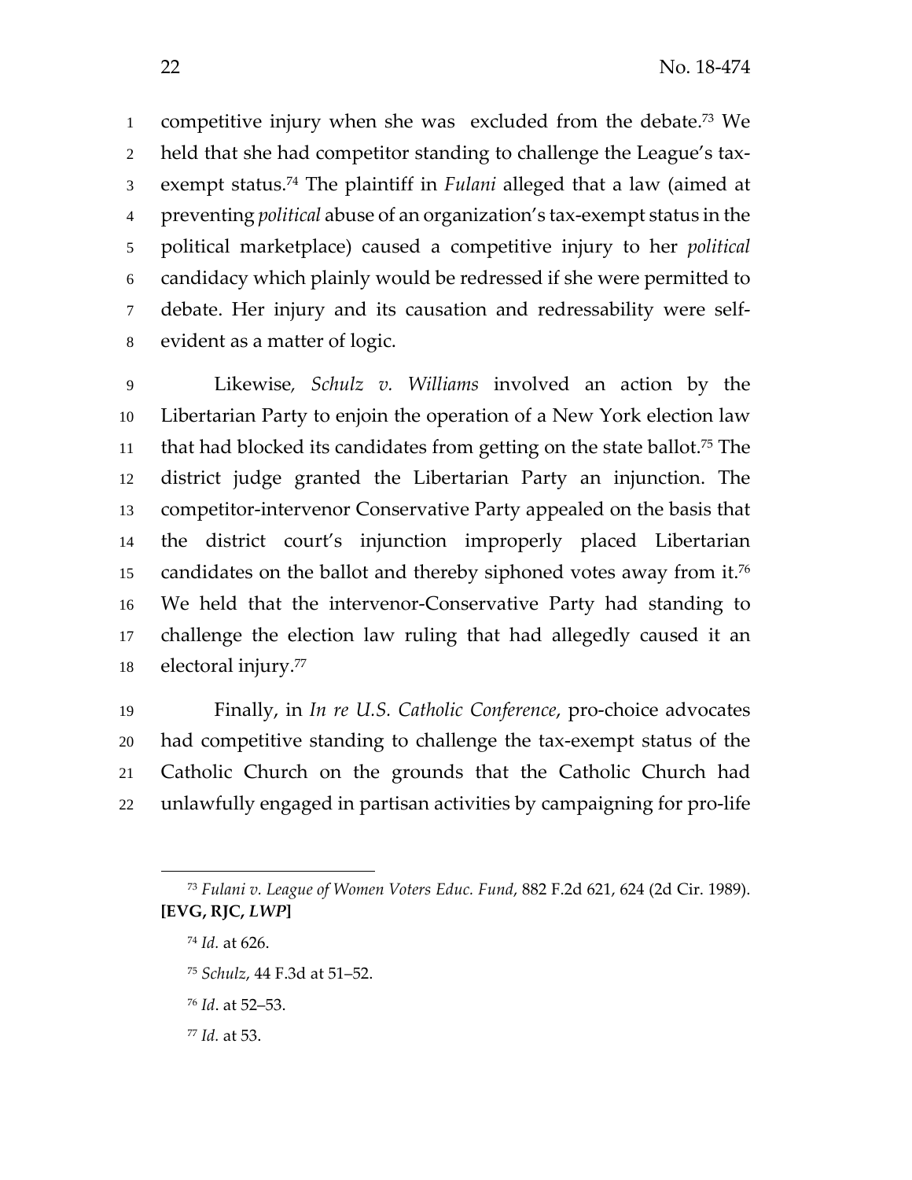competitive injury when she was excluded from the debate.[73] We held that she had competitor standing to challenge the League's tax-exempt status.[74] The plaintiff in *Fulani* alleged that a law (aimed at preventing *political* abuse of an organization's tax-exempt status in the political marketplace) caused a competitive injury to her *political* candidacy which plainly would be redressed if she were permitted to debate. Her injury and its causation and redressability were self-evident as a matter of logic.

Likewise, *Schulz v. Williams* involved an action by the Libertarian Party to enjoin the operation of a New York election law that had blocked its candidates from getting on the state ballot.[75] The district judge granted the Libertarian Party an injunction. The competitor-intervenor Conservative Party appealed on the basis that the district court's injunction improperly placed Libertarian candidates on the ballot and thereby siphoned votes away from it.[76] We held that the intervenor-Conservative Party had standing to challenge the election law ruling that had allegedly caused it an electoral injury.[77]

Finally, in *In re U.S. Catholic Conference*, pro-choice advocates had competitive standing to challenge the tax-exempt status of the Catholic Church on the grounds that the Catholic Church had unlawfully engaged in partisan activities by campaigning for pro-life

---

[73] *Fulani v. League of Women Voters Educ. Fund*, 882 F.2d 621, 624 (2d Cir. 1989). **[EVG, RJC, *LWP*]**

[74] *Id.* at 626.

[75] *Schulz*, 44 F.3d at 51–52.

[76] *Id*. at 52–53.

[77] *Id.* at 53.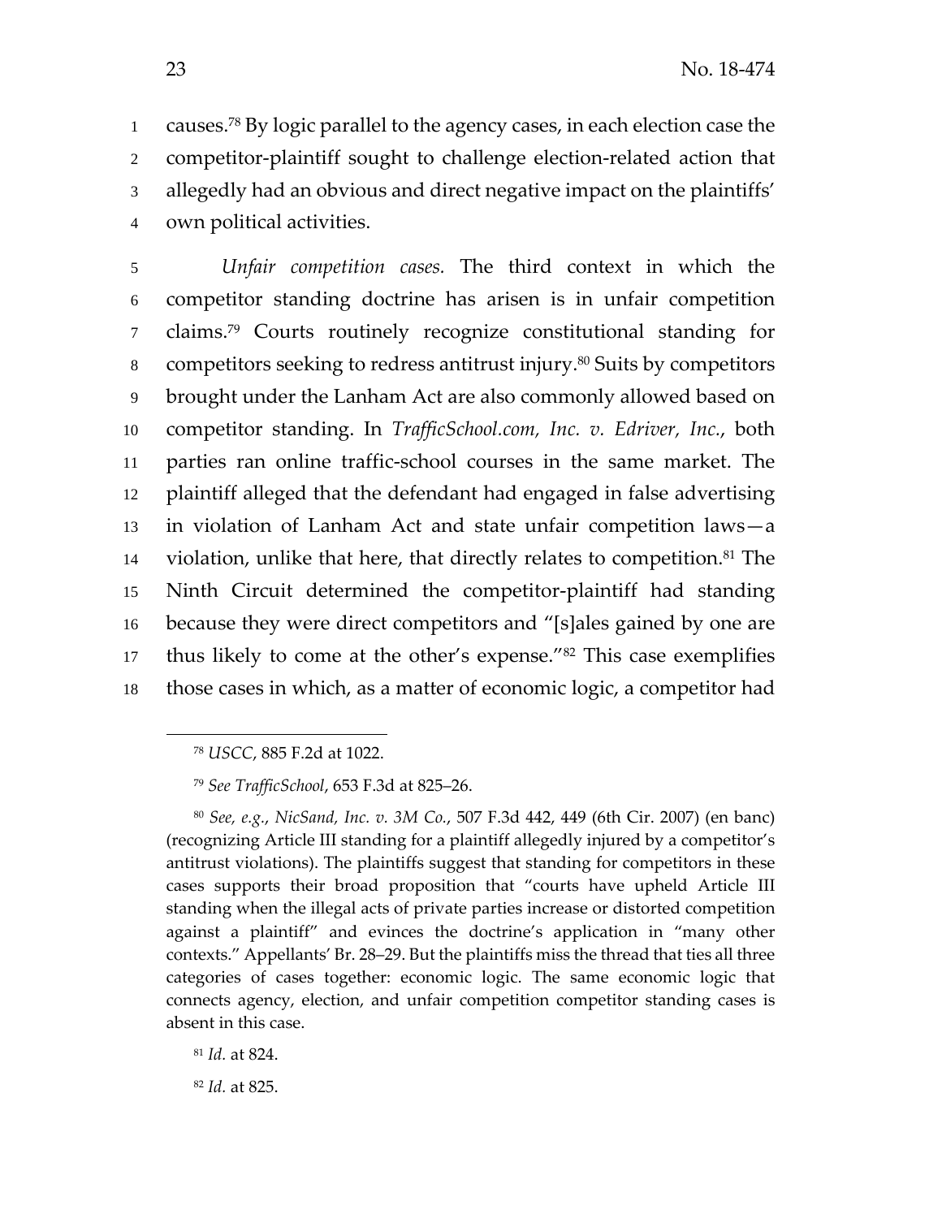causes.[78] By logic parallel to the agency cases, in each election case the competitor-plaintiff sought to challenge election-related action that allegedly had an obvious and direct negative impact on the plaintiffs' own political activities.

*Unfair competition cases.* The third context in which the competitor standing doctrine has arisen is in unfair competition claims.[79] Courts routinely recognize constitutional standing for competitors seeking to redress antitrust injury.[80] Suits by competitors brought under the Lanham Act are also commonly allowed based on competitor standing. In *TrafficSchool.com, Inc. v. Edriver, Inc.*, both parties ran online traffic-school courses in the same market. The plaintiff alleged that the defendant had engaged in false advertising in violation of Lanham Act and state unfair competition laws—a violation, unlike that here, that directly relates to competition.[81] The Ninth Circuit determined the competitor-plaintiff had standing because they were direct competitors and "[s]ales gained by one are thus likely to come at the other's expense."[82] This case exemplifies those cases in which, as a matter of economic logic, a competitor had

---

[78] *USCC*, 885 F.2d at 1022.

[79] *See TrafficSchool*, 653 F.3d at 825–26.

[80] *See, e.g.*, *NicSand, Inc. v. 3M Co.*, 507 F.3d 442, 449 (6th Cir. 2007) (en banc) (recognizing Article III standing for a plaintiff allegedly injured by a competitor's antitrust violations). The plaintiffs suggest that standing for competitors in these cases supports their broad proposition that "courts have upheld Article III standing when the illegal acts of private parties increase or distorted competition against a plaintiff" and evinces the doctrine's application in "many other contexts." Appellants' Br. 28–29. But the plaintiffs miss the thread that ties all three categories of cases together: economic logic. The same economic logic that connects agency, election, and unfair competition competitor standing cases is absent in this case.

[81] *Id.* at 824.

[82] *Id.* at 825.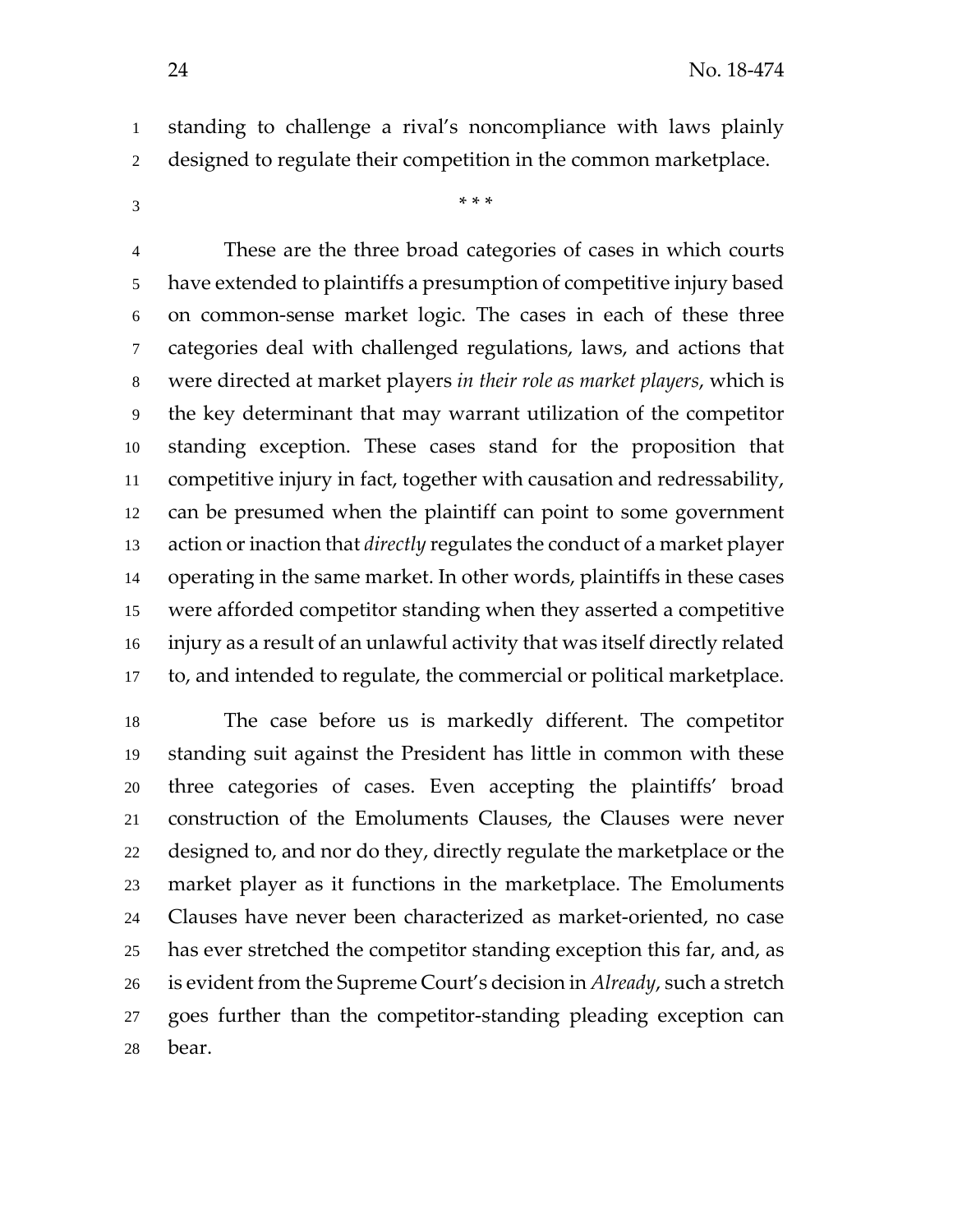standing to challenge a rival's noncompliance with laws plainly designed to regulate their competition in the common marketplace.

\* \* \*

These are the three broad categories of cases in which courts have extended to plaintiffs a presumption of competitive injury based on common-sense market logic. The cases in each of these three categories deal with challenged regulations, laws, and actions that were directed at market players *in their role as market players*, which is the key determinant that may warrant utilization of the competitor standing exception. These cases stand for the proposition that competitive injury in fact, together with causation and redressability, can be presumed when the plaintiff can point to some government action or inaction that *directly* regulates the conduct of a market player operating in the same market. In other words, plaintiffs in these cases were afforded competitor standing when they asserted a competitive injury as a result of an unlawful activity that was itself directly related to, and intended to regulate, the commercial or political marketplace.

The case before us is markedly different. The competitor standing suit against the President has little in common with these three categories of cases. Even accepting the plaintiffs' broad construction of the Emoluments Clauses, the Clauses were never designed to, and nor do they, directly regulate the marketplace or the market player as it functions in the marketplace. The Emoluments Clauses have never been characterized as market-oriented, no case has ever stretched the competitor standing exception this far, and, as is evident from the Supreme Court's decision in *Already*, such a stretch goes further than the competitor-standing pleading exception can bear.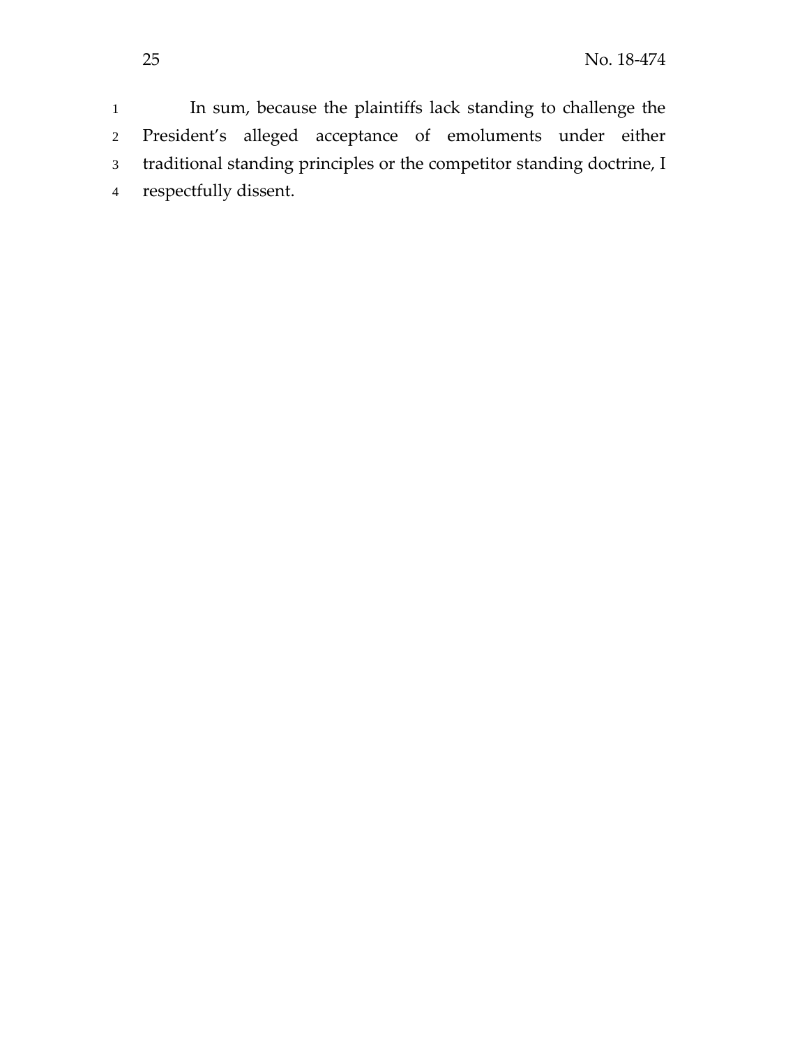In sum, because the plaintiffs lack standing to challenge the President's alleged acceptance of emoluments under either traditional standing principles or the competitor standing doctrine, I respectfully dissent.